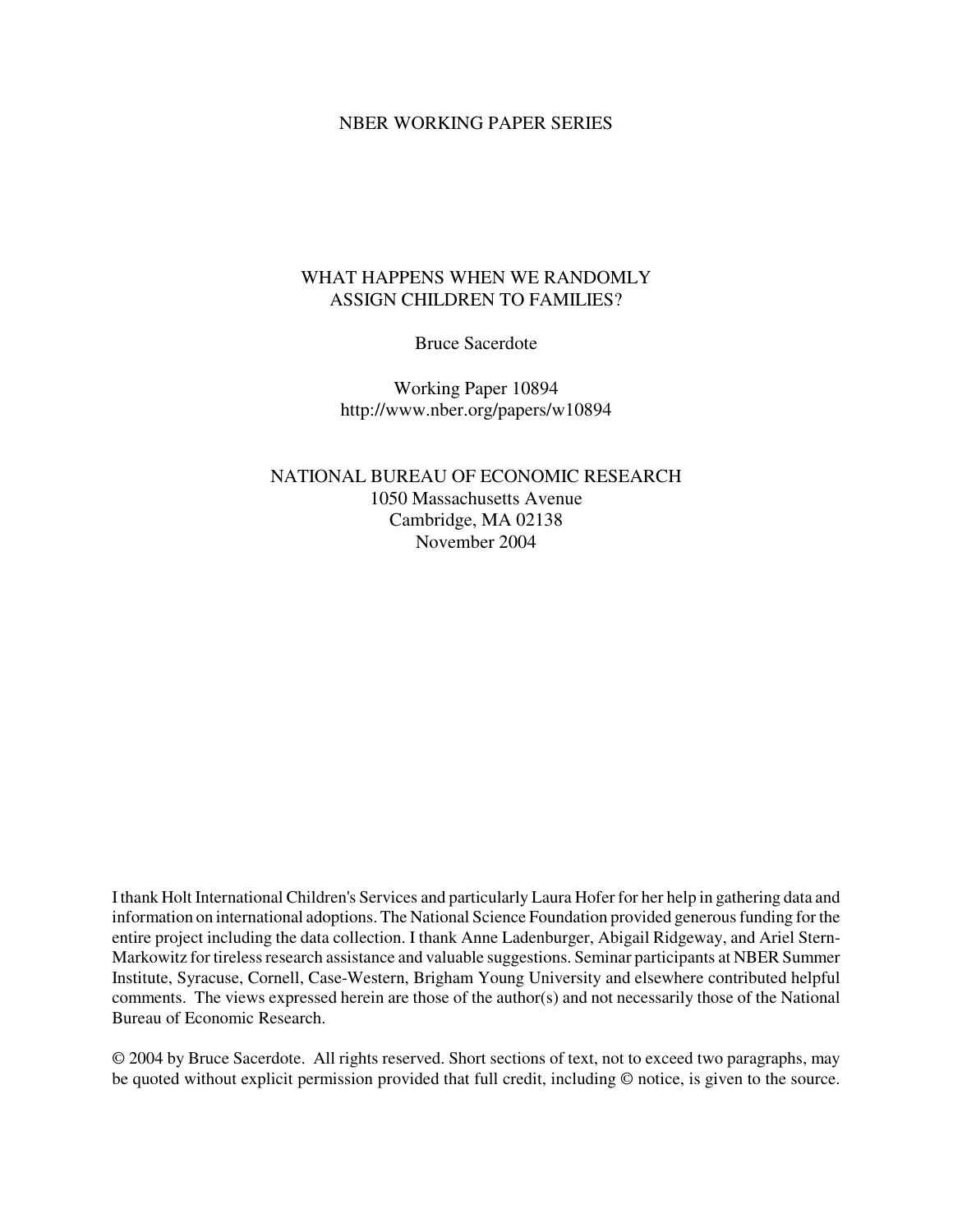NBER WORKING PAPER SERIES

# WHAT HAPPENS WHEN WE RANDOMLY ASSIGN CHILDREN TO FAMILIES?

Bruce Sacerdote

Working Paper 10894
http://www.nber.org/papers/w10894

NATIONAL BUREAU OF ECONOMIC RESEARCH
1050 Massachusetts Avenue
Cambridge, MA 02138
November 2004

I thank Holt International Children's Services and particularly Laura Hofer for her help in gathering data and information on international adoptions. The National Science Foundation provided generous funding for the entire project including the data collection. I thank Anne Ladenburger, Abigail Ridgeway, and Ariel Stern-Markowitz for tireless research assistance and valuable suggestions. Seminar participants at NBER Summer Institute, Syracuse, Cornell, Case-Western, Brigham Young University and elsewhere contributed helpful comments. The views expressed herein are those of the author(s) and not necessarily those of the National Bureau of Economic Research.

© 2004 by Bruce Sacerdote. All rights reserved. Short sections of text, not to exceed two paragraphs, may be quoted without explicit permission provided that full credit, including © notice, is given to the source.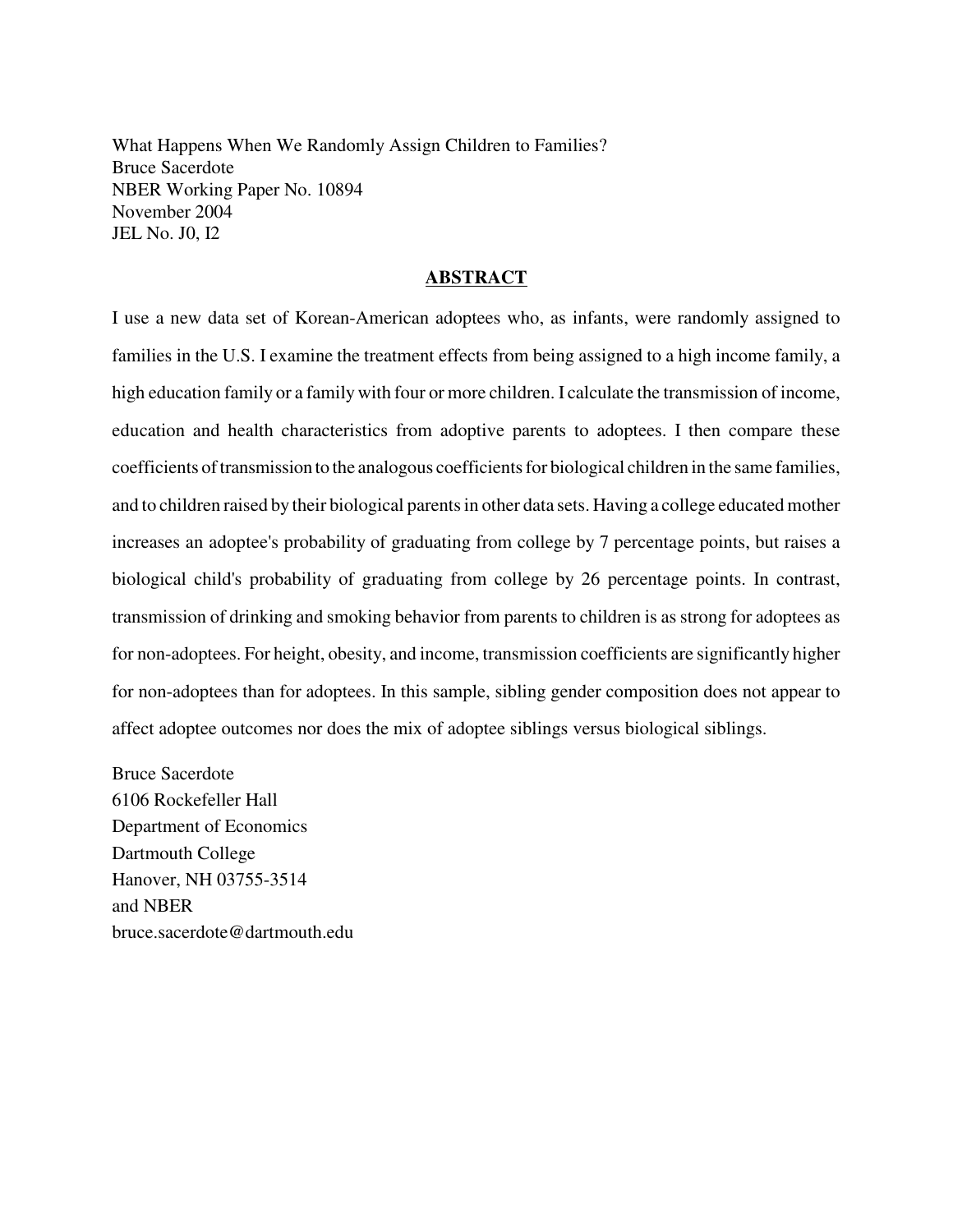What Happens When We Randomly Assign Children to Families?
Bruce Sacerdote
NBER Working Paper No. 10894
November 2004
JEL No. J0, I2

## ABSTRACT

I use a new data set of Korean-American adoptees who, as infants, were randomly assigned to families in the U.S. I examine the treatment effects from being assigned to a high income family, a high education family or a family with four or more children. I calculate the transmission of income, education and health characteristics from adoptive parents to adoptees. I then compare these coefficients of transmission to the analogous coefficients for biological children in the same families, and to children raised by their biological parents in other data sets. Having a college educated mother increases an adoptee's probability of graduating from college by 7 percentage points, but raises a biological child's probability of graduating from college by 26 percentage points. In contrast, transmission of drinking and smoking behavior from parents to children is as strong for adoptees as for non-adoptees. For height, obesity, and income, transmission coefficients are significantly higher for non-adoptees than for adoptees. In this sample, sibling gender composition does not appear to affect adoptee outcomes nor does the mix of adoptee siblings versus biological siblings.

Bruce Sacerdote
6106 Rockefeller Hall
Department of Economics
Dartmouth College
Hanover, NH 03755-3514
and NBER
bruce.sacerdote@dartmouth.edu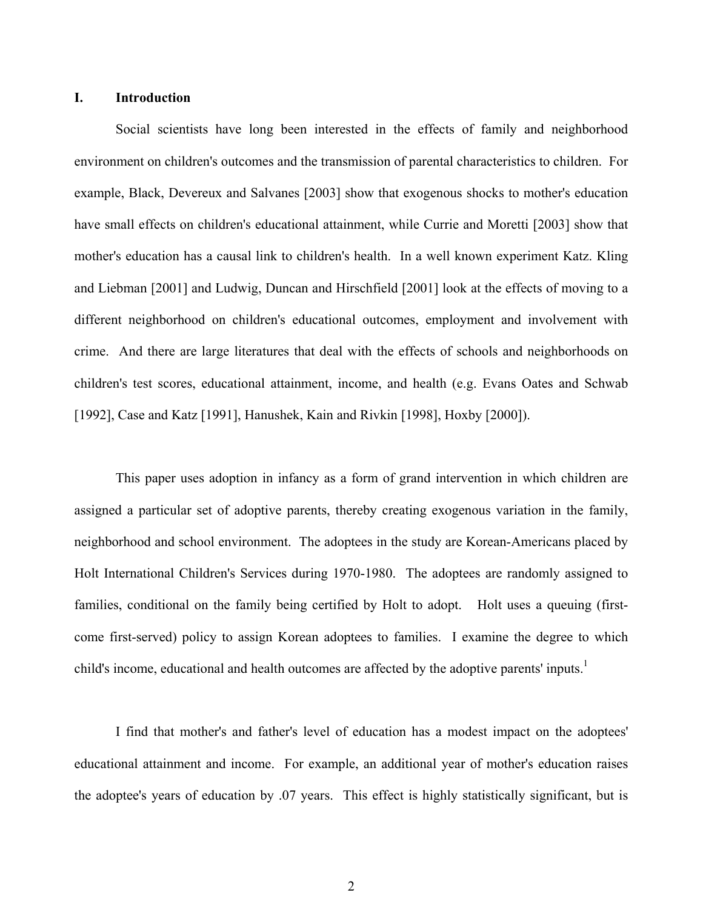## I. Introduction

Social scientists have long been interested in the effects of family and neighborhood environment on children's outcomes and the transmission of parental characteristics to children. For example, Black, Devereux and Salvanes [2003] show that exogenous shocks to mother's education have small effects on children's educational attainment, while Currie and Moretti [2003] show that mother's education has a causal link to children's health. In a well known experiment Katz. Kling and Liebman [2001] and Ludwig, Duncan and Hirschfield [2001] look at the effects of moving to a different neighborhood on children's educational outcomes, employment and involvement with crime. And there are large literatures that deal with the effects of schools and neighborhoods on children's test scores, educational attainment, income, and health (e.g. Evans Oates and Schwab [1992], Case and Katz [1991], Hanushek, Kain and Rivkin [1998], Hoxby [2000]).

This paper uses adoption in infancy as a form of grand intervention in which children are assigned a particular set of adoptive parents, thereby creating exogenous variation in the family, neighborhood and school environment. The adoptees in the study are Korean-Americans placed by Holt International Children's Services during 1970-1980. The adoptees are randomly assigned to families, conditional on the family being certified by Holt to adopt. Holt uses a queuing (first-come first-served) policy to assign Korean adoptees to families. I examine the degree to which child's income, educational and health outcomes are affected by the adoptive parents' inputs.[1]

I find that mother's and father's level of education has a modest impact on the adoptees' educational attainment and income. For example, an additional year of mother's education raises the adoptee's years of education by .07 years. This effect is highly statistically significant, but is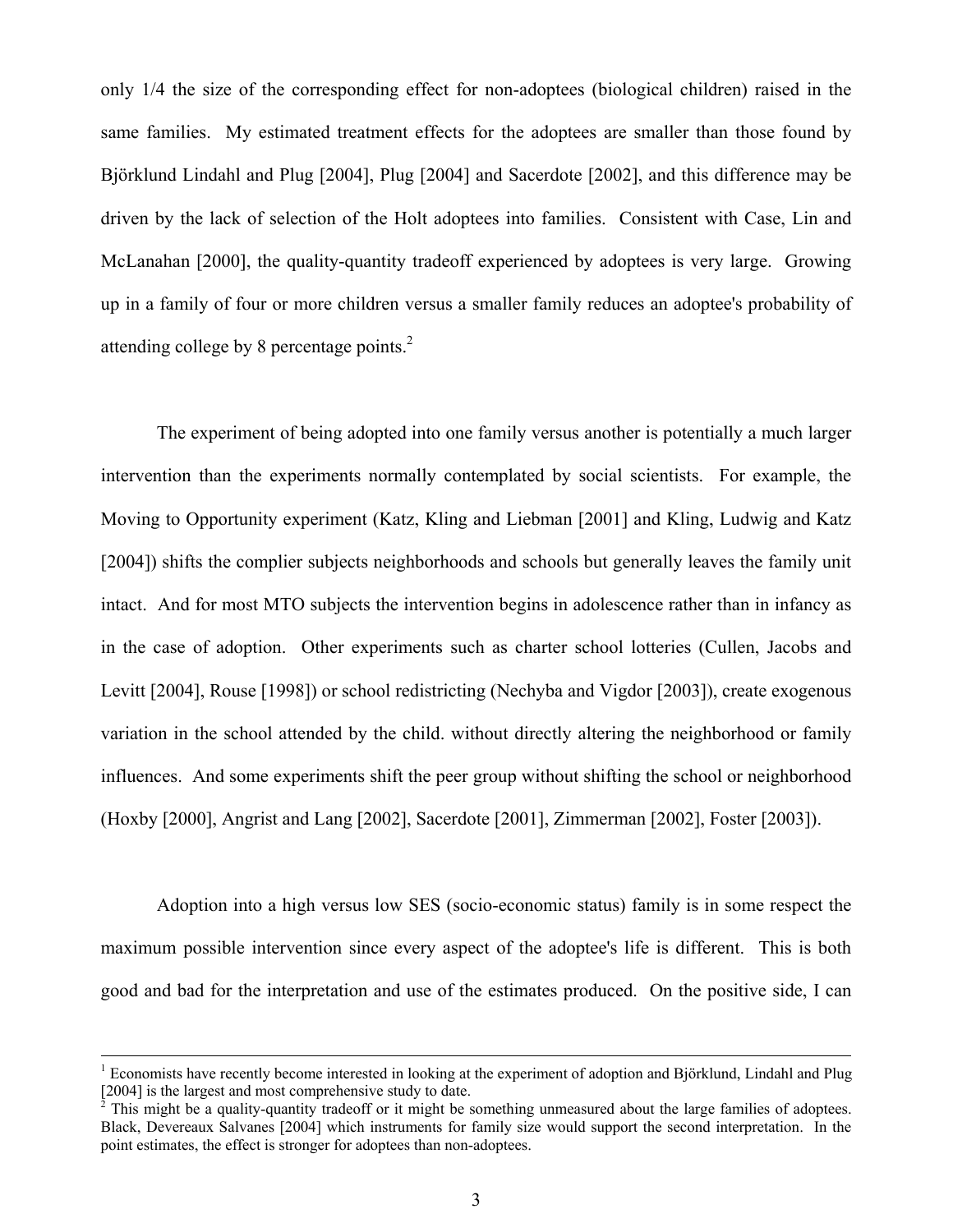only 1/4 the size of the corresponding effect for non-adoptees (biological children) raised in the same families. My estimated treatment effects for the adoptees are smaller than those found by Björklund Lindahl and Plug [2004], Plug [2004] and Sacerdote [2002], and this difference may be driven by the lack of selection of the Holt adoptees into families. Consistent with Case, Lin and McLanahan [2000], the quality-quantity tradeoff experienced by adoptees is very large. Growing up in a family of four or more children versus a smaller family reduces an adoptee's probability of attending college by 8 percentage points.[2]

The experiment of being adopted into one family versus another is potentially a much larger intervention than the experiments normally contemplated by social scientists. For example, the Moving to Opportunity experiment (Katz, Kling and Liebman [2001] and Kling, Ludwig and Katz [2004]) shifts the complier subjects neighborhoods and schools but generally leaves the family unit intact. And for most MTO subjects the intervention begins in adolescence rather than in infancy as in the case of adoption. Other experiments such as charter school lotteries (Cullen, Jacobs and Levitt [2004], Rouse [1998]) or school redistricting (Nechyba and Vigdor [2003]), create exogenous variation in the school attended by the child. without directly altering the neighborhood or family influences. And some experiments shift the peer group without shifting the school or neighborhood (Hoxby [2000], Angrist and Lang [2002], Sacerdote [2001], Zimmerman [2002], Foster [2003]).

Adoption into a high versus low SES (socio-economic status) family is in some respect the maximum possible intervention since every aspect of the adoptee's life is different. This is both good and bad for the interpretation and use of the estimates produced. On the positive side, I can

---

[1] Economists have recently become interested in looking at the experiment of adoption and Björklund, Lindahl and Plug [2004] is the largest and most comprehensive study to date.

[2] This might be a quality-quantity tradeoff or it might be something unmeasured about the large families of adoptees. Black, Devereaux Salvanes [2004] which instruments for family size would support the second interpretation. In the point estimates, the effect is stronger for adoptees than non-adoptees.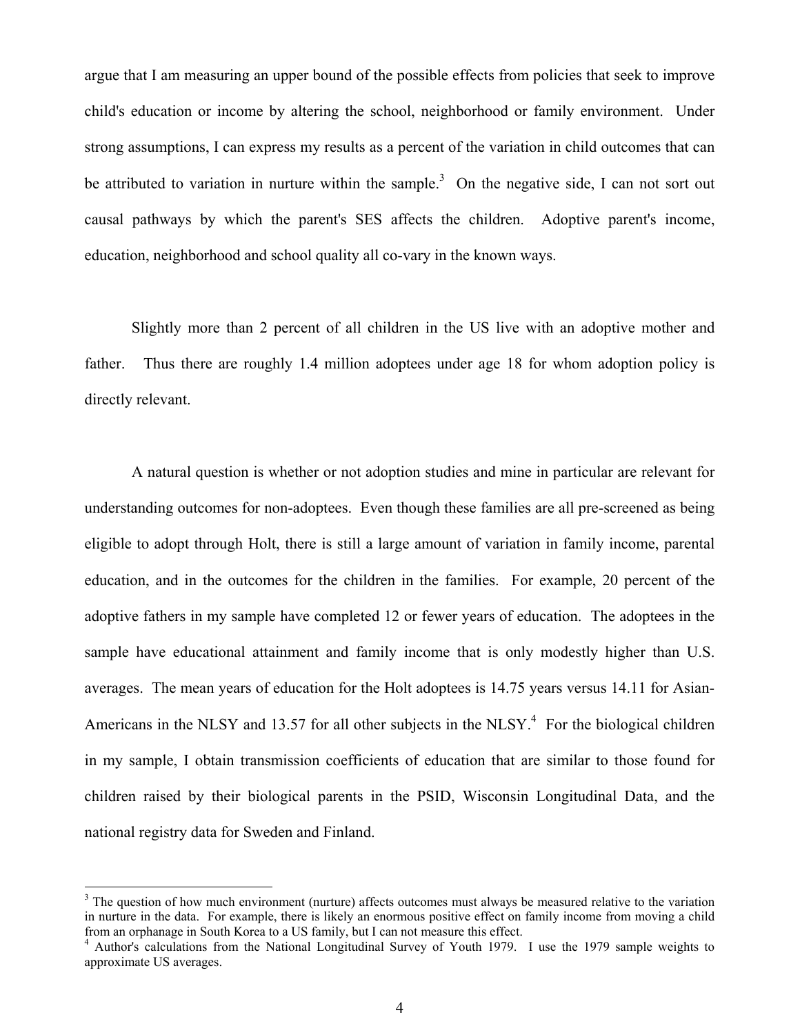argue that I am measuring an upper bound of the possible effects from policies that seek to improve child's education or income by altering the school, neighborhood or family environment. Under strong assumptions, I can express my results as a percent of the variation in child outcomes that can be attributed to variation in nurture within the sample.[3] On the negative side, I can not sort out causal pathways by which the parent's SES affects the children. Adoptive parent's income, education, neighborhood and school quality all co-vary in the known ways.

Slightly more than 2 percent of all children in the US live with an adoptive mother and father. Thus there are roughly 1.4 million adoptees under age 18 for whom adoption policy is directly relevant.

A natural question is whether or not adoption studies and mine in particular are relevant for understanding outcomes for non-adoptees. Even though these families are all pre-screened as being eligible to adopt through Holt, there is still a large amount of variation in family income, parental education, and in the outcomes for the children in the families. For example, 20 percent of the adoptive fathers in my sample have completed 12 or fewer years of education. The adoptees in the sample have educational attainment and family income that is only modestly higher than U.S. averages. The mean years of education for the Holt adoptees is 14.75 years versus 14.11 for Asian-Americans in the NLSY and 13.57 for all other subjects in the NLSY.[4] For the biological children in my sample, I obtain transmission coefficients of education that are similar to those found for children raised by their biological parents in the PSID, Wisconsin Longitudinal Data, and the national registry data for Sweden and Finland.

---

[3] The question of how much environment (nurture) affects outcomes must always be measured relative to the variation in nurture in the data. For example, there is likely an enormous positive effect on family income from moving a child from an orphanage in South Korea to a US family, but I can not measure this effect.

[4] Author's calculations from the National Longitudinal Survey of Youth 1979. I use the 1979 sample weights to approximate US averages.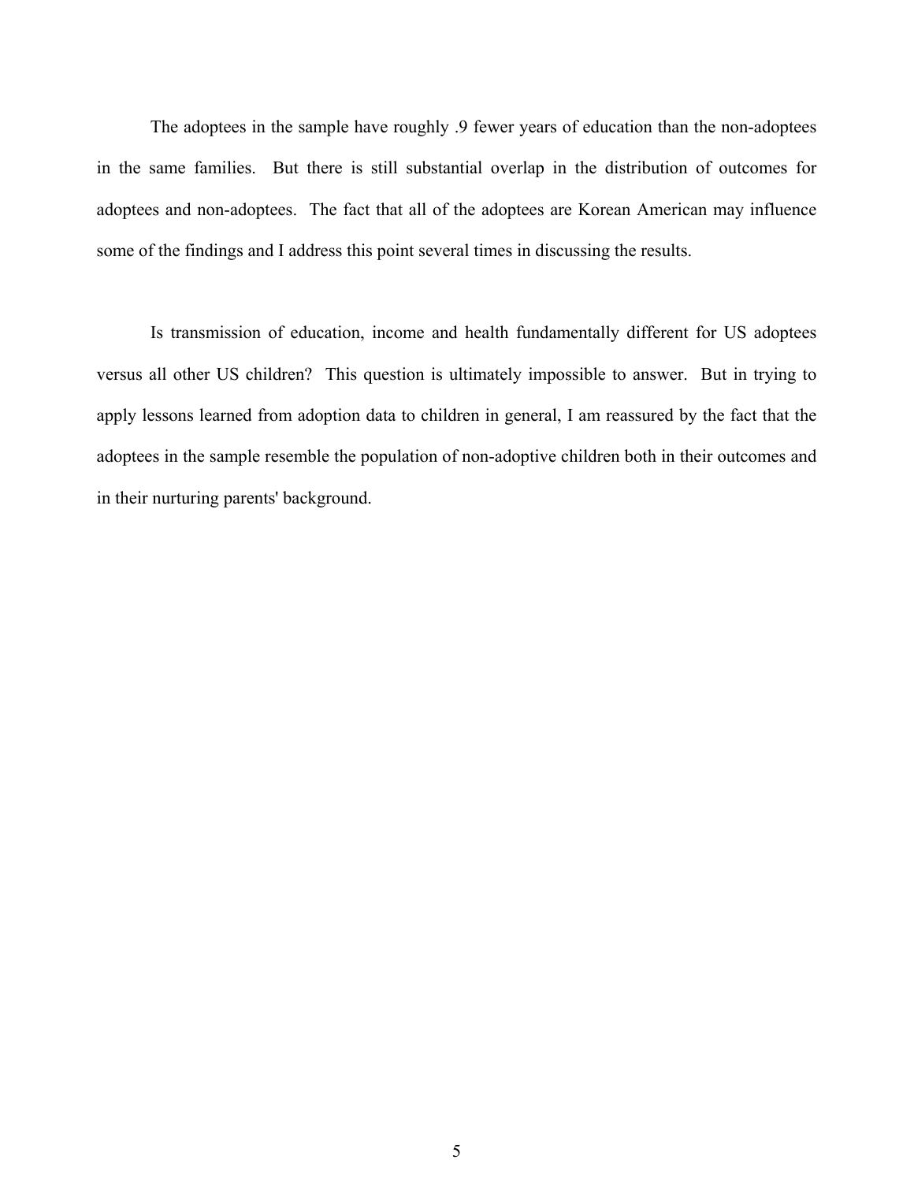The adoptees in the sample have roughly .9 fewer years of education than the non-adoptees in the same families. But there is still substantial overlap in the distribution of outcomes for adoptees and non-adoptees. The fact that all of the adoptees are Korean American may influence some of the findings and I address this point several times in discussing the results.

Is transmission of education, income and health fundamentally different for US adoptees versus all other US children? This question is ultimately impossible to answer. But in trying to apply lessons learned from adoption data to children in general, I am reassured by the fact that the adoptees in the sample resemble the population of non-adoptive children both in their outcomes and in their nurturing parents' background.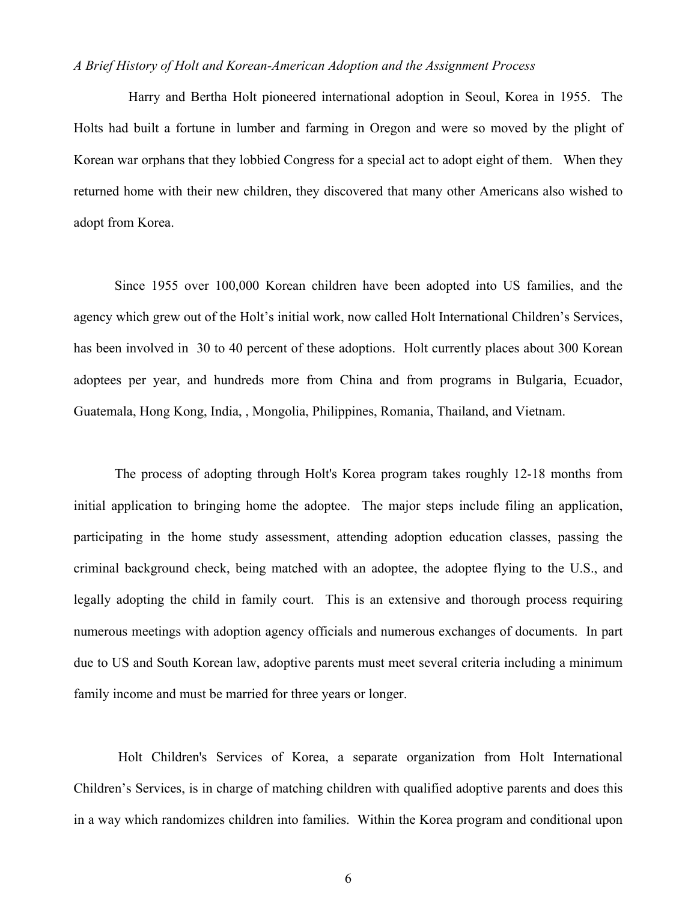*A Brief History of Holt and Korean-American Adoption and the Assignment Process*

Harry and Bertha Holt pioneered international adoption in Seoul, Korea in 1955. The Holts had built a fortune in lumber and farming in Oregon and were so moved by the plight of Korean war orphans that they lobbied Congress for a special act to adopt eight of them. When they returned home with their new children, they discovered that many other Americans also wished to adopt from Korea.

Since 1955 over 100,000 Korean children have been adopted into US families, and the agency which grew out of the Holt's initial work, now called Holt International Children's Services, has been involved in 30 to 40 percent of these adoptions. Holt currently places about 300 Korean adoptees per year, and hundreds more from China and from programs in Bulgaria, Ecuador, Guatemala, Hong Kong, India, , Mongolia, Philippines, Romania, Thailand, and Vietnam.

The process of adopting through Holt's Korea program takes roughly 12-18 months from initial application to bringing home the adoptee. The major steps include filing an application, participating in the home study assessment, attending adoption education classes, passing the criminal background check, being matched with an adoptee, the adoptee flying to the U.S., and legally adopting the child in family court. This is an extensive and thorough process requiring numerous meetings with adoption agency officials and numerous exchanges of documents. In part due to US and South Korean law, adoptive parents must meet several criteria including a minimum family income and must be married for three years or longer.

Holt Children's Services of Korea, a separate organization from Holt International Children's Services, is in charge of matching children with qualified adoptive parents and does this in a way which randomizes children into families. Within the Korea program and conditional upon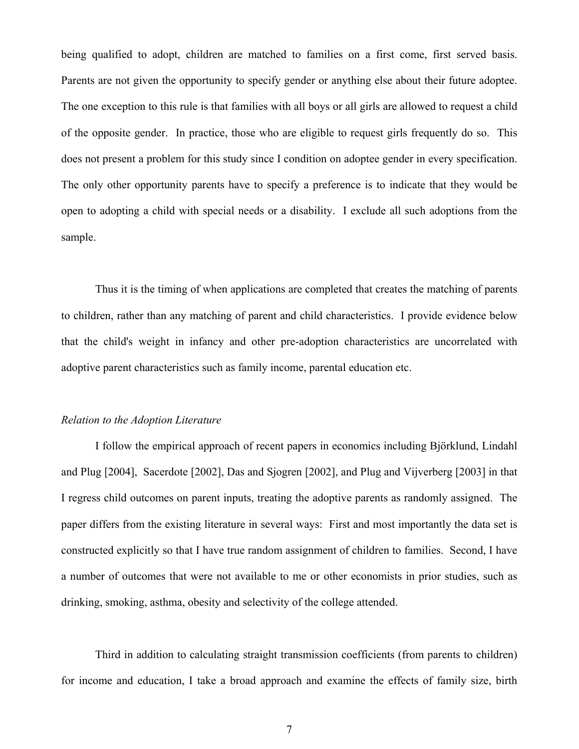being qualified to adopt, children are matched to families on a first come, first served basis. Parents are not given the opportunity to specify gender or anything else about their future adoptee. The one exception to this rule is that families with all boys or all girls are allowed to request a child of the opposite gender. In practice, those who are eligible to request girls frequently do so. This does not present a problem for this study since I condition on adoptee gender in every specification. The only other opportunity parents have to specify a preference is to indicate that they would be open to adopting a child with special needs or a disability. I exclude all such adoptions from the sample.

Thus it is the timing of when applications are completed that creates the matching of parents to children, rather than any matching of parent and child characteristics. I provide evidence below that the child's weight in infancy and other pre-adoption characteristics are uncorrelated with adoptive parent characteristics such as family income, parental education etc.

*Relation to the Adoption Literature*

I follow the empirical approach of recent papers in economics including Björklund, Lindahl and Plug [2004], Sacerdote [2002], Das and Sjogren [2002], and Plug and Vijverberg [2003] in that I regress child outcomes on parent inputs, treating the adoptive parents as randomly assigned. The paper differs from the existing literature in several ways: First and most importantly the data set is constructed explicitly so that I have true random assignment of children to families. Second, I have a number of outcomes that were not available to me or other economists in prior studies, such as drinking, smoking, asthma, obesity and selectivity of the college attended.

Third in addition to calculating straight transmission coefficients (from parents to children) for income and education, I take a broad approach and examine the effects of family size, birth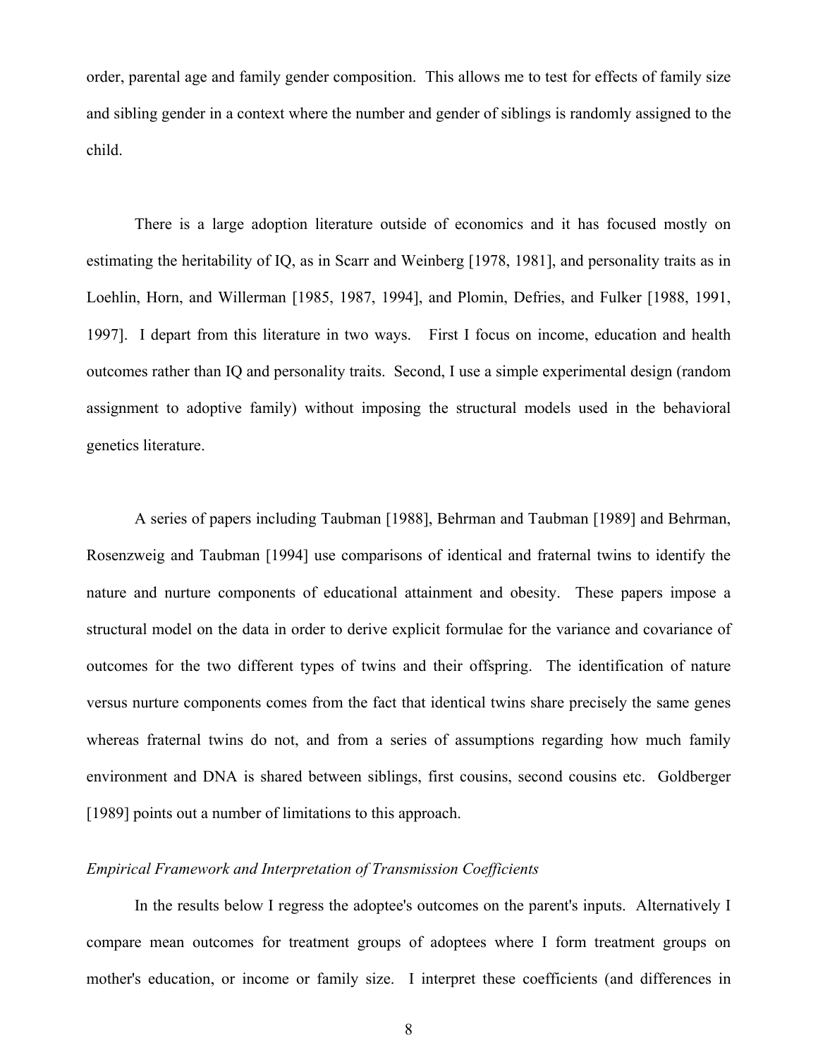order, parental age and family gender composition. This allows me to test for effects of family size and sibling gender in a context where the number and gender of siblings is randomly assigned to the child.

There is a large adoption literature outside of economics and it has focused mostly on estimating the heritability of IQ, as in Scarr and Weinberg [1978, 1981], and personality traits as in Loehlin, Horn, and Willerman [1985, 1987, 1994], and Plomin, Defries, and Fulker [1988, 1991, 1997]. I depart from this literature in two ways. First I focus on income, education and health outcomes rather than IQ and personality traits. Second, I use a simple experimental design (random assignment to adoptive family) without imposing the structural models used in the behavioral genetics literature.

A series of papers including Taubman [1988], Behrman and Taubman [1989] and Behrman, Rosenzweig and Taubman [1994] use comparisons of identical and fraternal twins to identify the nature and nurture components of educational attainment and obesity. These papers impose a structural model on the data in order to derive explicit formulae for the variance and covariance of outcomes for the two different types of twins and their offspring. The identification of nature versus nurture components comes from the fact that identical twins share precisely the same genes whereas fraternal twins do not, and from a series of assumptions regarding how much family environment and DNA is shared between siblings, first cousins, second cousins etc. Goldberger [1989] points out a number of limitations to this approach.

*Empirical Framework and Interpretation of Transmission Coefficients*

In the results below I regress the adoptee's outcomes on the parent's inputs. Alternatively I compare mean outcomes for treatment groups of adoptees where I form treatment groups on mother's education, or income or family size. I interpret these coefficients (and differences in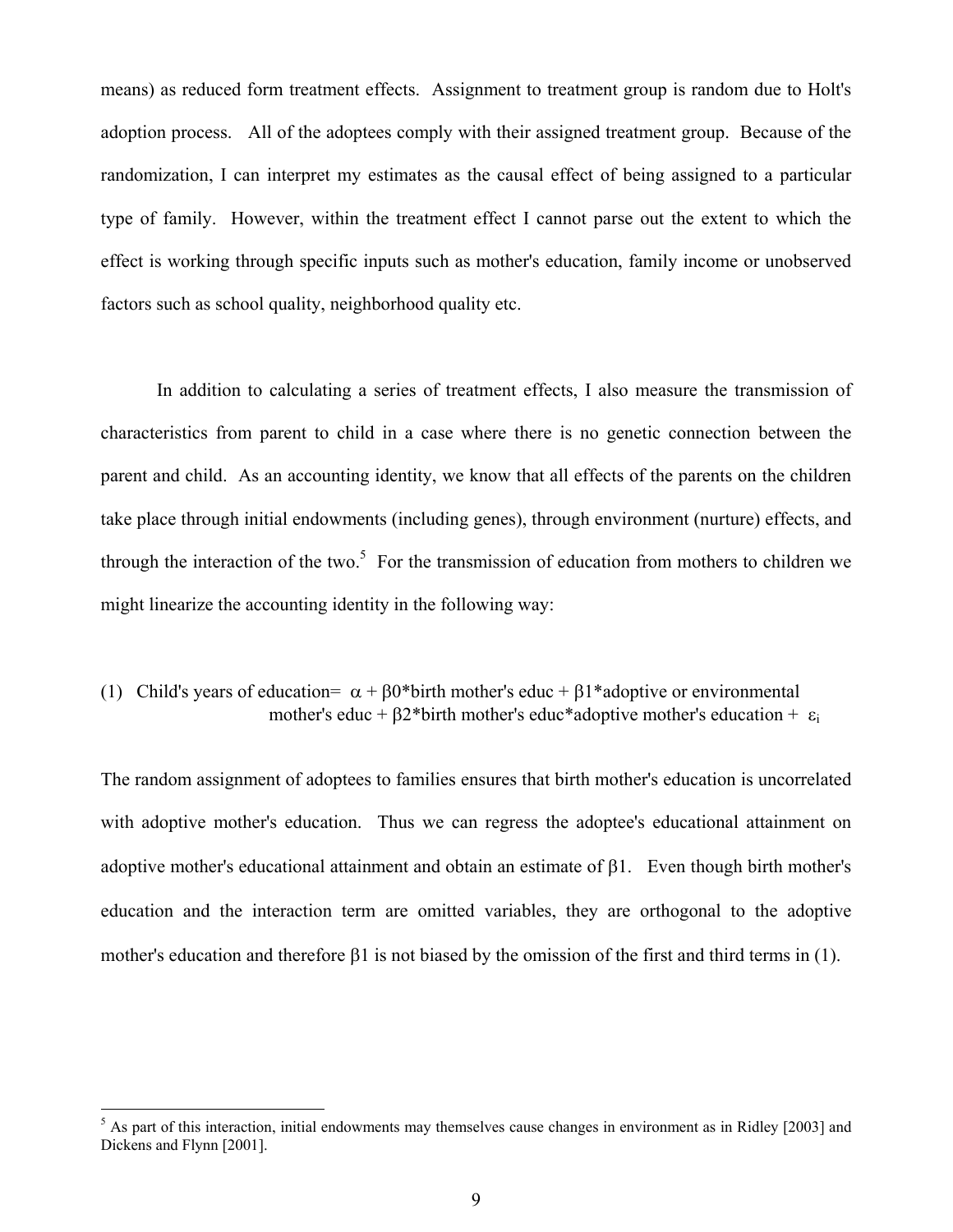means) as reduced form treatment effects. Assignment to treatment group is random due to Holt's adoption process. All of the adoptees comply with their assigned treatment group. Because of the randomization, I can interpret my estimates as the causal effect of being assigned to a particular type of family. However, within the treatment effect I cannot parse out the extent to which the effect is working through specific inputs such as mother's education, family income or unobserved factors such as school quality, neighborhood quality etc.

In addition to calculating a series of treatment effects, I also measure the transmission of characteristics from parent to child in a case where there is no genetic connection between the parent and child. As an accounting identity, we know that all effects of the parents on the children take place through initial endowments (including genes), through environment (nurture) effects, and through the interaction of the two.[5] For the transmission of education from mothers to children we might linearize the accounting identity in the following way:

(1) Child's years of education= $\alpha + \beta 0$*birth mother's educ + $\beta 1$*adoptive or environmental mother's educ + $\beta 2$*birth mother's educ*adoptive mother's education + $\varepsilon_i$

The random assignment of adoptees to families ensures that birth mother's education is uncorrelated with adoptive mother's education. Thus we can regress the adoptee's educational attainment on adoptive mother's educational attainment and obtain an estimate of $\beta 1$. Even though birth mother's education and the interaction term are omitted variables, they are orthogonal to the adoptive mother's education and therefore $\beta 1$ is not biased by the omission of the first and third terms in (1).

[5] As part of this interaction, initial endowments may themselves cause changes in environment as in Ridley [2003] and Dickens and Flynn [2001].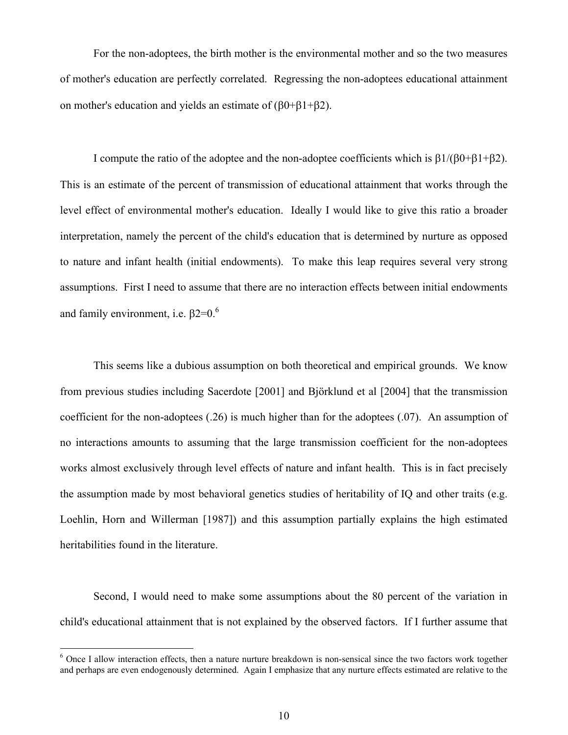For the non-adoptees, the birth mother is the environmental mother and so the two measures of mother's education are perfectly correlated. Regressing the non-adoptees educational attainment on mother's education and yields an estimate of ($\beta0+\beta1+\beta2$).

I compute the ratio of the adoptee and the non-adoptee coefficients which is $\beta1/(\beta0+\beta1+\beta2)$. This is an estimate of the percent of transmission of educational attainment that works through the level effect of environmental mother's education. Ideally I would like to give this ratio a broader interpretation, namely the percent of the child's education that is determined by nurture as opposed to nature and infant health (initial endowments). To make this leap requires several very strong assumptions. First I need to assume that there are no interaction effects between initial endowments and family environment, i.e. $\beta2=0$.[6]

This seems like a dubious assumption on both theoretical and empirical grounds. We know from previous studies including Sacerdote [2001] and Björklund et al [2004] that the transmission coefficient for the non-adoptees (.26) is much higher than for the adoptees (.07). An assumption of no interactions amounts to assuming that the large transmission coefficient for the non-adoptees works almost exclusively through level effects of nature and infant health. This is in fact precisely the assumption made by most behavioral genetics studies of heritability of IQ and other traits (e.g. Loehlin, Horn and Willerman [1987]) and this assumption partially explains the high estimated heritabilities found in the literature.

Second, I would need to make some assumptions about the 80 percent of the variation in child's educational attainment that is not explained by the observed factors. If I further assume that

[6] Once I allow interaction effects, then a nature nurture breakdown is non-sensical since the two factors work together and perhaps are even endogenously determined. Again I emphasize that any nurture effects estimated are relative to the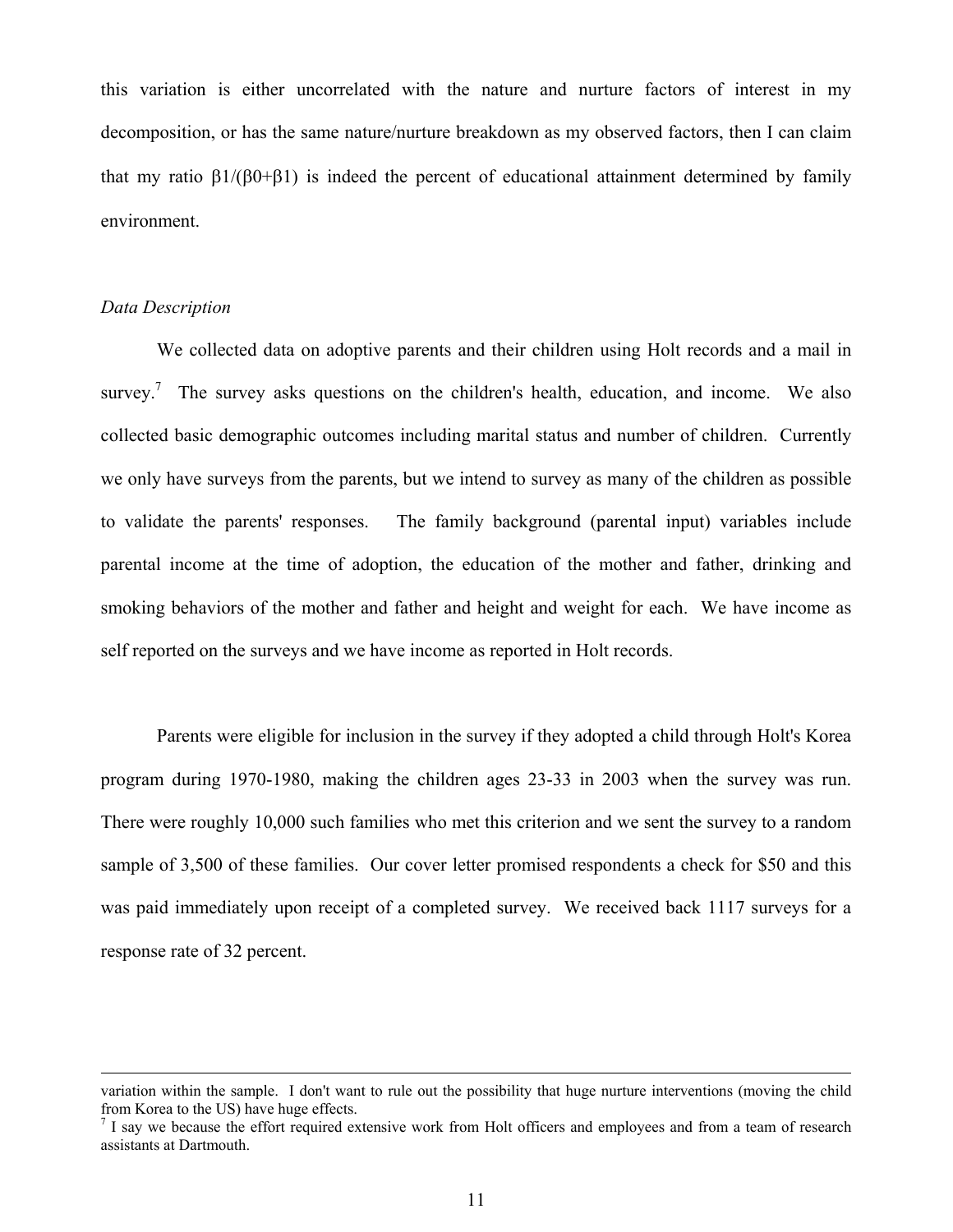this variation is either uncorrelated with the nature and nurture factors of interest in my decomposition, or has the same nature/nurture breakdown as my observed factors, then I can claim that my ratio $\beta_1/(\beta_0+\beta_1)$ is indeed the percent of educational attainment determined by family environment.

*Data Description*

We collected data on adoptive parents and their children using Holt records and a mail in survey.[7] The survey asks questions on the children's health, education, and income. We also collected basic demographic outcomes including marital status and number of children. Currently we only have surveys from the parents, but we intend to survey as many of the children as possible to validate the parents' responses. The family background (parental input) variables include parental income at the time of adoption, the education of the mother and father, drinking and smoking behaviors of the mother and father and height and weight for each. We have income as self reported on the surveys and we have income as reported in Holt records.

Parents were eligible for inclusion in the survey if they adopted a child through Holt's Korea program during 1970-1980, making the children ages 23-33 in 2003 when the survey was run. There were roughly 10,000 such families who met this criterion and we sent the survey to a random sample of 3,500 of these families. Our cover letter promised respondents a check for $50 and this was paid immediately upon receipt of a completed survey. We received back 1117 surveys for a response rate of 32 percent.

---

variation within the sample. I don't want to rule out the possibility that huge nurture interventions (moving the child from Korea to the US) have huge effects.

[7] I say we because the effort required extensive work from Holt officers and employees and from a team of research assistants at Dartmouth.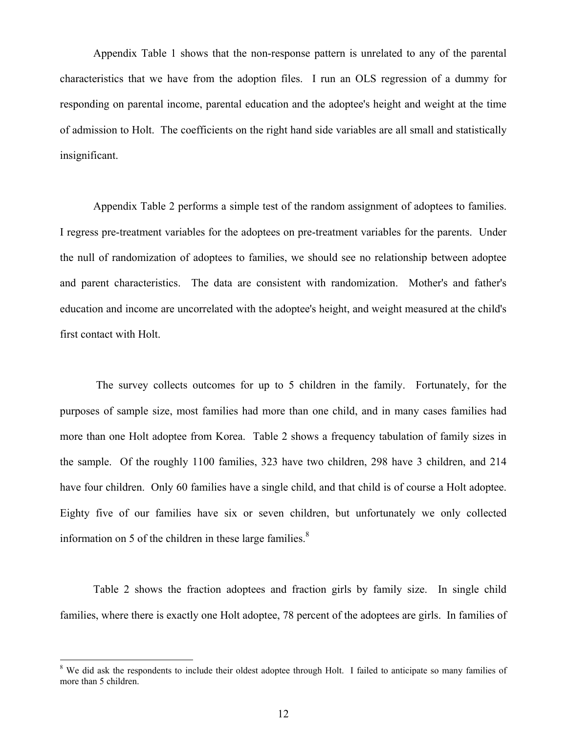Appendix Table 1 shows that the non-response pattern is unrelated to any of the parental characteristics that we have from the adoption files. I run an OLS regression of a dummy for responding on parental income, parental education and the adoptee's height and weight at the time of admission to Holt. The coefficients on the right hand side variables are all small and statistically insignificant.

Appendix Table 2 performs a simple test of the random assignment of adoptees to families. I regress pre-treatment variables for the adoptees on pre-treatment variables for the parents. Under the null of randomization of adoptees to families, we should see no relationship between adoptee and parent characteristics. The data are consistent with randomization. Mother's and father's education and income are uncorrelated with the adoptee's height, and weight measured at the child's first contact with Holt.

The survey collects outcomes for up to 5 children in the family. Fortunately, for the purposes of sample size, most families had more than one child, and in many cases families had more than one Holt adoptee from Korea. Table 2 shows a frequency tabulation of family sizes in the sample. Of the roughly 1100 families, 323 have two children, 298 have 3 children, and 214 have four children. Only 60 families have a single child, and that child is of course a Holt adoptee. Eighty five of our families have six or seven children, but unfortunately we only collected information on 5 of the children in these large families.[8]

Table 2 shows the fraction adoptees and fraction girls by family size. In single child families, where there is exactly one Holt adoptee, 78 percent of the adoptees are girls. In families of

[8] We did ask the respondents to include their oldest adoptee through Holt. I failed to anticipate so many families of more than 5 children.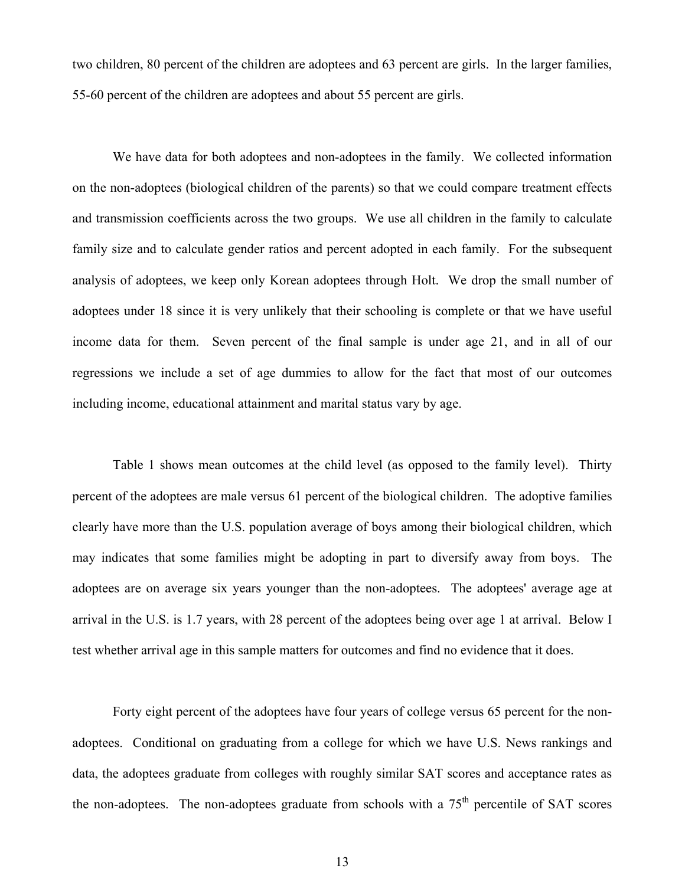two children, 80 percent of the children are adoptees and 63 percent are girls. In the larger families, 55-60 percent of the children are adoptees and about 55 percent are girls.

We have data for both adoptees and non-adoptees in the family. We collected information on the non-adoptees (biological children of the parents) so that we could compare treatment effects and transmission coefficients across the two groups. We use all children in the family to calculate family size and to calculate gender ratios and percent adopted in each family. For the subsequent analysis of adoptees, we keep only Korean adoptees through Holt. We drop the small number of adoptees under 18 since it is very unlikely that their schooling is complete or that we have useful income data for them. Seven percent of the final sample is under age 21, and in all of our regressions we include a set of age dummies to allow for the fact that most of our outcomes including income, educational attainment and marital status vary by age.

Table 1 shows mean outcomes at the child level (as opposed to the family level). Thirty percent of the adoptees are male versus 61 percent of the biological children. The adoptive families clearly have more than the U.S. population average of boys among their biological children, which may indicates that some families might be adopting in part to diversify away from boys. The adoptees are on average six years younger than the non-adoptees. The adoptees' average age at arrival in the U.S. is 1.7 years, with 28 percent of the adoptees being over age 1 at arrival. Below I test whether arrival age in this sample matters for outcomes and find no evidence that it does.

Forty eight percent of the adoptees have four years of college versus 65 percent for the non-adoptees. Conditional on graduating from a college for which we have U.S. News rankings and data, the adoptees graduate from colleges with roughly similar SAT scores and acceptance rates as the non-adoptees. The non-adoptees graduate from schools with a 75$^{th}$ percentile of SAT scores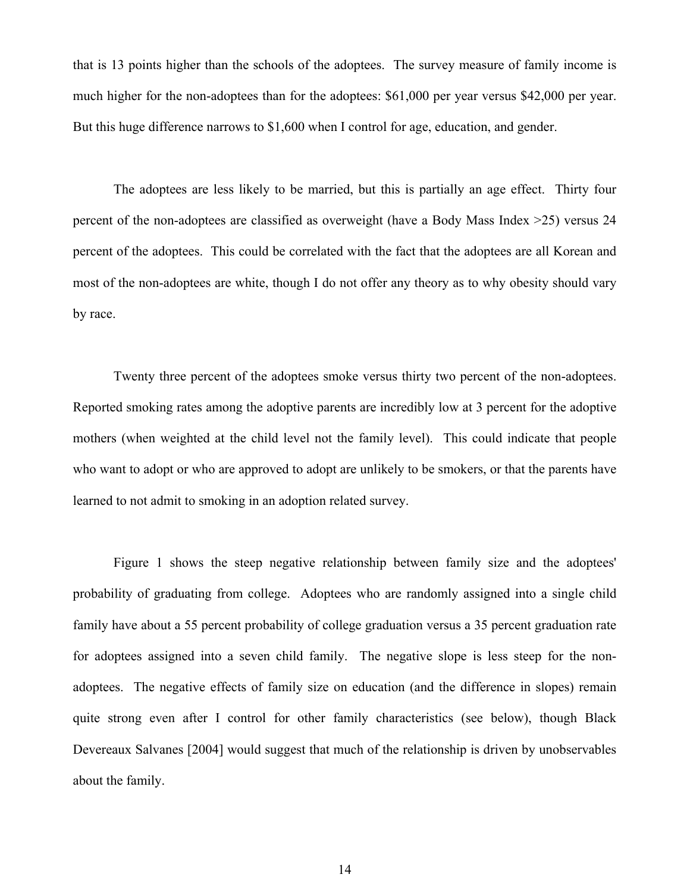that is 13 points higher than the schools of the adoptees. The survey measure of family income is much higher for the non-adoptees than for the adoptees: $61,000 per year versus $42,000 per year. But this huge difference narrows to $1,600 when I control for age, education, and gender.

The adoptees are less likely to be married, but this is partially an age effect. Thirty four percent of the non-adoptees are classified as overweight (have a Body Mass Index >25) versus 24 percent of the adoptees. This could be correlated with the fact that the adoptees are all Korean and most of the non-adoptees are white, though I do not offer any theory as to why obesity should vary by race.

Twenty three percent of the adoptees smoke versus thirty two percent of the non-adoptees. Reported smoking rates among the adoptive parents are incredibly low at 3 percent for the adoptive mothers (when weighted at the child level not the family level). This could indicate that people who want to adopt or who are approved to adopt are unlikely to be smokers, or that the parents have learned to not admit to smoking in an adoption related survey.

Figure 1 shows the steep negative relationship between family size and the adoptees' probability of graduating from college. Adoptees who are randomly assigned into a single child family have about a 55 percent probability of college graduation versus a 35 percent graduation rate for adoptees assigned into a seven child family. The negative slope is less steep for the non-adoptees. The negative effects of family size on education (and the difference in slopes) remain quite strong even after I control for other family characteristics (see below), though Black Devereaux Salvanes [2004] would suggest that much of the relationship is driven by unobservables about the family.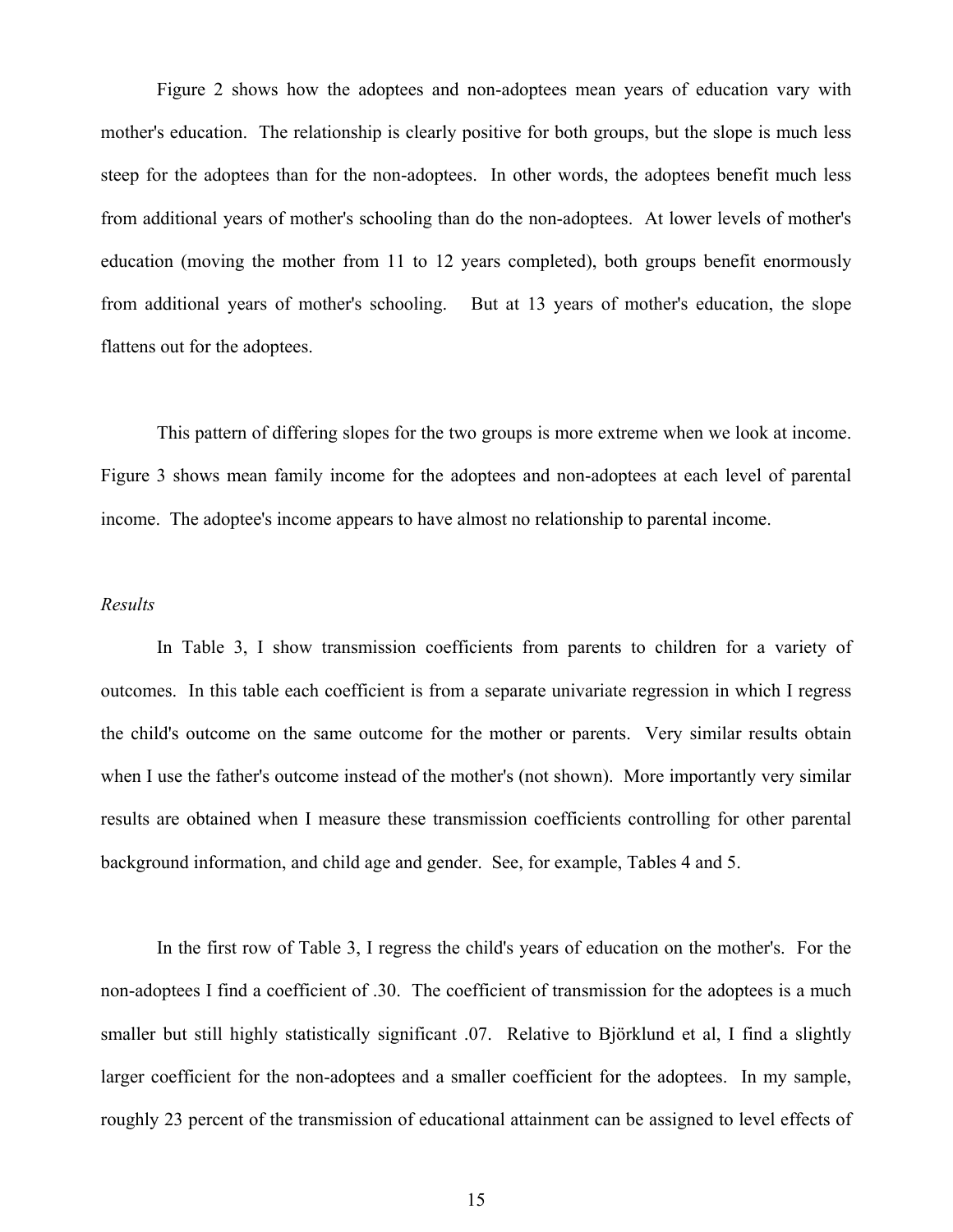Figure 2 shows how the adoptees and non-adoptees mean years of education vary with mother's education. The relationship is clearly positive for both groups, but the slope is much less steep for the adoptees than for the non-adoptees. In other words, the adoptees benefit much less from additional years of mother's schooling than do the non-adoptees. At lower levels of mother's education (moving the mother from 11 to 12 years completed), both groups benefit enormously from additional years of mother's schooling. But at 13 years of mother's education, the slope flattens out for the adoptees.

This pattern of differing slopes for the two groups is more extreme when we look at income. Figure 3 shows mean family income for the adoptees and non-adoptees at each level of parental income. The adoptee's income appears to have almost no relationship to parental income.

*Results*

In Table 3, I show transmission coefficients from parents to children for a variety of outcomes. In this table each coefficient is from a separate univariate regression in which I regress the child's outcome on the same outcome for the mother or parents. Very similar results obtain when I use the father's outcome instead of the mother's (not shown). More importantly very similar results are obtained when I measure these transmission coefficients controlling for other parental background information, and child age and gender. See, for example, Tables 4 and 5.

In the first row of Table 3, I regress the child's years of education on the mother's. For the non-adoptees I find a coefficient of .30. The coefficient of transmission for the adoptees is a much smaller but still highly statistically significant .07. Relative to Björklund et al, I find a slightly larger coefficient for the non-adoptees and a smaller coefficient for the adoptees. In my sample, roughly 23 percent of the transmission of educational attainment can be assigned to level effects of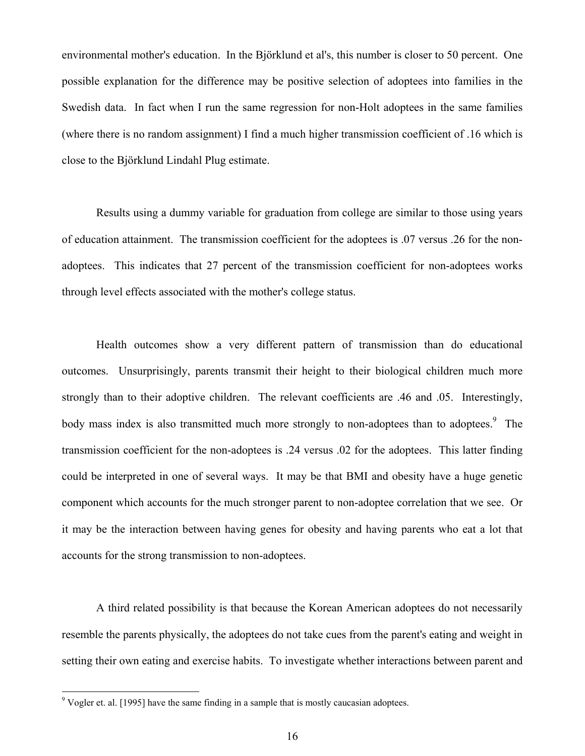environmental mother's education. In the Björklund et al's, this number is closer to 50 percent. One possible explanation for the difference may be positive selection of adoptees into families in the Swedish data. In fact when I run the same regression for non-Holt adoptees in the same families (where there is no random assignment) I find a much higher transmission coefficient of .16 which is close to the Björklund Lindahl Plug estimate.

Results using a dummy variable for graduation from college are similar to those using years of education attainment. The transmission coefficient for the adoptees is .07 versus .26 for the non-adoptees. This indicates that 27 percent of the transmission coefficient for non-adoptees works through level effects associated with the mother's college status.

Health outcomes show a very different pattern of transmission than do educational outcomes. Unsurprisingly, parents transmit their height to their biological children much more strongly than to their adoptive children. The relevant coefficients are .46 and .05. Interestingly, body mass index is also transmitted much more strongly to non-adoptees than to adoptees.[9] The transmission coefficient for the non-adoptees is .24 versus .02 for the adoptees. This latter finding could be interpreted in one of several ways. It may be that BMI and obesity have a huge genetic component which accounts for the much stronger parent to non-adoptee correlation that we see. Or it may be the interaction between having genes for obesity and having parents who eat a lot that accounts for the strong transmission to non-adoptees.

A third related possibility is that because the Korean American adoptees do not necessarily resemble the parents physically, the adoptees do not take cues from the parent's eating and weight in setting their own eating and exercise habits. To investigate whether interactions between parent and

[9] Vogler et. al. [1995] have the same finding in a sample that is mostly caucasian adoptees.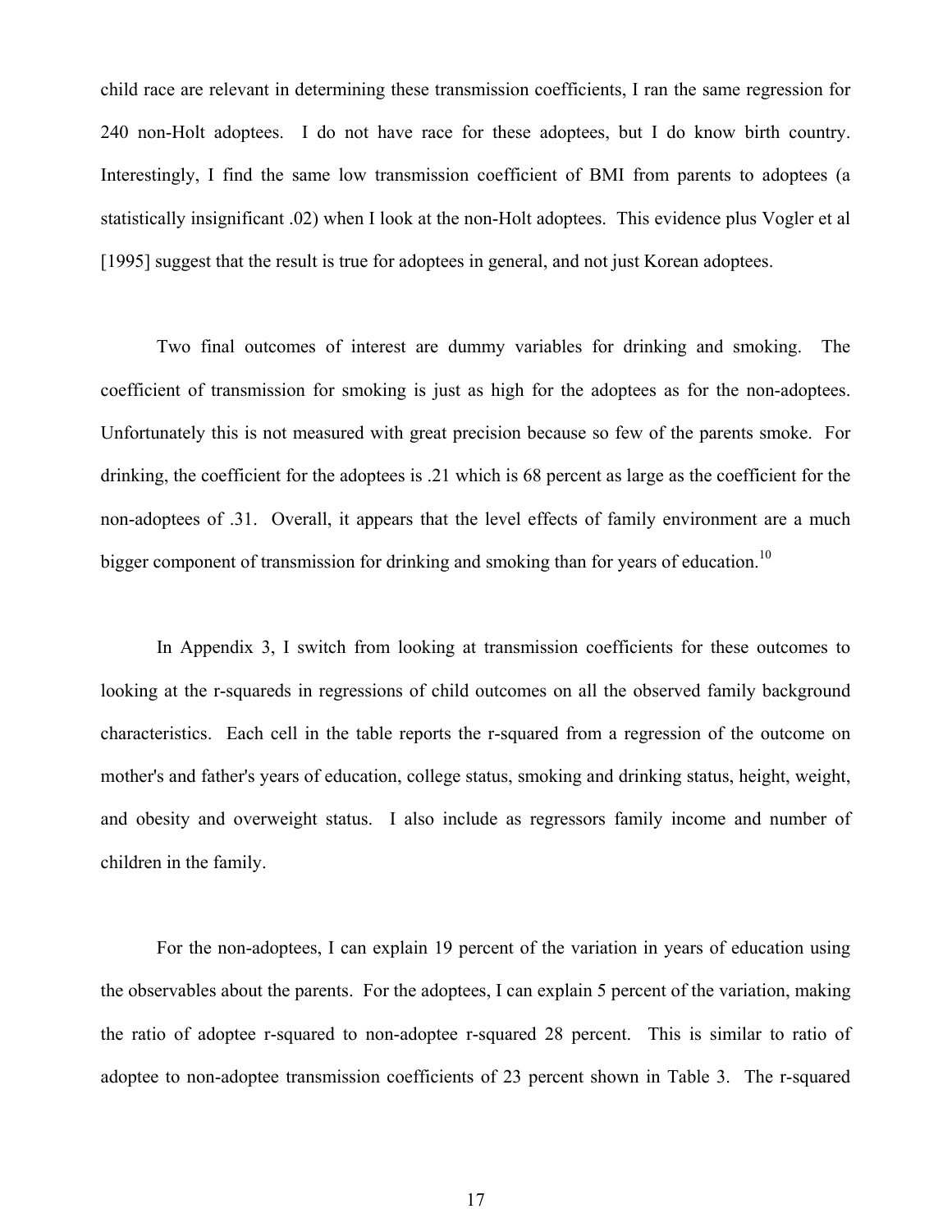child race are relevant in determining these transmission coefficients, I ran the same regression for 240 non-Holt adoptees. I do not have race for these adoptees, but I do know birth country. Interestingly, I find the same low transmission coefficient of BMI from parents to adoptees (a statistically insignificant .02) when I look at the non-Holt adoptees. This evidence plus Vogler et al [1995] suggest that the result is true for adoptees in general, and not just Korean adoptees.

Two final outcomes of interest are dummy variables for drinking and smoking. The coefficient of transmission for smoking is just as high for the adoptees as for the non-adoptees. Unfortunately this is not measured with great precision because so few of the parents smoke. For drinking, the coefficient for the adoptees is .21 which is 68 percent as large as the coefficient for the non-adoptees of .31. Overall, it appears that the level effects of family environment are a much bigger component of transmission for drinking and smoking than for years of education.[10]

In Appendix 3, I switch from looking at transmission coefficients for these outcomes to looking at the r-squareds in regressions of child outcomes on all the observed family background characteristics. Each cell in the table reports the r-squared from a regression of the outcome on mother's and father's years of education, college status, smoking and drinking status, height, weight, and obesity and overweight status. I also include as regressors family income and number of children in the family.

For the non-adoptees, I can explain 19 percent of the variation in years of education using the observables about the parents. For the adoptees, I can explain 5 percent of the variation, making the ratio of adoptee r-squared to non-adoptee r-squared 28 percent. This is similar to ratio of adoptee to non-adoptee transmission coefficients of 23 percent shown in Table 3. The r-squared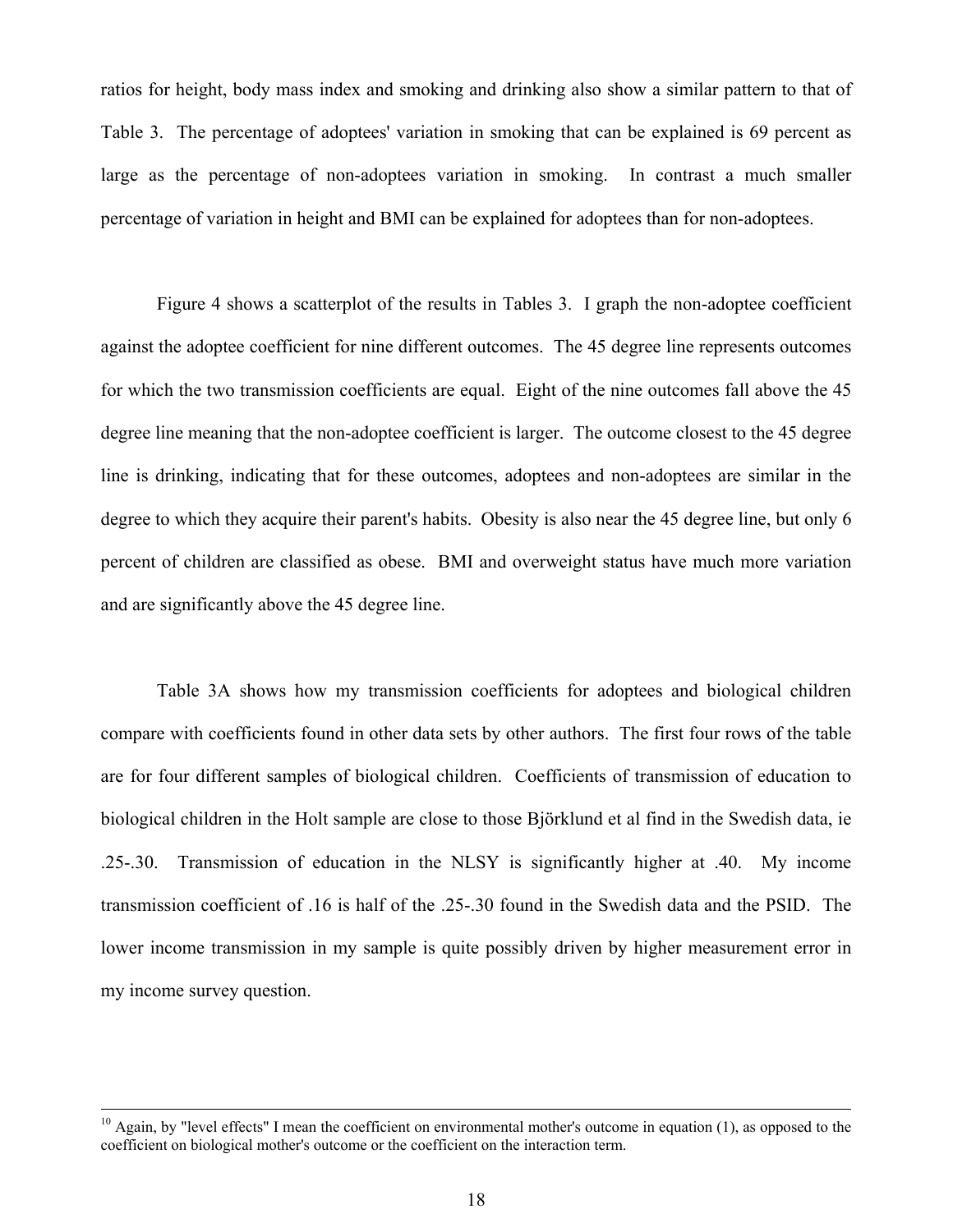ratios for height, body mass index and smoking and drinking also show a similar pattern to that of Table 3. The percentage of adoptees' variation in smoking that can be explained is 69 percent as large as the percentage of non-adoptees variation in smoking. In contrast a much smaller percentage of variation in height and BMI can be explained for adoptees than for non-adoptees.

Figure 4 shows a scatterplot of the results in Tables 3. I graph the non-adoptee coefficient against the adoptee coefficient for nine different outcomes. The 45 degree line represents outcomes for which the two transmission coefficients are equal. Eight of the nine outcomes fall above the 45 degree line meaning that the non-adoptee coefficient is larger. The outcome closest to the 45 degree line is drinking, indicating that for these outcomes, adoptees and non-adoptees are similar in the degree to which they acquire their parent's habits. Obesity is also near the 45 degree line, but only 6 percent of children are classified as obese. BMI and overweight status have much more variation and are significantly above the 45 degree line.

Table 3A shows how my transmission coefficients for adoptees and biological children compare with coefficients found in other data sets by other authors. The first four rows of the table are for four different samples of biological children. Coefficients of transmission of education to biological children in the Holt sample are close to those Björklund et al find in the Swedish data, ie .25-.30. Transmission of education in the NLSY is significantly higher at .40. My income transmission coefficient of .16 is half of the .25-.30 found in the Swedish data and the PSID. The lower income transmission in my sample is quite possibly driven by higher measurement error in my income survey question.

---

[10] Again, by "level effects" I mean the coefficient on environmental mother's outcome in equation (1), as opposed to the coefficient on biological mother's outcome or the coefficient on the interaction term.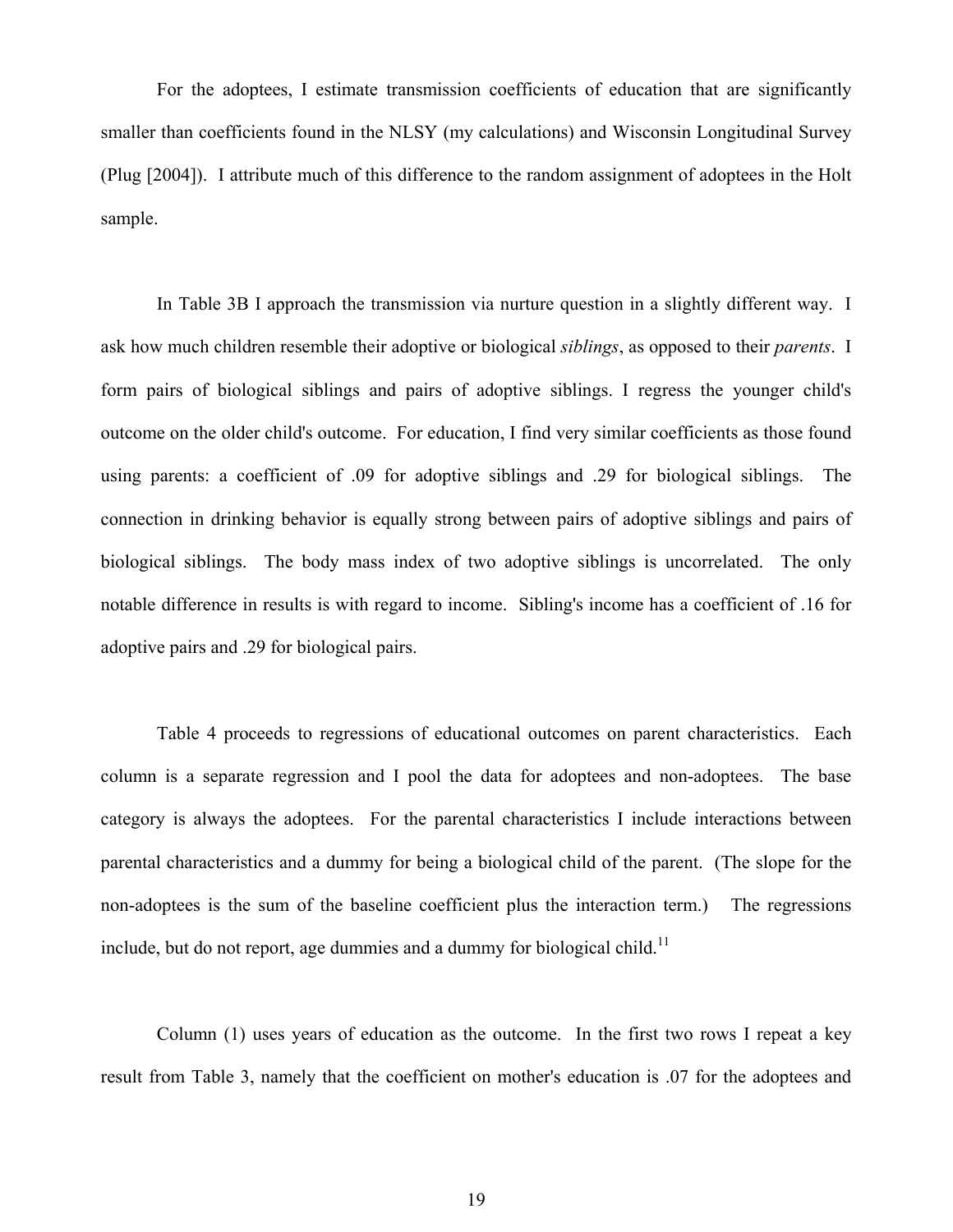For the adoptees, I estimate transmission coefficients of education that are significantly smaller than coefficients found in the NLSY (my calculations) and Wisconsin Longitudinal Survey (Plug [2004]). I attribute much of this difference to the random assignment of adoptees in the Holt sample.

In Table 3B I approach the transmission via nurture question in a slightly different way. I ask how much children resemble their adoptive or biological *siblings*, as opposed to their *parents*. I form pairs of biological siblings and pairs of adoptive siblings. I regress the younger child's outcome on the older child's outcome. For education, I find very similar coefficients as those found using parents: a coefficient of .09 for adoptive siblings and .29 for biological siblings. The connection in drinking behavior is equally strong between pairs of adoptive siblings and pairs of biological siblings. The body mass index of two adoptive siblings is uncorrelated. The only notable difference in results is with regard to income. Sibling's income has a coefficient of .16 for adoptive pairs and .29 for biological pairs.

Table 4 proceeds to regressions of educational outcomes on parent characteristics. Each column is a separate regression and I pool the data for adoptees and non-adoptees. The base category is always the adoptees. For the parental characteristics I include interactions between parental characteristics and a dummy for being a biological child of the parent. (The slope for the non-adoptees is the sum of the baseline coefficient plus the interaction term.) The regressions include, but do not report, age dummies and a dummy for biological child.[11]

Column (1) uses years of education as the outcome. In the first two rows I repeat a key result from Table 3, namely that the coefficient on mother's education is .07 for the adoptees and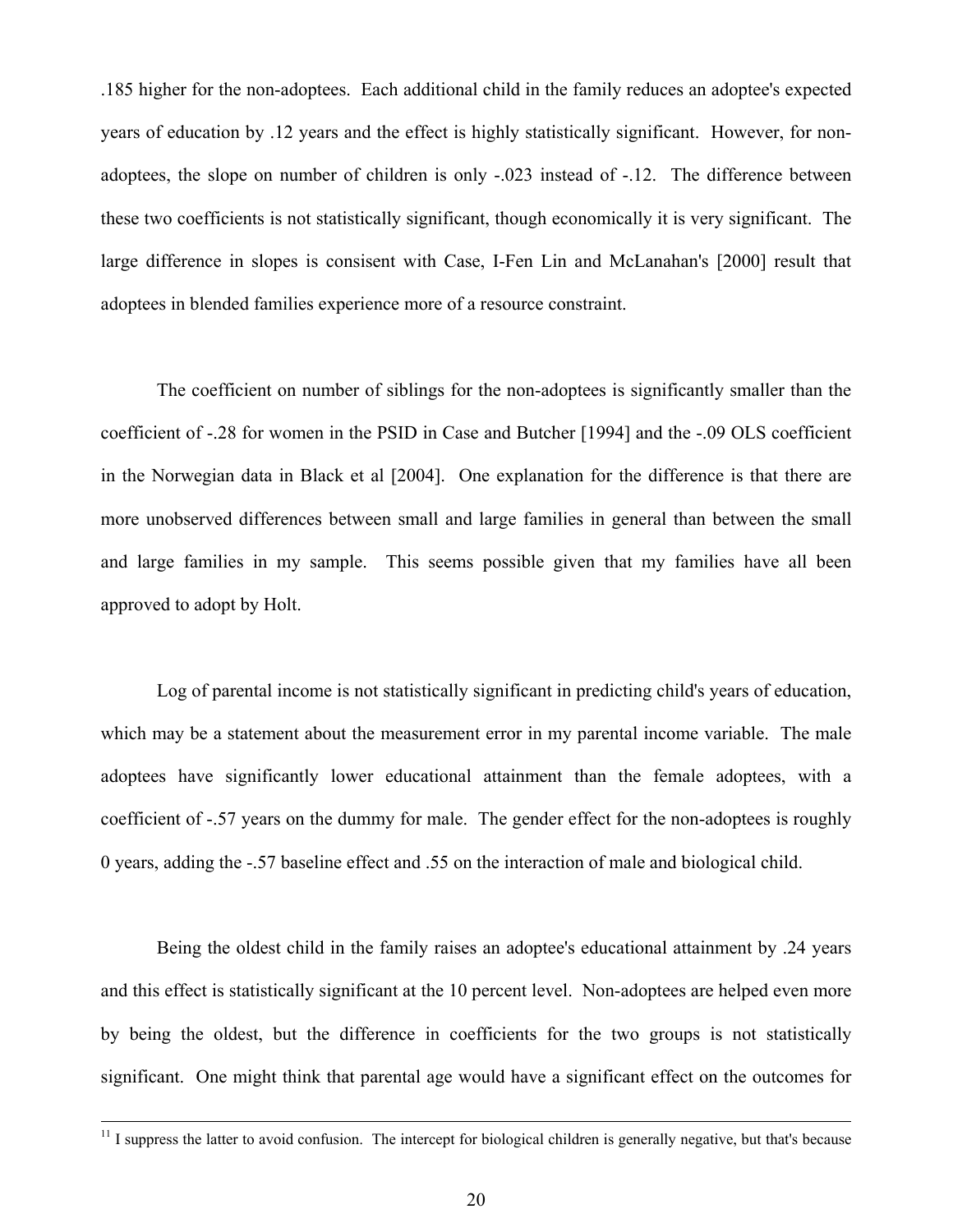.185 higher for the non-adoptees. Each additional child in the family reduces an adoptee's expected years of education by .12 years and the effect is highly statistically significant. However, for non-adoptees, the slope on number of children is only -.023 instead of -.12. The difference between these two coefficients is not statistically significant, though economically it is very significant. The large difference in slopes is consisent with Case, I-Fen Lin and McLanahan's [2000] result that adoptees in blended families experience more of a resource constraint.

The coefficient on number of siblings for the non-adoptees is significantly smaller than the coefficient of -.28 for women in the PSID in Case and Butcher [1994] and the -.09 OLS coefficient in the Norwegian data in Black et al [2004]. One explanation for the difference is that there are more unobserved differences between small and large families in general than between the small and large families in my sample. This seems possible given that my families have all been approved to adopt by Holt.

Log of parental income is not statistically significant in predicting child's years of education, which may be a statement about the measurement error in my parental income variable. The male adoptees have significantly lower educational attainment than the female adoptees, with a coefficient of -.57 years on the dummy for male. The gender effect for the non-adoptees is roughly 0 years, adding the -.57 baseline effect and .55 on the interaction of male and biological child.

Being the oldest child in the family raises an adoptee's educational attainment by .24 years and this effect is statistically significant at the 10 percent level. Non-adoptees are helped even more by being the oldest, but the difference in coefficients for the two groups is not statistically significant. One might think that parental age would have a significant effect on the outcomes for

---

[11] I suppress the latter to avoid confusion. The intercept for biological children is generally negative, but that's because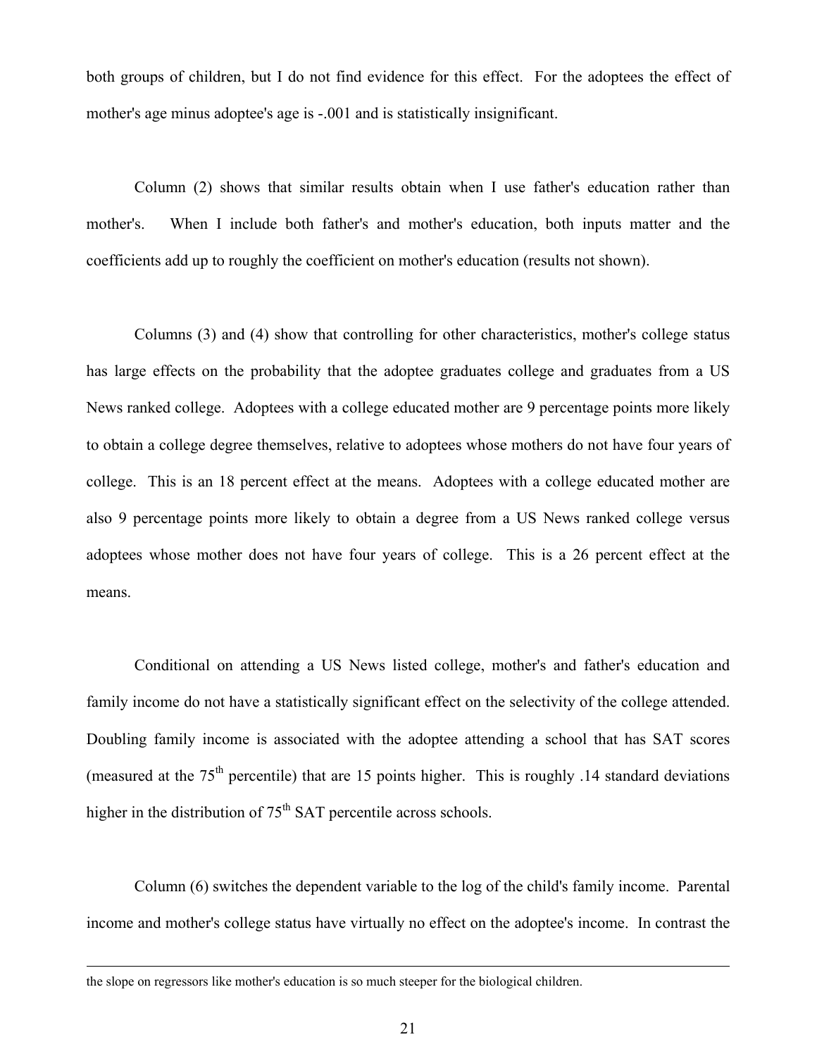both groups of children, but I do not find evidence for this effect. For the adoptees the effect of mother's age minus adoptee's age is -.001 and is statistically insignificant.

Column (2) shows that similar results obtain when I use father's education rather than mother's. When I include both father's and mother's education, both inputs matter and the coefficients add up to roughly the coefficient on mother's education (results not shown).

Columns (3) and (4) show that controlling for other characteristics, mother's college status has large effects on the probability that the adoptee graduates college and graduates from a US News ranked college. Adoptees with a college educated mother are 9 percentage points more likely to obtain a college degree themselves, relative to adoptees whose mothers do not have four years of college. This is an 18 percent effect at the means. Adoptees with a college educated mother are also 9 percentage points more likely to obtain a degree from a US News ranked college versus adoptees whose mother does not have four years of college. This is a 26 percent effect at the means.

Conditional on attending a US News listed college, mother's and father's education and family income do not have a statistically significant effect on the selectivity of the college attended. Doubling family income is associated with the adoptee attending a school that has SAT scores (measured at the 75$^{th}$ percentile) that are 15 points higher. This is roughly .14 standard deviations higher in the distribution of 75$^{th}$ SAT percentile across schools.

Column (6) switches the dependent variable to the log of the child's family income. Parental income and mother's college status have virtually no effect on the adoptee's income. In contrast the

---

the slope on regressors like mother's education is so much steeper for the biological children.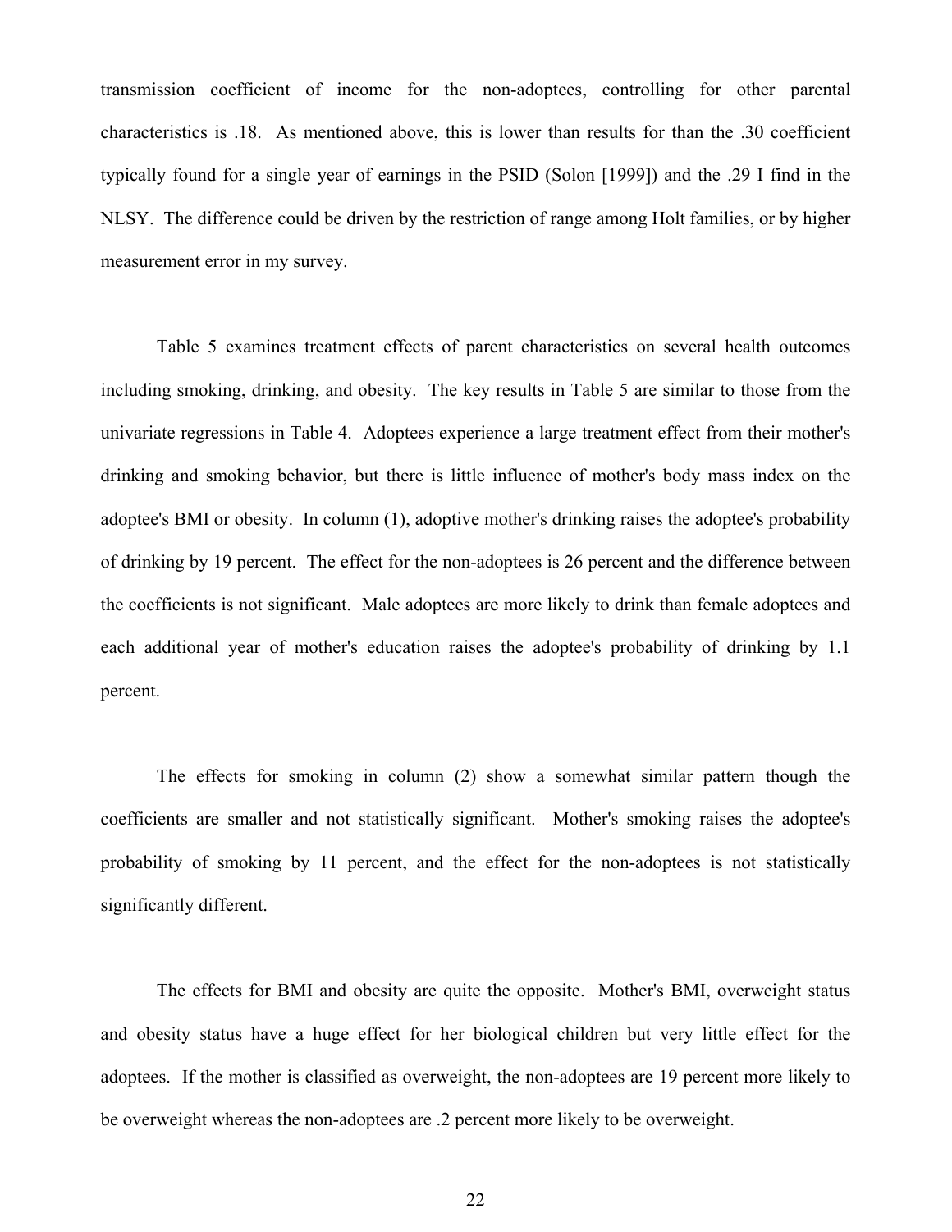transmission coefficient of income for the non-adoptees, controlling for other parental characteristics is .18. As mentioned above, this is lower than results for than the .30 coefficient typically found for a single year of earnings in the PSID (Solon [1999]) and the .29 I find in the NLSY. The difference could be driven by the restriction of range among Holt families, or by higher measurement error in my survey.

Table 5 examines treatment effects of parent characteristics on several health outcomes including smoking, drinking, and obesity. The key results in Table 5 are similar to those from the univariate regressions in Table 4. Adoptees experience a large treatment effect from their mother's drinking and smoking behavior, but there is little influence of mother's body mass index on the adoptee's BMI or obesity. In column (1), adoptive mother's drinking raises the adoptee's probability of drinking by 19 percent. The effect for the non-adoptees is 26 percent and the difference between the coefficients is not significant. Male adoptees are more likely to drink than female adoptees and each additional year of mother's education raises the adoptee's probability of drinking by 1.1 percent.

The effects for smoking in column (2) show a somewhat similar pattern though the coefficients are smaller and not statistically significant. Mother's smoking raises the adoptee's probability of smoking by 11 percent, and the effect for the non-adoptees is not statistically significantly different.

The effects for BMI and obesity are quite the opposite. Mother's BMI, overweight status and obesity status have a huge effect for her biological children but very little effect for the adoptees. If the mother is classified as overweight, the non-adoptees are 19 percent more likely to be overweight whereas the non-adoptees are .2 percent more likely to be overweight.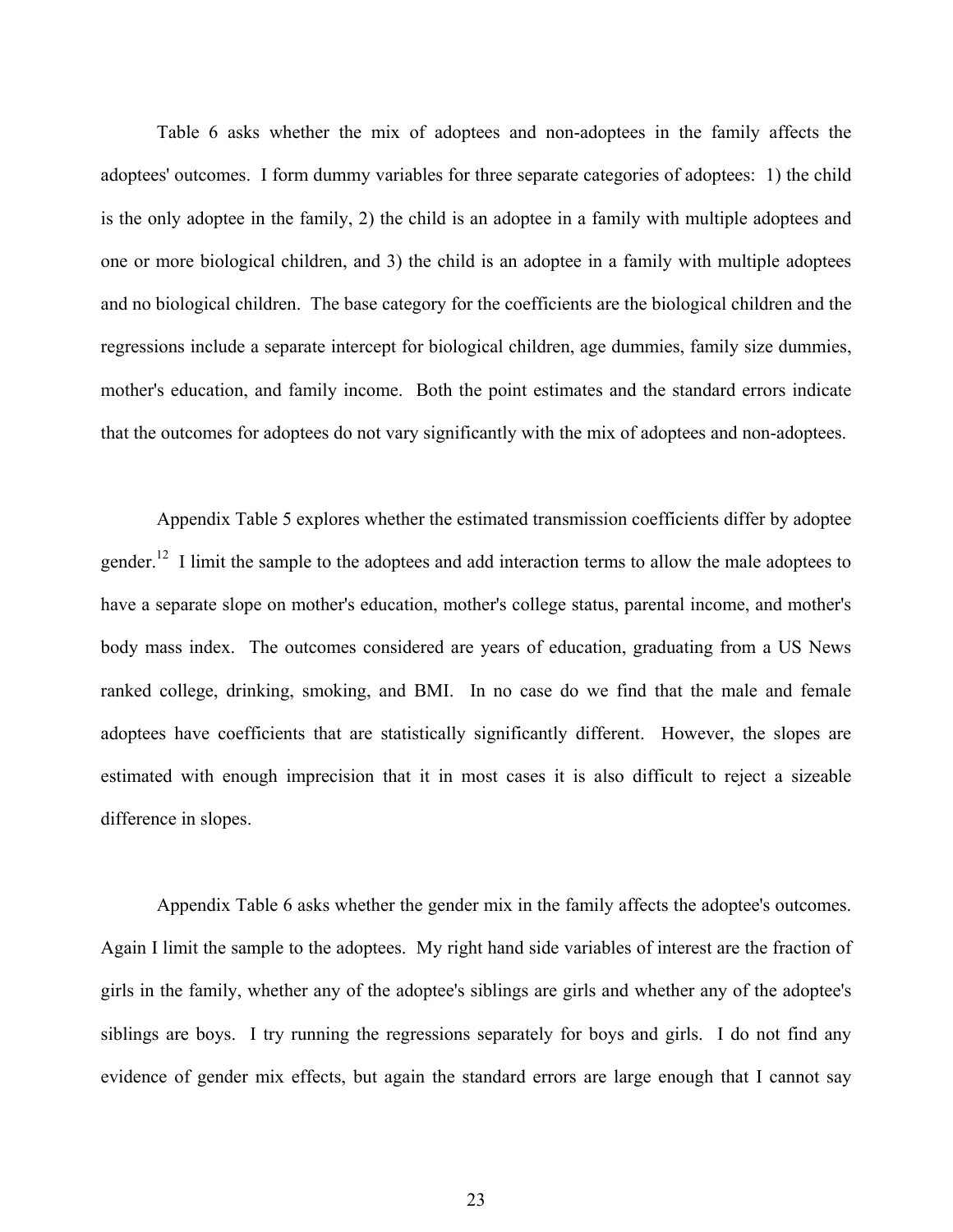Table 6 asks whether the mix of adoptees and non-adoptees in the family affects the adoptees' outcomes. I form dummy variables for three separate categories of adoptees: 1) the child is the only adoptee in the family, 2) the child is an adoptee in a family with multiple adoptees and one or more biological children, and 3) the child is an adoptee in a family with multiple adoptees and no biological children. The base category for the coefficients are the biological children and the regressions include a separate intercept for biological children, age dummies, family size dummies, mother's education, and family income. Both the point estimates and the standard errors indicate that the outcomes for adoptees do not vary significantly with the mix of adoptees and non-adoptees.

Appendix Table 5 explores whether the estimated transmission coefficients differ by adoptee gender.[12] I limit the sample to the adoptees and add interaction terms to allow the male adoptees to have a separate slope on mother's education, mother's college status, parental income, and mother's body mass index. The outcomes considered are years of education, graduating from a US News ranked college, drinking, smoking, and BMI. In no case do we find that the male and female adoptees have coefficients that are statistically significantly different. However, the slopes are estimated with enough imprecision that it in most cases it is also difficult to reject a sizeable difference in slopes.

Appendix Table 6 asks whether the gender mix in the family affects the adoptee's outcomes. Again I limit the sample to the adoptees. My right hand side variables of interest are the fraction of girls in the family, whether any of the adoptee's siblings are girls and whether any of the adoptee's siblings are boys. I try running the regressions separately for boys and girls. I do not find any evidence of gender mix effects, but again the standard errors are large enough that I cannot say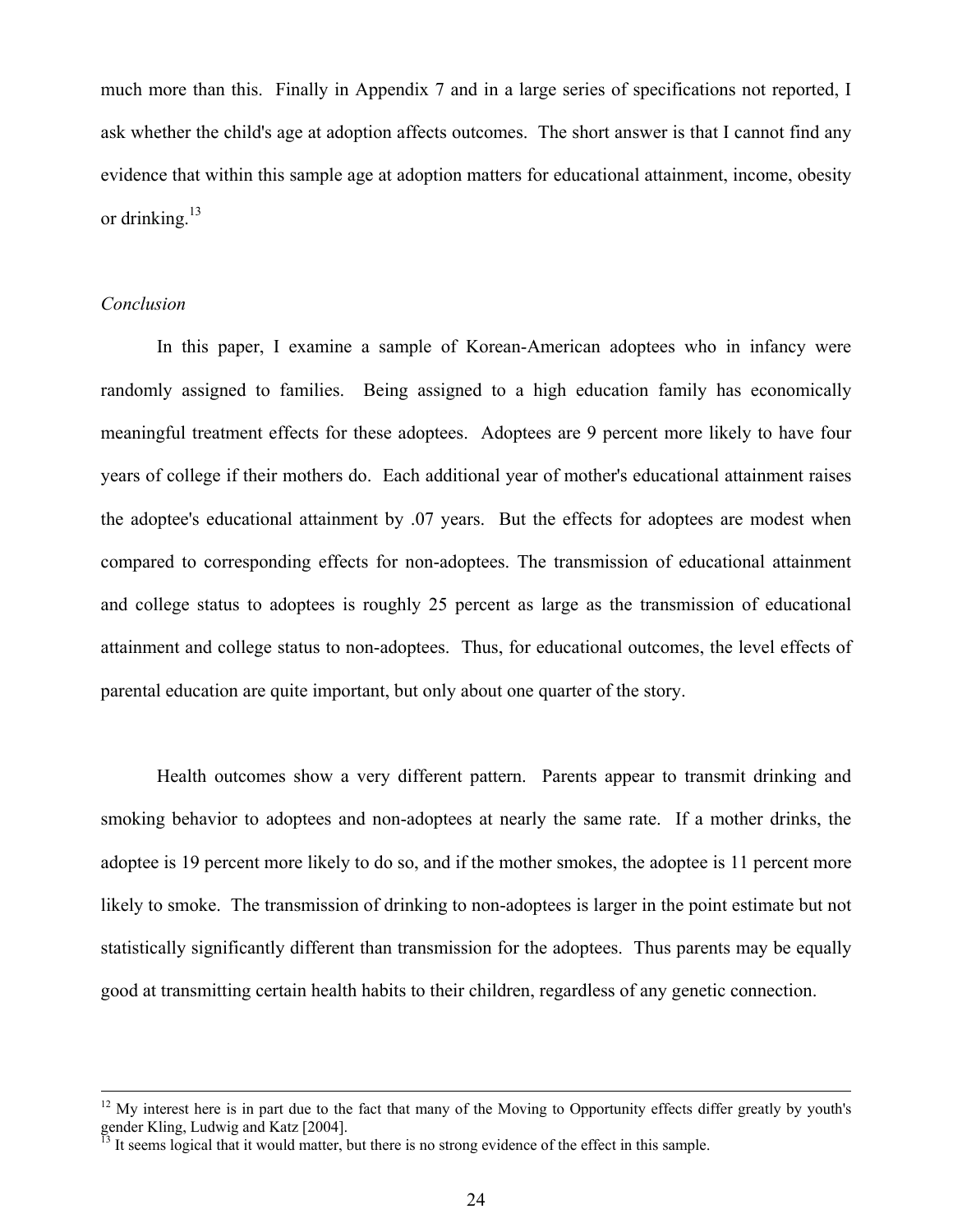much more than this. Finally in Appendix 7 and in a large series of specifications not reported, I ask whether the child's age at adoption affects outcomes. The short answer is that I cannot find any evidence that within this sample age at adoption matters for educational attainment, income, obesity or drinking.[13]

## *Conclusion*

In this paper, I examine a sample of Korean-American adoptees who in infancy were randomly assigned to families. Being assigned to a high education family has economically meaningful treatment effects for these adoptees. Adoptees are 9 percent more likely to have four years of college if their mothers do. Each additional year of mother's educational attainment raises the adoptee's educational attainment by .07 years. But the effects for adoptees are modest when compared to corresponding effects for non-adoptees. The transmission of educational attainment and college status to adoptees is roughly 25 percent as large as the transmission of educational attainment and college status to non-adoptees. Thus, for educational outcomes, the level effects of parental education are quite important, but only about one quarter of the story.

Health outcomes show a very different pattern. Parents appear to transmit drinking and smoking behavior to adoptees and non-adoptees at nearly the same rate. If a mother drinks, the adoptee is 19 percent more likely to do so, and if the mother smokes, the adoptee is 11 percent more likely to smoke. The transmission of drinking to non-adoptees is larger in the point estimate but not statistically significantly different than transmission for the adoptees. Thus parents may be equally good at transmitting certain health habits to their children, regardless of any genetic connection.

---

[12] My interest here is in part due to the fact that many of the Moving to Opportunity effects differ greatly by youth's gender Kling, Ludwig and Katz [2004].

[13] It seems logical that it would matter, but there is no strong evidence of the effect in this sample.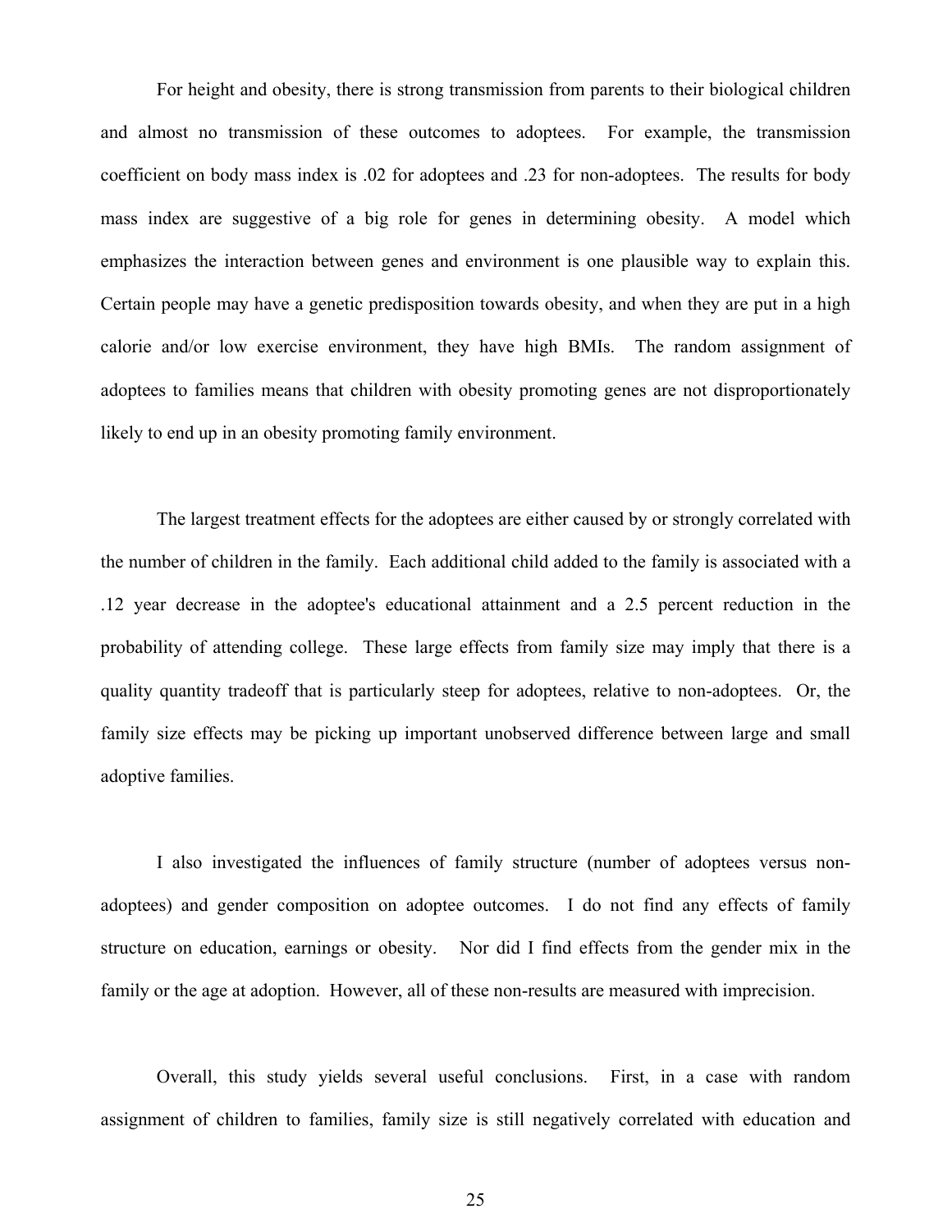For height and obesity, there is strong transmission from parents to their biological children and almost no transmission of these outcomes to adoptees. For example, the transmission coefficient on body mass index is .02 for adoptees and .23 for non-adoptees. The results for body mass index are suggestive of a big role for genes in determining obesity. A model which emphasizes the interaction between genes and environment is one plausible way to explain this. Certain people may have a genetic predisposition towards obesity, and when they are put in a high calorie and/or low exercise environment, they have high BMIs. The random assignment of adoptees to families means that children with obesity promoting genes are not disproportionately likely to end up in an obesity promoting family environment.

The largest treatment effects for the adoptees are either caused by or strongly correlated with the number of children in the family. Each additional child added to the family is associated with a .12 year decrease in the adoptee's educational attainment and a 2.5 percent reduction in the probability of attending college. These large effects from family size may imply that there is a quality quantity tradeoff that is particularly steep for adoptees, relative to non-adoptees. Or, the family size effects may be picking up important unobserved difference between large and small adoptive families.

I also investigated the influences of family structure (number of adoptees versus non-adoptees) and gender composition on adoptee outcomes. I do not find any effects of family structure on education, earnings or obesity. Nor did I find effects from the gender mix in the family or the age at adoption. However, all of these non-results are measured with imprecision.

Overall, this study yields several useful conclusions. First, in a case with random assignment of children to families, family size is still negatively correlated with education and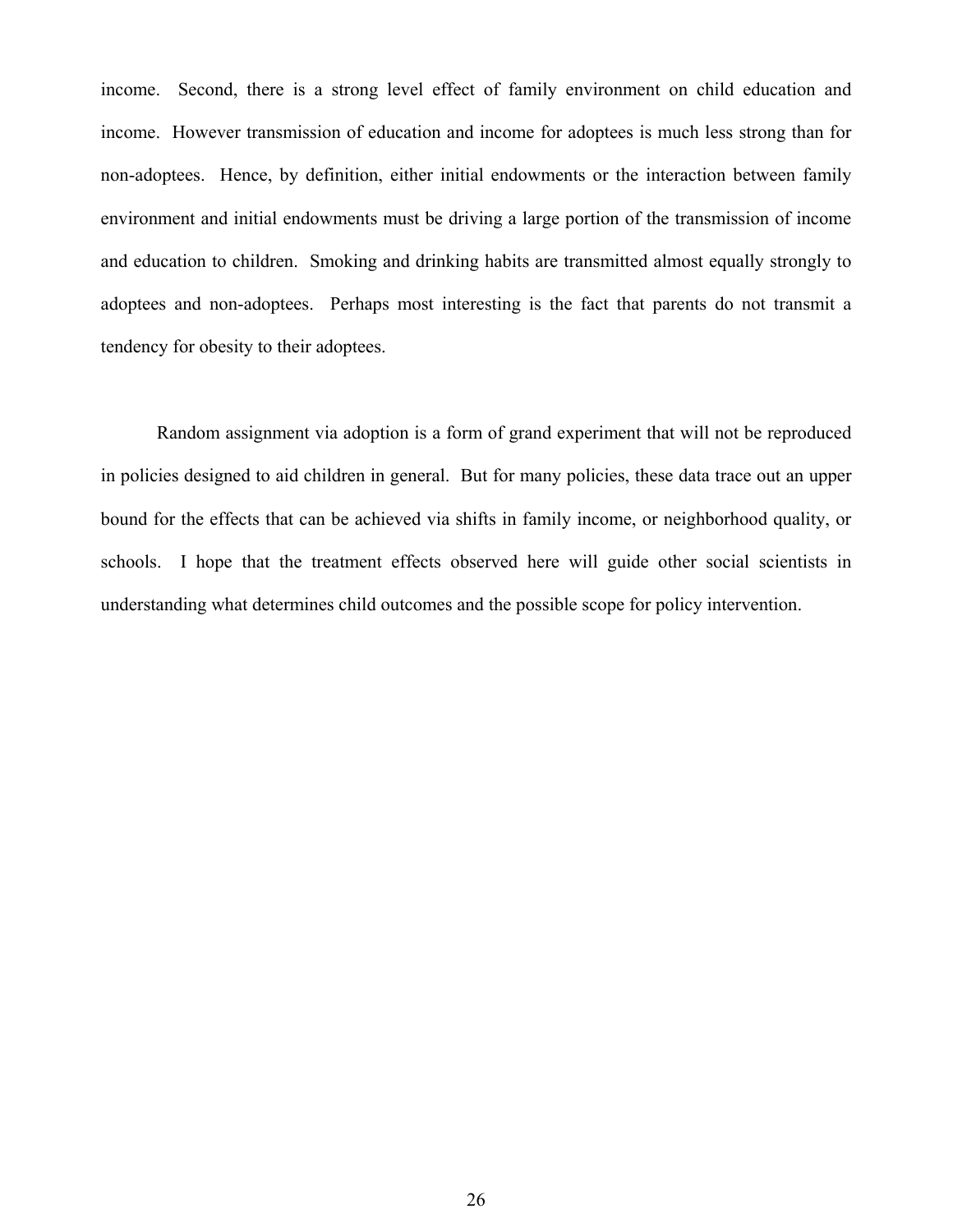income. Second, there is a strong level effect of family environment on child education and income. However transmission of education and income for adoptees is much less strong than for non-adoptees. Hence, by definition, either initial endowments or the interaction between family environment and initial endowments must be driving a large portion of the transmission of income and education to children. Smoking and drinking habits are transmitted almost equally strongly to adoptees and non-adoptees. Perhaps most interesting is the fact that parents do not transmit a tendency for obesity to their adoptees.

Random assignment via adoption is a form of grand experiment that will not be reproduced in policies designed to aid children in general. But for many policies, these data trace out an upper bound for the effects that can be achieved via shifts in family income, or neighborhood quality, or schools. I hope that the treatment effects observed here will guide other social scientists in understanding what determines child outcomes and the possible scope for policy intervention.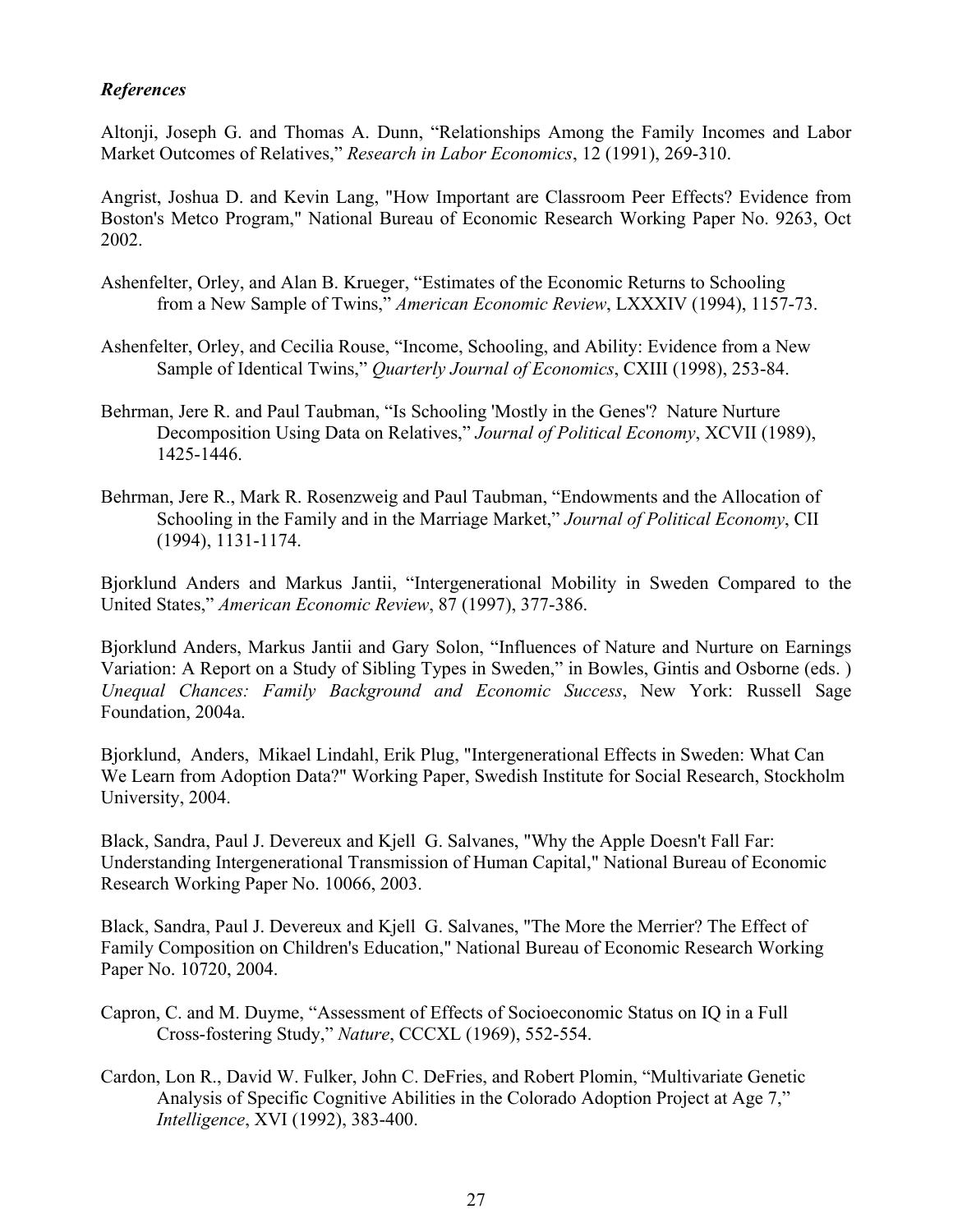*References*

Altonji, Joseph G. and Thomas A. Dunn, "Relationships Among the Family Incomes and Labor Market Outcomes of Relatives," *Research in Labor Economics*, 12 (1991), 269-310.

Angrist, Joshua D. and Kevin Lang, "How Important are Classroom Peer Effects? Evidence from Boston's Metco Program," National Bureau of Economic Research Working Paper No. 9263, Oct 2002.

Ashenfelter, Orley, and Alan B. Krueger, "Estimates of the Economic Returns to Schooling from a New Sample of Twins," *American Economic Review*, LXXXIV (1994), 1157-73.

Ashenfelter, Orley, and Cecilia Rouse, "Income, Schooling, and Ability: Evidence from a New Sample of Identical Twins," *Quarterly Journal of Economics*, CXIII (1998), 253-84.

Behrman, Jere R. and Paul Taubman, "Is Schooling 'Mostly in the Genes'? Nature Nurture Decomposition Using Data on Relatives," *Journal of Political Economy*, XCVII (1989), 1425-1446.

Behrman, Jere R., Mark R. Rosenzweig and Paul Taubman, "Endowments and the Allocation of Schooling in the Family and in the Marriage Market," *Journal of Political Economy*, CII (1994), 1131-1174.

Bjorklund Anders and Markus Jantii, "Intergenerational Mobility in Sweden Compared to the United States," *American Economic Review*, 87 (1997), 377-386.

Bjorklund Anders, Markus Jantii and Gary Solon, "Influences of Nature and Nurture on Earnings Variation: A Report on a Study of Sibling Types in Sweden," in Bowles, Gintis and Osborne (eds. ) *Unequal Chances: Family Background and Economic Success*, New York: Russell Sage Foundation, 2004a.

Bjorklund, Anders, Mikael Lindahl, Erik Plug, "Intergenerational Effects in Sweden: What Can We Learn from Adoption Data?" Working Paper, Swedish Institute for Social Research, Stockholm University, 2004.

Black, Sandra, Paul J. Devereux and Kjell G. Salvanes, "Why the Apple Doesn't Fall Far: Understanding Intergenerational Transmission of Human Capital," National Bureau of Economic Research Working Paper No. 10066, 2003.

Black, Sandra, Paul J. Devereux and Kjell G. Salvanes, "The More the Merrier? The Effect of Family Composition on Children's Education," National Bureau of Economic Research Working Paper No. 10720, 2004.

Capron, C. and M. Duyme, "Assessment of Effects of Socioeconomic Status on IQ in a Full Cross-fostering Study," *Nature*, CCCXL (1969), 552-554.

Cardon, Lon R., David W. Fulker, John C. DeFries, and Robert Plomin, "Multivariate Genetic Analysis of Specific Cognitive Abilities in the Colorado Adoption Project at Age 7," *Intelligence*, XVI (1992), 383-400.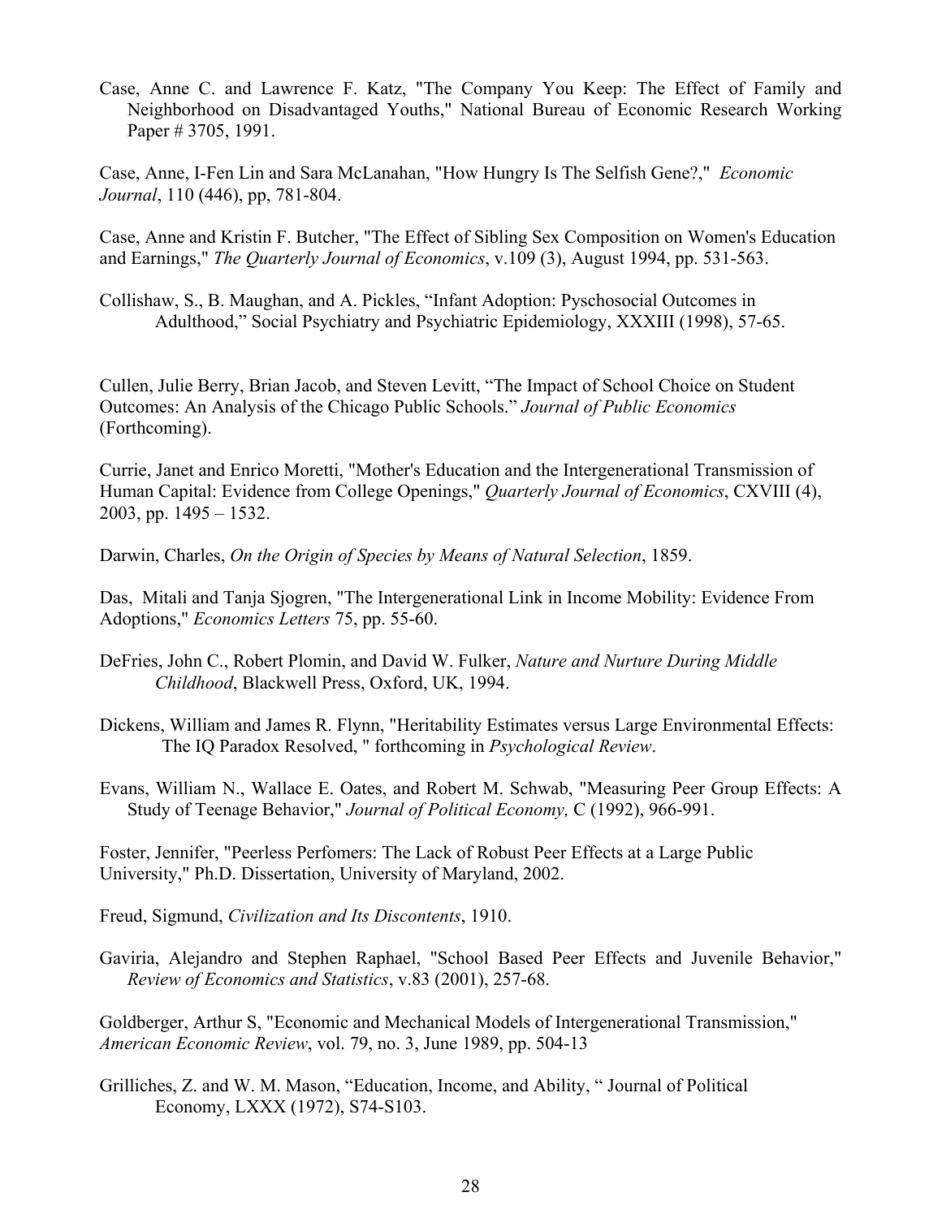Case, Anne C. and Lawrence F. Katz, "The Company You Keep: The Effect of Family and Neighborhood on Disadvantaged Youths," National Bureau of Economic Research Working Paper # 3705, 1991.

Case, Anne, I-Fen Lin and Sara McLanahan, "How Hungry Is The Selfish Gene?," *Economic Journal*, 110 (446), pp, 781-804.

Case, Anne and Kristin F. Butcher, "The Effect of Sibling Sex Composition on Women's Education and Earnings," *The Quarterly Journal of Economics*, v.109 (3), August 1994, pp. 531-563.

Collishaw, S., B. Maughan, and A. Pickles, "Infant Adoption: Pyschosocial Outcomes in Adulthood," Social Psychiatry and Psychiatric Epidemiology, XXXIII (1998), 57-65.

Cullen, Julie Berry, Brian Jacob, and Steven Levitt, "The Impact of School Choice on Student Outcomes: An Analysis of the Chicago Public Schools." *Journal of Public Economics* (Forthcoming).

Currie, Janet and Enrico Moretti, "Mother's Education and the Intergenerational Transmission of Human Capital: Evidence from College Openings," *Quarterly Journal of Economics*, CXVIII (4), 2003, pp. 1495 – 1532.

Darwin, Charles, *On the Origin of Species by Means of Natural Selection*, 1859.

Das, Mitali and Tanja Sjogren, "The Intergenerational Link in Income Mobility: Evidence From Adoptions," *Economics Letters* 75, pp. 55-60.

DeFries, John C., Robert Plomin, and David W. Fulker, *Nature and Nurture During Middle Childhood*, Blackwell Press, Oxford, UK, 1994.

Dickens, William and James R. Flynn, "Heritability Estimates versus Large Environmental Effects: The IQ Paradox Resolved, " forthcoming in *Psychological Review*.

Evans, William N., Wallace E. Oates, and Robert M. Schwab, "Measuring Peer Group Effects: A Study of Teenage Behavior," *Journal of Political Economy,* C (1992), 966-991.

Foster, Jennifer, "Peerless Perfomers: The Lack of Robust Peer Effects at a Large Public University," Ph.D. Dissertation, University of Maryland, 2002.

Freud, Sigmund, *Civilization and Its Discontents*, 1910.

Gaviria, Alejandro and Stephen Raphael, "School Based Peer Effects and Juvenile Behavior," *Review of Economics and Statistics*, v.83 (2001), 257-68.

Goldberger, Arthur S, "Economic and Mechanical Models of Intergenerational Transmission," *American Economic Review*, vol. 79, no. 3, June 1989, pp. 504-13

Grilliches, Z. and W. M. Mason, "Education, Income, and Ability, " Journal of Political Economy, LXXX (1972), S74-S103.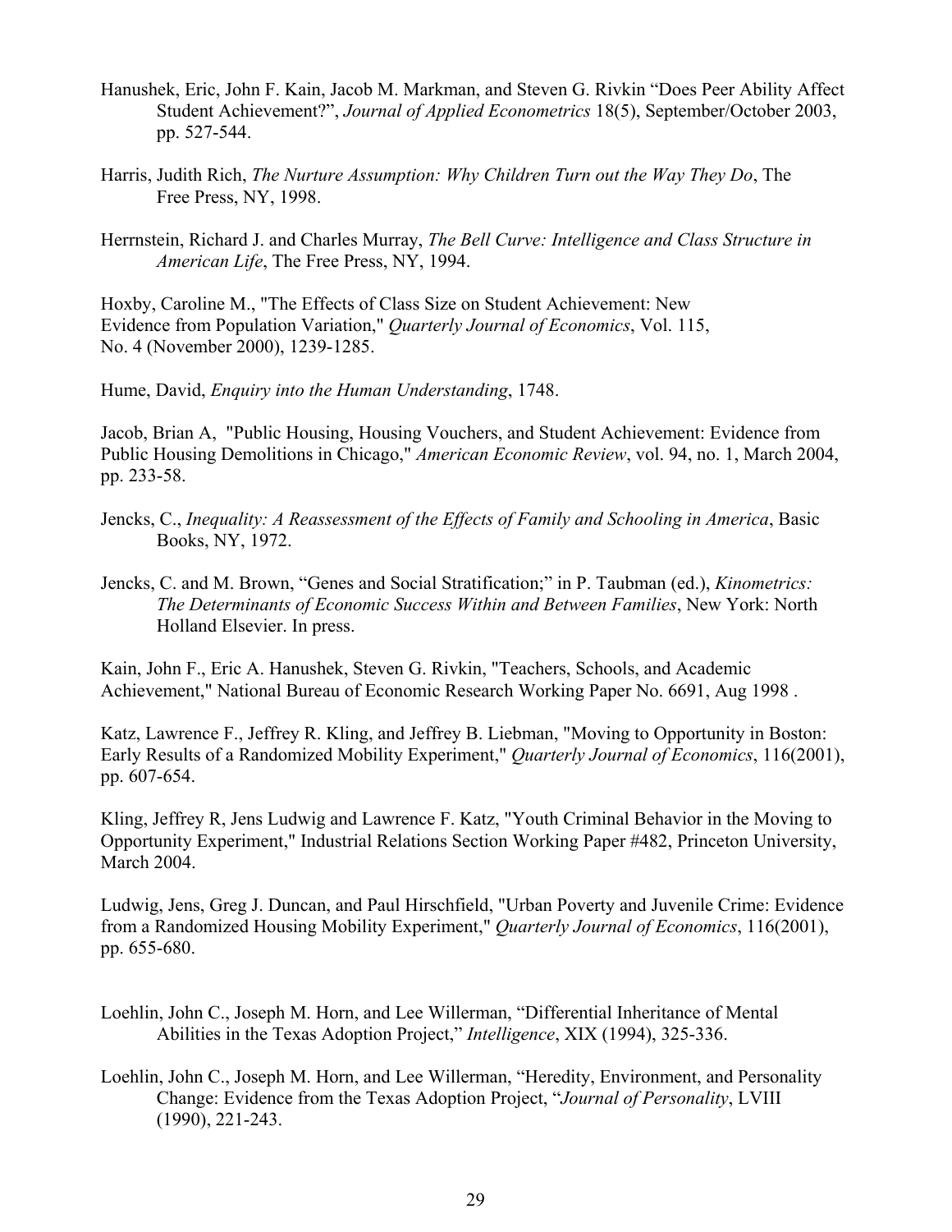Hanushek, Eric, John F. Kain, Jacob M. Markman, and Steven G. Rivkin "Does Peer Ability Affect Student Achievement?", *Journal of Applied Econometrics* 18(5), September/October 2003, pp. 527-544.

Harris, Judith Rich, *The Nurture Assumption: Why Children Turn out the Way They Do*, The Free Press, NY, 1998.

Herrnstein, Richard J. and Charles Murray, *The Bell Curve: Intelligence and Class Structure in American Life*, The Free Press, NY, 1994.

Hoxby, Caroline M., "The Effects of Class Size on Student Achievement: New Evidence from Population Variation," *Quarterly Journal of Economics*, Vol. 115, No. 4 (November 2000), 1239-1285.

Hume, David, *Enquiry into the Human Understanding*, 1748.

Jacob, Brian A, "Public Housing, Housing Vouchers, and Student Achievement: Evidence from Public Housing Demolitions in Chicago," *American Economic Review*, vol. 94, no. 1, March 2004, pp. 233-58.

Jencks, C., *Inequality: A Reassessment of the Effects of Family and Schooling in America*, Basic Books, NY, 1972.

Jencks, C. and M. Brown, "Genes and Social Stratification;" in P. Taubman (ed.), *Kinometrics: The Determinants of Economic Success Within and Between Families*, New York: North Holland Elsevier. In press.

Kain, John F., Eric A. Hanushek, Steven G. Rivkin, "Teachers, Schools, and Academic Achievement," National Bureau of Economic Research Working Paper No. 6691, Aug 1998 .

Katz, Lawrence F., Jeffrey R. Kling, and Jeffrey B. Liebman, "Moving to Opportunity in Boston: Early Results of a Randomized Mobility Experiment," *Quarterly Journal of Economics*, 116(2001), pp. 607-654.

Kling, Jeffrey R, Jens Ludwig and Lawrence F. Katz, "Youth Criminal Behavior in the Moving to Opportunity Experiment," Industrial Relations Section Working Paper #482, Princeton University, March 2004.

Ludwig, Jens, Greg J. Duncan, and Paul Hirschfield, "Urban Poverty and Juvenile Crime: Evidence from a Randomized Housing Mobility Experiment," *Quarterly Journal of Economics*, 116(2001), pp. 655-680.

Loehlin, John C., Joseph M. Horn, and Lee Willerman, "Differential Inheritance of Mental Abilities in the Texas Adoption Project," *Intelligence*, XIX (1994), 325-336.

Loehlin, John C., Joseph M. Horn, and Lee Willerman, "Heredity, Environment, and Personality Change: Evidence from the Texas Adoption Project, "*Journal of Personality*, LVIII (1990), 221-243.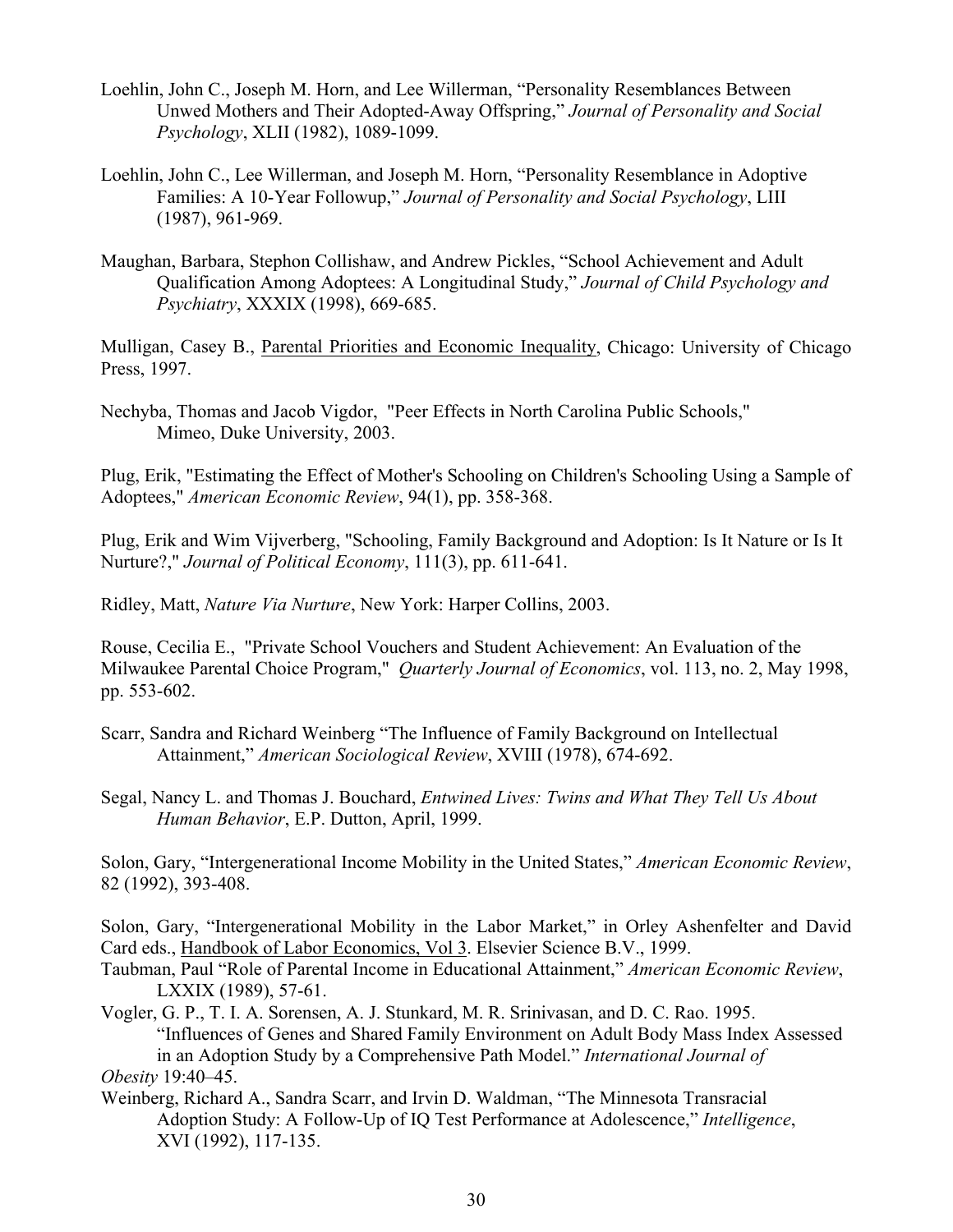Loehlin, John C., Joseph M. Horn, and Lee Willerman, "Personality Resemblances Between Unwed Mothers and Their Adopted-Away Offspring," *Journal of Personality and Social Psychology*, XLII (1982), 1089-1099.

Loehlin, John C., Lee Willerman, and Joseph M. Horn, "Personality Resemblance in Adoptive Families: A 10-Year Followup," *Journal of Personality and Social Psychology*, LIII (1987), 961-969.

Maughan, Barbara, Stephon Collishaw, and Andrew Pickles, "School Achievement and Adult Qualification Among Adoptees: A Longitudinal Study," *Journal of Child Psychology and Psychiatry*, XXXIX (1998), 669-685.

Mulligan, Casey B., Parental Priorities and Economic Inequality, Chicago: University of Chicago Press, 1997.

Nechyba, Thomas and Jacob Vigdor, "Peer Effects in North Carolina Public Schools," Mimeo, Duke University, 2003.

Plug, Erik, "Estimating the Effect of Mother's Schooling on Children's Schooling Using a Sample of Adoptees," *American Economic Review*, 94(1), pp. 358-368.

Plug, Erik and Wim Vijverberg, "Schooling, Family Background and Adoption: Is It Nature or Is It Nurture?," *Journal of Political Economy*, 111(3), pp. 611-641.

Ridley, Matt, *Nature Via Nurture*, New York: Harper Collins, 2003.

Rouse, Cecilia E., "Private School Vouchers and Student Achievement: An Evaluation of the Milwaukee Parental Choice Program," *Quarterly Journal of Economics*, vol. 113, no. 2, May 1998, pp. 553-602.

Scarr, Sandra and Richard Weinberg "The Influence of Family Background on Intellectual Attainment," *American Sociological Review*, XVIII (1978), 674-692.

Segal, Nancy L. and Thomas J. Bouchard, *Entwined Lives: Twins and What They Tell Us About Human Behavior*, E.P. Dutton, April, 1999.

Solon, Gary, "Intergenerational Income Mobility in the United States," *American Economic Review*, 82 (1992), 393-408.

Solon, Gary, "Intergenerational Mobility in the Labor Market," in Orley Ashenfelter and David Card eds., Handbook of Labor Economics, Vol 3. Elsevier Science B.V., 1999.

Taubman, Paul "Role of Parental Income in Educational Attainment," *American Economic Review*, LXXIX (1989), 57-61.

Vogler, G. P., T. I. A. Sorensen, A. J. Stunkard, M. R. Srinivasan, and D. C. Rao. 1995. "Influences of Genes and Shared Family Environment on Adult Body Mass Index Assessed in an Adoption Study by a Comprehensive Path Model." *International Journal of Obesity* 19:40–45.

Weinberg, Richard A., Sandra Scarr, and Irvin D. Waldman, "The Minnesota Transracial Adoption Study: A Follow-Up of IQ Test Performance at Adolescence," *Intelligence*, XVI (1992), 117-135.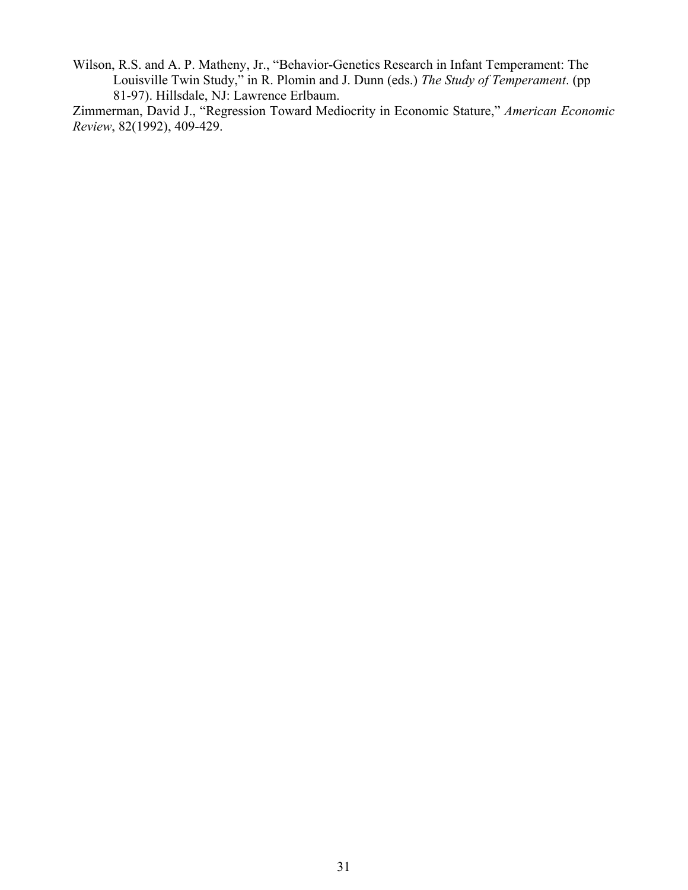Wilson, R.S. and A. P. Matheny, Jr., "Behavior-Genetics Research in Infant Temperament: The Louisville Twin Study," in R. Plomin and J. Dunn (eds.) *The Study of Temperament*. (pp 81-97). Hillsdale, NJ: Lawrence Erlbaum.

Zimmerman, David J., "Regression Toward Mediocrity in Economic Stature," *American Economic Review*, 82(1992), 409-429.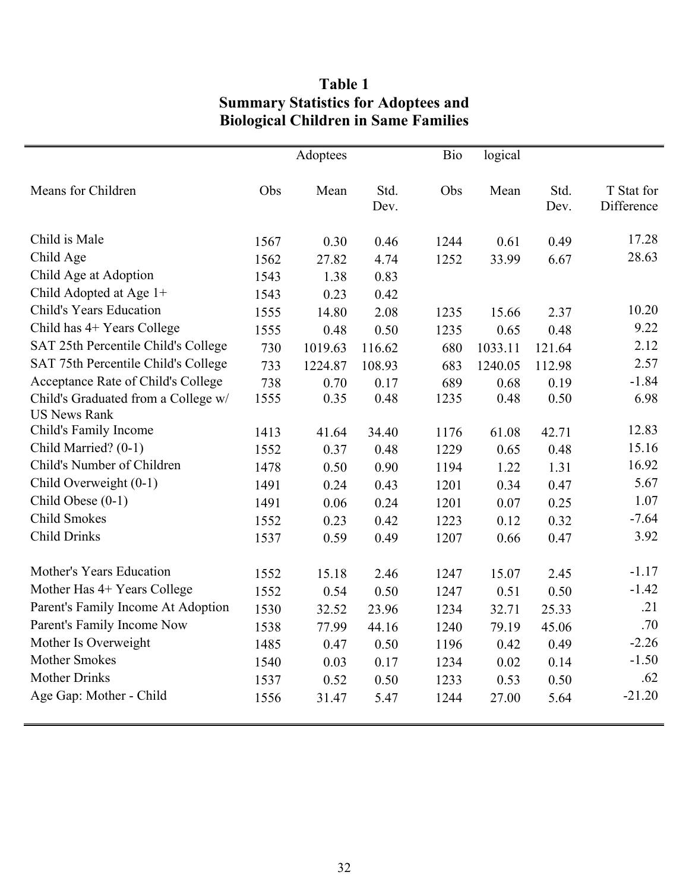# Table 1
## Summary Statistics for Adoptees and Biological Children in Same Families

| | Adoptees | | | Biological | | | |
|---|---|---|---|---|---|---|---|
| Means for Children | Obs | Mean | Std. Dev. | Obs | Mean | Std. Dev. | T Stat for Difference |
| Child is Male | 1567 | 0.30 | 0.46 | 1244 | 0.61 | 0.49 | 17.28 |
| Child Age | 1562 | 27.82 | 4.74 | 1252 | 33.99 | 6.67 | 28.63 |
| Child Age at Adoption | 1543 | 1.38 | 0.83 | | | | |
| Child Adopted at Age 1+ | 1543 | 0.23 | 0.42 | | | | |
| Child's Years Education | 1555 | 14.80 | 2.08 | 1235 | 15.66 | 2.37 | 10.20 |
| Child has 4+ Years College | 1555 | 0.48 | 0.50 | 1235 | 0.65 | 0.48 | 9.22 |
| SAT 25th Percentile Child's College | 730 | 1019.63 | 116.62 | 680 | 1033.11 | 121.64 | 2.12 |
| SAT 75th Percentile Child's College | 733 | 1224.87 | 108.93 | 683 | 1240.05 | 112.98 | 2.57 |
| Acceptance Rate of Child's College | 738 | 0.70 | 0.17 | 689 | 0.68 | 0.19 | -1.84 |
| Child's Graduated from a College w/ US News Rank | 1555 | 0.35 | 0.48 | 1235 | 0.48 | 0.50 | 6.98 |
| Child's Family Income | 1413 | 41.64 | 34.40 | 1176 | 61.08 | 42.71 | 12.83 |
| Child Married? (0-1) | 1552 | 0.37 | 0.48 | 1229 | 0.65 | 0.48 | 15.16 |
| Child's Number of Children | 1478 | 0.50 | 0.90 | 1194 | 1.22 | 1.31 | 16.92 |
| Child Overweight (0-1) | 1491 | 0.24 | 0.43 | 1201 | 0.34 | 0.47 | 5.67 |
| Child Obese (0-1) | 1491 | 0.06 | 0.24 | 1201 | 0.07 | 0.25 | 1.07 |
| Child Smokes | 1552 | 0.23 | 0.42 | 1223 | 0.12 | 0.32 | -7.64 |
| Child Drinks | 1537 | 0.59 | 0.49 | 1207 | 0.66 | 0.47 | 3.92 |
| Mother's Years Education | 1552 | 15.18 | 2.46 | 1247 | 15.07 | 2.45 | -1.17 |
| Mother Has 4+ Years College | 1552 | 0.54 | 0.50 | 1247 | 0.51 | 0.50 | -1.42 |
| Parent's Family Income At Adoption | 1530 | 32.52 | 23.96 | 1234 | 32.71 | 25.33 | .21 |
| Parent's Family Income Now | 1538 | 77.99 | 44.16 | 1240 | 79.19 | 45.06 | .70 |
| Mother Is Overweight | 1485 | 0.47 | 0.50 | 1196 | 0.42 | 0.49 | -2.26 |
| Mother Smokes | 1540 | 0.03 | 0.17 | 1234 | 0.02 | 0.14 | -1.50 |
| Mother Drinks | 1537 | 0.52 | 0.50 | 1233 | 0.53 | 0.50 | .62 |
| Age Gap: Mother - Child | 1556 | 31.47 | 5.47 | 1244 | 27.00 | 5.64 | -21.20 |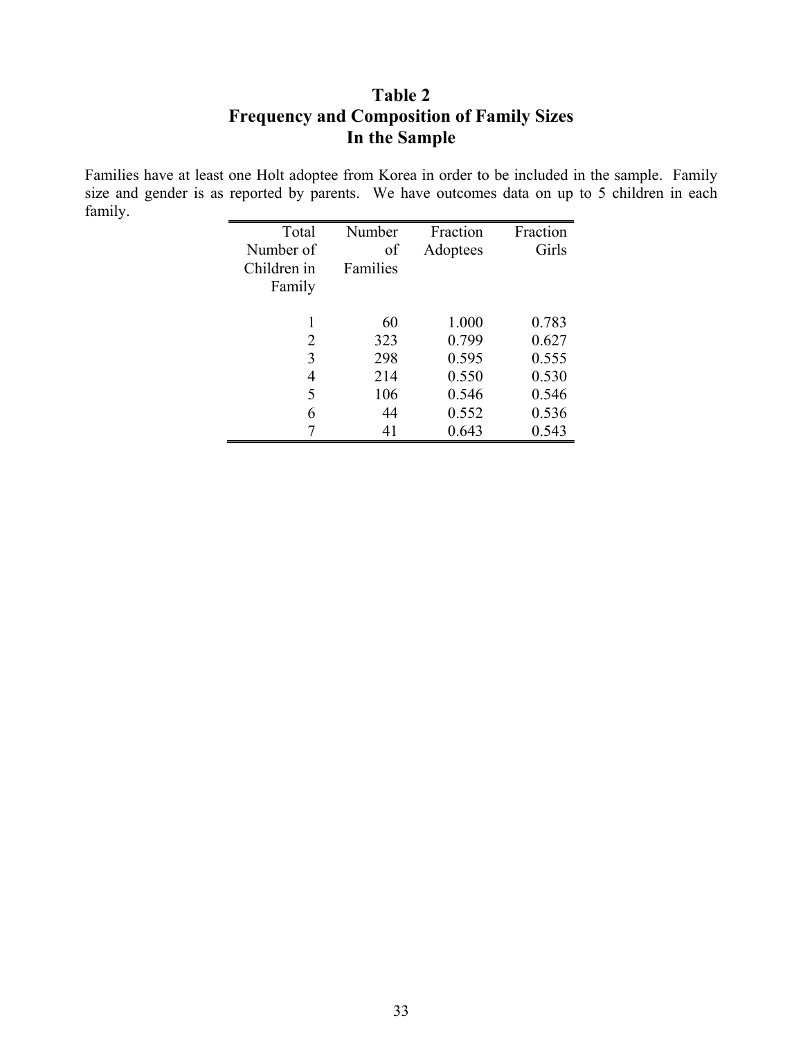# Table 2
# Frequency and Composition of Family Sizes In the Sample

Families have at least one Holt adoptee from Korea in order to be included in the sample. Family size and gender is as reported by parents. We have outcomes data on up to 5 children in each family.

| Total Number of Children in Family | Number of Families | Fraction Adoptees | Fraction Girls |
|---:|---:|---:|---:|
| 1 | 60 | 1.000 | 0.783 |
| 2 | 323 | 0.799 | 0.627 |
| 3 | 298 | 0.595 | 0.555 |
| 4 | 214 | 0.550 | 0.530 |
| 5 | 106 | 0.546 | 0.546 |
| 6 | 44 | 0.552 | 0.536 |
| 7 | 41 | 0.643 | 0.543 |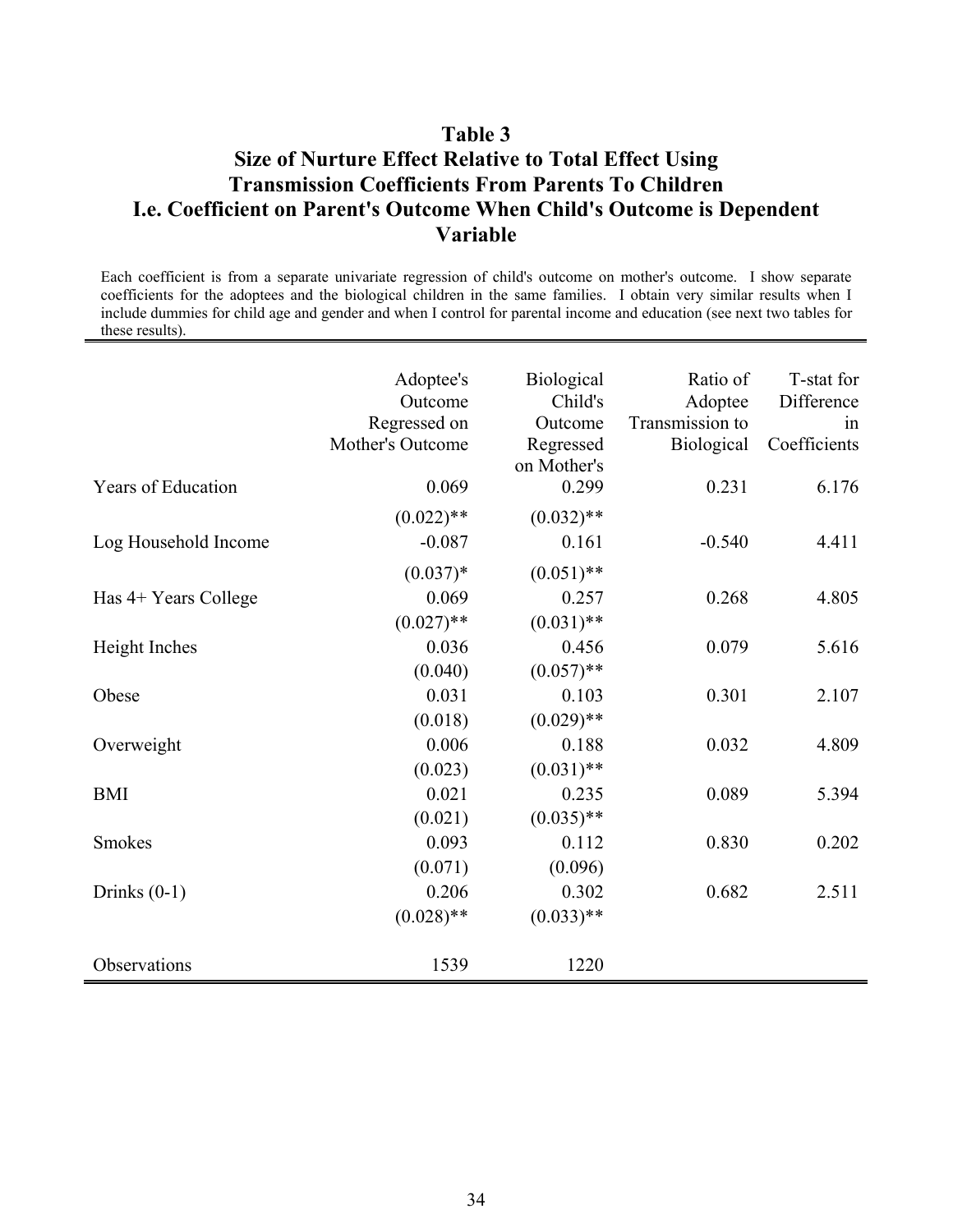# Table 3
## Size of Nurture Effect Relative to Total Effect Using Transmission Coefficients From Parents To Children
## I.e. Coefficient on Parent's Outcome When Child's Outcome is Dependent Variable

Each coefficient is from a separate univariate regression of child's outcome on mother's outcome. I show separate coefficients for the adoptees and the biological children in the same families. I obtain very similar results when I include dummies for child age and gender and when I control for parental income and education (see next two tables for these results).

| | Adoptee's Outcome Regressed on Mother's Outcome | Biological Child's Outcome Regressed on Mother's | Ratio of Adoptee Transmission to Biological | T-stat for Difference in Coefficients |
|---|---|---|---|---|
| Years of Education | 0.069 | 0.299 | 0.231 | 6.176 |
| | (0.022)** | (0.032)** | | |
| Log Household Income | -0.087 | 0.161 | -0.540 | 4.411 |
| | (0.037)* | (0.051)** | | |
| Has 4+ Years College | 0.069 | 0.257 | 0.268 | 4.805 |
| | (0.027)** | (0.031)** | | |
| Height Inches | 0.036 | 0.456 | 0.079 | 5.616 |
| | (0.040) | (0.057)** | | |
| Obese | 0.031 | 0.103 | 0.301 | 2.107 |
| | (0.018) | (0.029)** | | |
| Overweight | 0.006 | 0.188 | 0.032 | 4.809 |
| | (0.023) | (0.031)** | | |
| BMI | 0.021 | 0.235 | 0.089 | 5.394 |
| | (0.021) | (0.035)** | | |
| Smokes | 0.093 | 0.112 | 0.830 | 0.202 |
| | (0.071) | (0.096) | | |
| Drinks (0-1) | 0.206 | 0.302 | 0.682 | 2.511 |
| | (0.028)** | (0.033)** | | |
| Observations | 1539 | 1220 | | |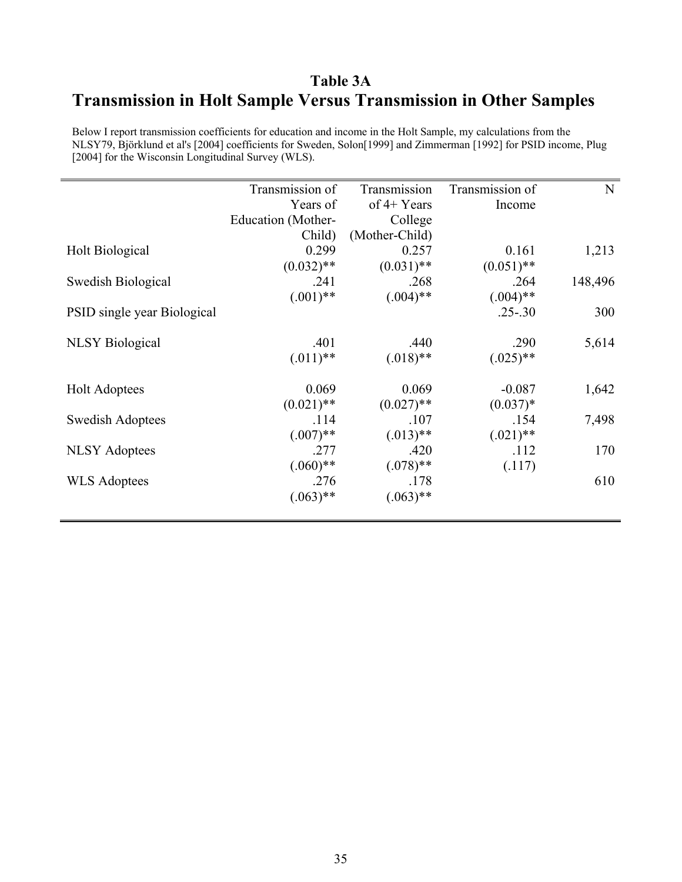# Table 3A

# Transmission in Holt Sample Versus Transmission in Other Samples

Below I report transmission coefficients for education and income in the Holt Sample, my calculations from the NLSY79, Björklund et al's [2004] coefficients for Sweden, Solon[1999] and Zimmerman [1992] for PSID income, Plug [2004] for the Wisconsin Longitudinal Survey (WLS).

| | Transmission of Years of Education (Mother-Child) | Transmission of 4+ Years College (Mother-Child) | Transmission of Income | N |
|---|---|---|---|---|
| Holt Biological | 0.299 | 0.257 | 0.161 | 1,213 |
| | (0.032)** | (0.031)** | (0.051)** | |
| Swedish Biological | .241 | .268 | .264 | 148,496 |
| | (.001)** | (.004)** | (.004)** | |
| PSID single year Biological | | | .25-.30 | 300 |
| NLSY Biological | .401 | .440 | .290 | 5,614 |
| | (.011)** | (.018)** | (.025)** | |
| Holt Adoptees | 0.069 | 0.069 | -0.087 | 1,642 |
| | (0.021)** | (0.027)** | (0.037)* | |
| Swedish Adoptees | .114 | .107 | .154 | 7,498 |
| | (.007)** | (.013)** | (.021)** | |
| NLSY Adoptees | .277 | .420 | .112 | 170 |
| | (.060)** | (.078)** | (.117) | |
| WLS Adoptees | .276 | .178 | | 610 |
| | (.063)** | (.063)** | | |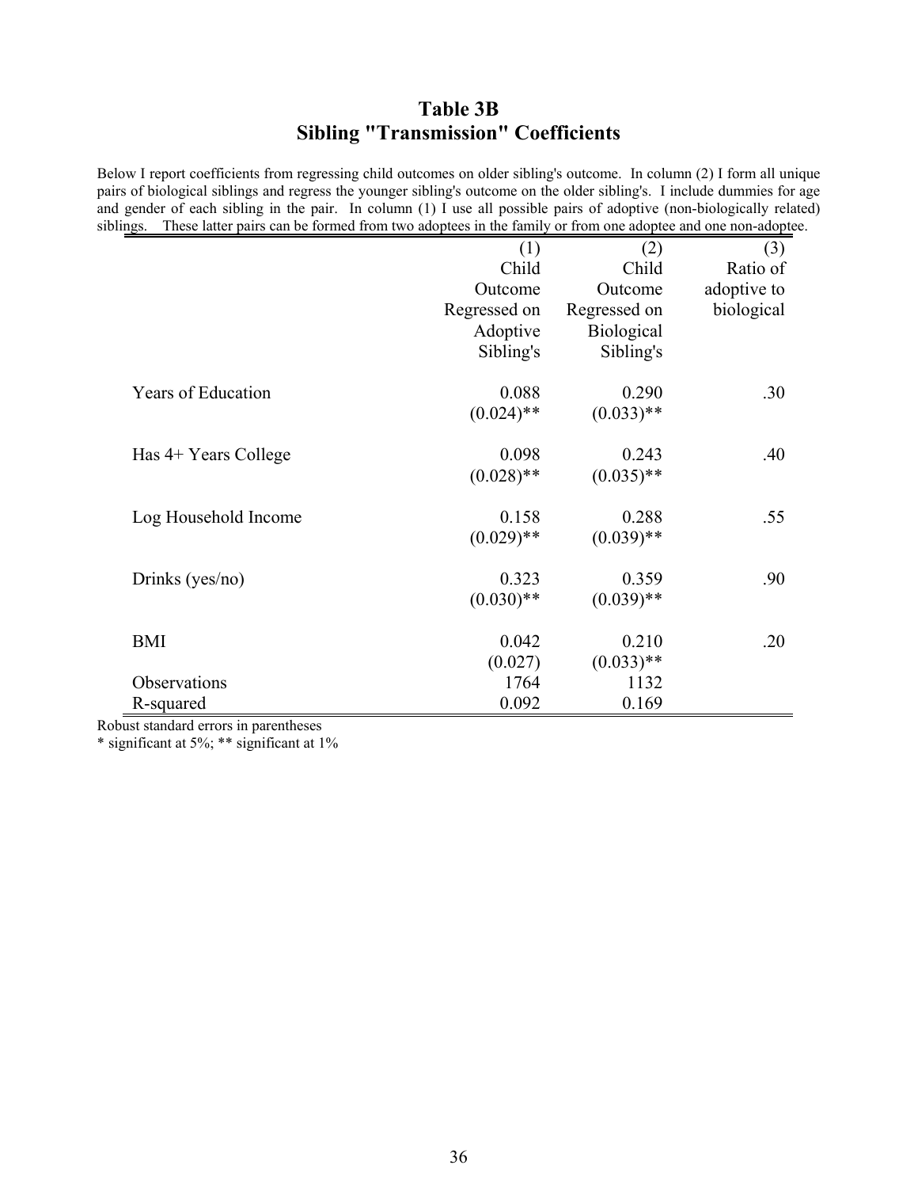# Table 3B
# Sibling "Transmission" Coefficients

Below I report coefficients from regressing child outcomes on older sibling's outcome. In column (2) I form all unique pairs of biological siblings and regress the younger sibling's outcome on the older sibling's. I include dummies for age and gender of each sibling in the pair. In column (1) I use all possible pairs of adoptive (non-biologically related) siblings. These latter pairs can be formed from two adoptees in the family or from one adoptee and one non-adoptee.

| | (1) Child Outcome Regressed on Adoptive Sibling's | (2) Child Outcome Regressed on Biological Sibling's | (3) Ratio of adoptive to biological |
|---|---|---|---|
| Years of Education | 0.088 | 0.290 | .30 |
| | (0.024)** | (0.033)** | |
| Has 4+ Years College | 0.098 | 0.243 | .40 |
| | (0.028)** | (0.035)** | |
| Log Household Income | 0.158 | 0.288 | .55 |
| | (0.029)** | (0.039)** | |
| Drinks (yes/no) | 0.323 | 0.359 | .90 |
| | (0.030)** | (0.039)** | |
| BMI | 0.042 | 0.210 | .20 |
| | (0.027) | (0.033)** | |
| Observations | 1764 | 1132 | |
| R-squared | 0.092 | 0.169 | |

Robust standard errors in parentheses
* significant at 5%; ** significant at 1%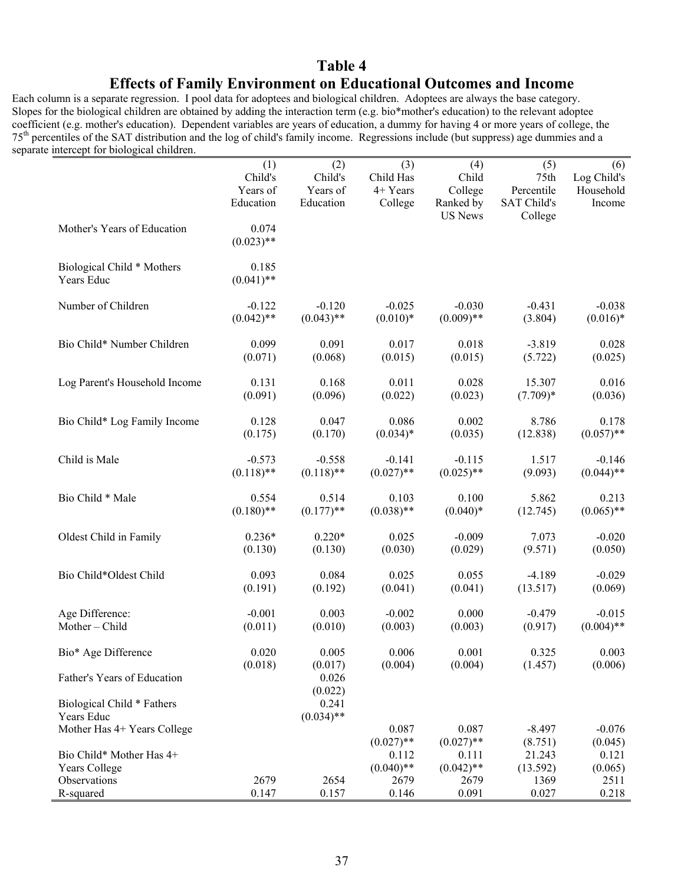# Table 4

## Effects of Family Environment on Educational Outcomes and Income

Each column is a separate regression. I pool data for adoptees and biological children. Adoptees are always the base category. Slopes for the biological children are obtained by adding the interaction term (e.g. bio*mother's education) to the relevant adoptee coefficient (e.g. mother's education). Dependent variables are years of education, a dummy for having 4 or more years of college, the 75[th] percentiles of the SAT distribution and the log of child's family income. Regressions include (but suppress) age dummies and a separate intercept for biological children.

| | (1) Child's Years of Education | (2) Child's Years of Education | (3) Child Has 4+ Years College | (4) Child College Ranked by US News | (5) 75th Percentile SAT Child's College | (6) Log Child's Household Income |
|---|---|---|---|---|---|---|
| Mother's Years of Education | 0.074 | | | | | |
| | (0.023)** | | | | | |
| Biological Child * Mothers Years Educ | 0.185 | | | | | |
| | (0.041)** | | | | | |
| Number of Children | -0.122 | -0.120 | -0.025 | -0.030 | -0.431 | -0.038 |
| | (0.042)** | (0.043)** | (0.010)* | (0.009)** | (3.804) | (0.016)* |
| Bio Child* Number Children | 0.099 | 0.091 | 0.017 | 0.018 | -3.819 | 0.028 |
| | (0.071) | (0.068) | (0.015) | (0.015) | (5.722) | (0.025) |
| Log Parent's Household Income | 0.131 | 0.168 | 0.011 | 0.028 | 15.307 | 0.016 |
| | (0.091) | (0.096) | (0.022) | (0.023) | (7.709)* | (0.036) |
| Bio Child* Log Family Income | 0.128 | 0.047 | 0.086 | 0.002 | 8.786 | 0.178 |
| | (0.175) | (0.170) | (0.034)* | (0.035) | (12.838) | (0.057)** |
| Child is Male | -0.573 | -0.558 | -0.141 | -0.115 | 1.517 | -0.146 |
| | (0.118)** | (0.118)** | (0.027)** | (0.025)** | (9.093) | (0.044)** |
| Bio Child * Male | 0.554 | 0.514 | 0.103 | 0.100 | 5.862 | 0.213 |
| | (0.180)** | (0.177)** | (0.038)** | (0.040)* | (12.745) | (0.065)** |
| Oldest Child in Family | 0.236* | 0.220* | 0.025 | -0.009 | 7.073 | -0.020 |
| | (0.130) | (0.130) | (0.030) | (0.029) | (9.571) | (0.050) |
| Bio Child*Oldest Child | 0.093 | 0.084 | 0.025 | 0.055 | -4.189 | -0.029 |
| | (0.191) | (0.192) | (0.041) | (0.041) | (13.517) | (0.069) |
| Age Difference: Mother – Child | -0.001 | 0.003 | -0.002 | 0.000 | -0.479 | -0.015 |
| | (0.011) | (0.010) | (0.003) | (0.003) | (0.917) | (0.004)** |
| Bio* Age Difference | 0.020 | 0.005 | 0.006 | 0.001 | 0.325 | 0.003 |
| | (0.018) | (0.017) | (0.004) | (0.004) | (1.457) | (0.006) |
| Father's Years of Education | | 0.026 | | | | |
| | | (0.022) | | | | |
| Biological Child * Fathers Years Educ | | 0.241 | | | | |
| | | (0.034)** | | | | |
| Mother Has 4+ Years College | | | 0.087 | 0.087 | -8.497 | -0.076 |
| | | | (0.027)** | (0.027)** | (8.751) | (0.045) |
| Bio Child* Mother Has 4+ Years College | | | 0.112 | 0.111 | 21.243 | 0.121 |
| | | | (0.040)** | (0.042)** | (13.592) | (0.065) |
| Observations | 2679 | 2654 | 2679 | 2679 | 1369 | 2511 |
| R-squared | 0.147 | 0.157 | 0.146 | 0.091 | 0.027 | 0.218 |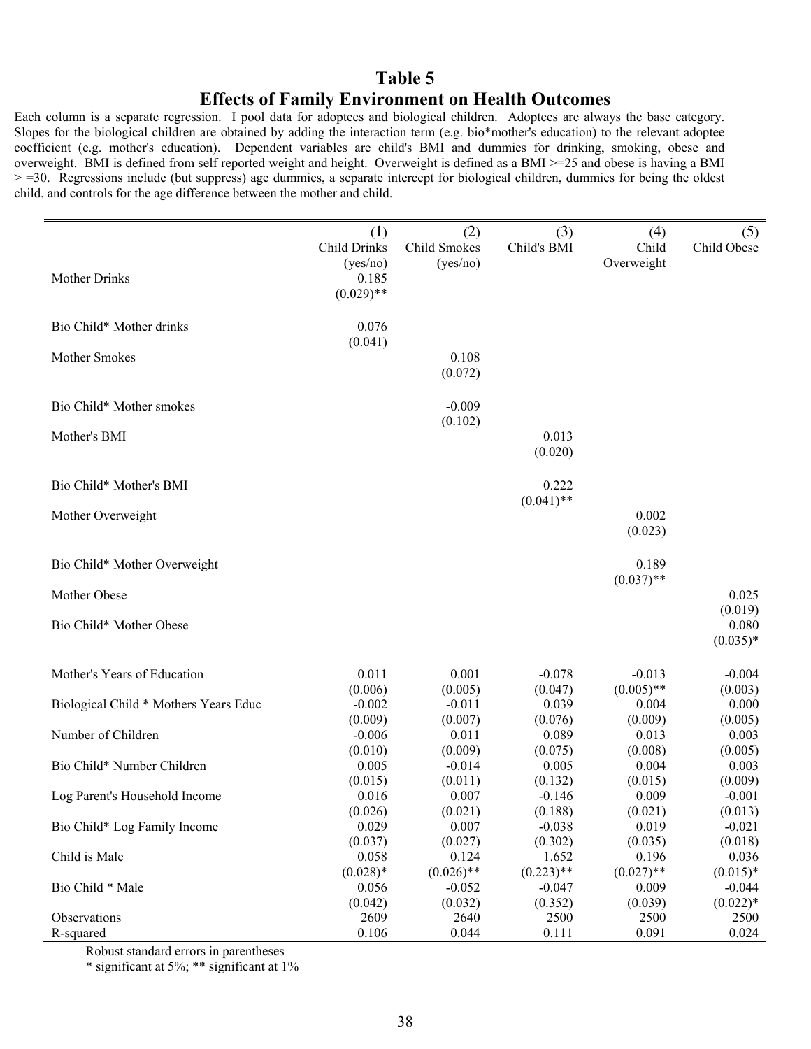# Table 5

# Effects of Family Environment on Health Outcomes

Each column is a separate regression. I pool data for adoptees and biological children. Adoptees are always the base category. Slopes for the biological children are obtained by adding the interaction term (e.g. bio*mother's education) to the relevant adoptee coefficient (e.g. mother's education). Dependent variables are child's BMI and dummies for drinking, smoking, obese and overweight. BMI is defined from self reported weight and height. Overweight is defined as a BMI >=25 and obese is having a BMI > =30. Regressions include (but suppress) age dummies, a separate intercept for biological children, dummies for being the oldest child, and controls for the age difference between the mother and child.

| | (1) Child Drinks (yes/no) | (2) Child Smokes (yes/no) | (3) Child's BMI | (4) Child Overweight | (5) Child Obese |
|---|---|---|---|---|---|
| Mother Drinks | 0.185 | | | | |
| | (0.029)** | | | | |
| Bio Child* Mother drinks | 0.076 | | | | |
| | (0.041) | | | | |
| Mother Smokes | | 0.108 | | | |
| | | (0.072) | | | |
| Bio Child* Mother smokes | | -0.009 | | | |
| | | (0.102) | | | |
| Mother's BMI | | | 0.013 | | |
| | | | (0.020) | | |
| Bio Child* Mother's BMI | | | 0.222 | | |
| | | | (0.041)** | | |
| Mother Overweight | | | | 0.002 | |
| | | | | (0.023) | |
| Bio Child* Mother Overweight | | | | 0.189 | |
| | | | | (0.037)** | |
| Mother Obese | | | | | 0.025 |
| | | | | | (0.019) |
| Bio Child* Mother Obese | | | | | 0.080 |
| | | | | | (0.035)* |
| Mother's Years of Education | 0.011 | 0.001 | -0.078 | -0.013 | -0.004 |
| | (0.006) | (0.005) | (0.047) | (0.005)** | (0.003) |
| Biological Child * Mothers Years Educ | -0.002 | -0.011 | 0.039 | 0.004 | 0.000 |
| | (0.009) | (0.007) | (0.076) | (0.009) | (0.005) |
| Number of Children | -0.006 | 0.011 | 0.089 | 0.013 | 0.003 |
| | (0.010) | (0.009) | (0.075) | (0.008) | (0.005) |
| Bio Child* Number Children | 0.005 | -0.014 | 0.005 | 0.004 | 0.003 |
| | (0.015) | (0.011) | (0.132) | (0.015) | (0.009) |
| Log Parent's Household Income | 0.016 | 0.007 | -0.146 | 0.009 | -0.001 |
| | (0.026) | (0.021) | (0.188) | (0.021) | (0.013) |
| Bio Child* Log Family Income | 0.029 | 0.007 | -0.038 | 0.019 | -0.021 |
| | (0.037) | (0.027) | (0.302) | (0.035) | (0.018) |
| Child is Male | 0.058 | 0.124 | 1.652 | 0.196 | 0.036 |
| | (0.028)* | (0.026)** | (0.223)** | (0.027)** | (0.015)* |
| Bio Child * Male | 0.056 | -0.052 | -0.047 | 0.009 | -0.044 |
| | (0.042) | (0.032) | (0.352) | (0.039) | (0.022)* |
| Observations | 2609 | 2640 | 2500 | 2500 | 2500 |
| R-squared | 0.106 | 0.044 | 0.111 | 0.091 | 0.024 |

Robust standard errors in parentheses

* significant at 5%; ** significant at 1%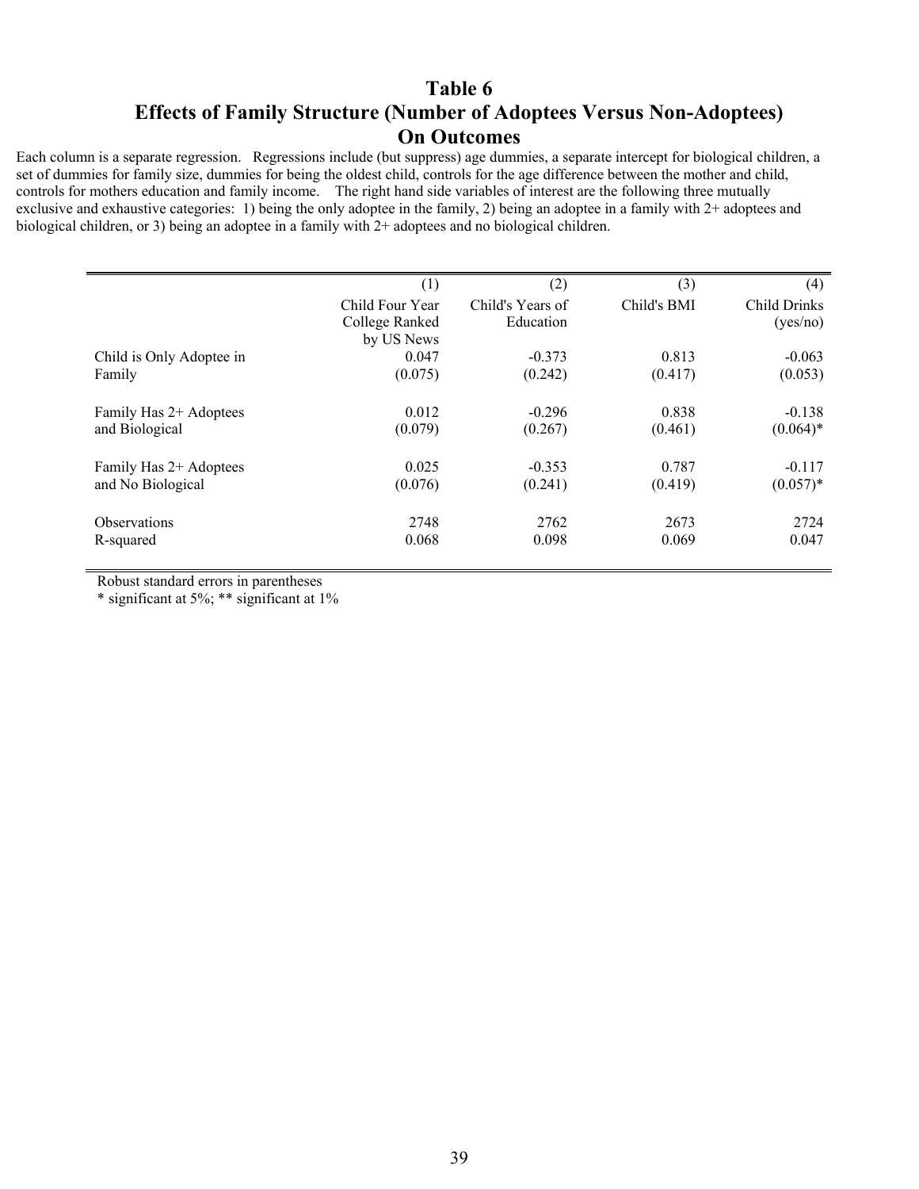# Table 6
# Effects of Family Structure (Number of Adoptees Versus Non-Adoptees) On Outcomes

Each column is a separate regression. Regressions include (but suppress) age dummies, a separate intercept for biological children, a set of dummies for family size, dummies for being the oldest child, controls for the age difference between the mother and child, controls for mothers education and family income. The right hand side variables of interest are the following three mutually exclusive and exhaustive categories: 1) being the only adoptee in the family, 2) being an adoptee in a family with 2+ adoptees and biological children, or 3) being an adoptee in a family with 2+ adoptees and no biological children.

| | (1) | (2) | (3) | (4) |
|---|---|---|---|---|
| | Child Four Year College Ranked by US News | Child's Years of Education | Child's BMI | Child Drinks (yes/no) |
| Child is Only Adoptee in Family | 0.047 | -0.373 | 0.813 | -0.063 |
| | (0.075) | (0.242) | (0.417) | (0.053) |
| Family Has 2+ Adoptees and Biological | 0.012 | -0.296 | 0.838 | -0.138 |
| | (0.079) | (0.267) | (0.461) | (0.064)* |
| Family Has 2+ Adoptees and No Biological | 0.025 | -0.353 | 0.787 | -0.117 |
| | (0.076) | (0.241) | (0.419) | (0.057)* |
| Observations | 2748 | 2762 | 2673 | 2724 |
| R-squared | 0.068 | 0.098 | 0.069 | 0.047 |

Robust standard errors in parentheses
* significant at 5%; ** significant at 1%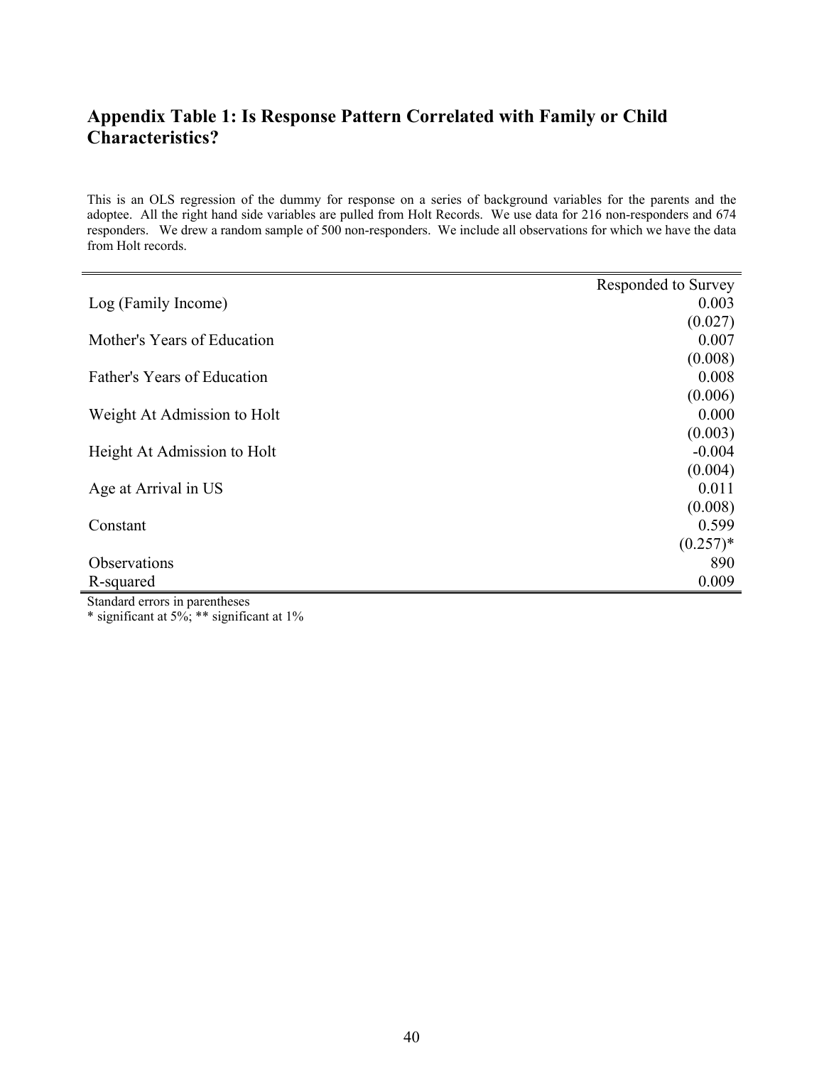## Appendix Table 1: Is Response Pattern Correlated with Family or Child Characteristics?

This is an OLS regression of the dummy for response on a series of background variables for the parents and the adoptee. All the right hand side variables are pulled from Holt Records. We use data for 216 non-responders and 674 responders. We drew a random sample of 500 non-responders. We include all observations for which we have the data from Holt records.

| | Responded to Survey |
|---|---|
| Log (Family Income) | 0.003 |
| | (0.027) |
| Mother's Years of Education | 0.007 |
| | (0.008) |
| Father's Years of Education | 0.008 |
| | (0.006) |
| Weight At Admission to Holt | 0.000 |
| | (0.003) |
| Height At Admission to Holt | -0.004 |
| | (0.004) |
| Age at Arrival in US | 0.011 |
| | (0.008) |
| Constant | 0.599 |
| | (0.257)* |
| Observations | 890 |
| R-squared | 0.009 |

Standard errors in parentheses

* significant at 5%; ** significant at 1%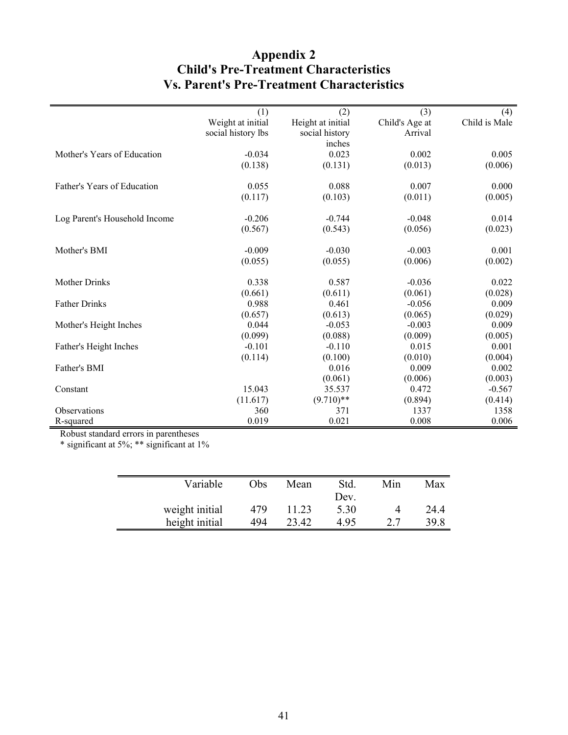# Appendix 2
# Child's Pre-Treatment Characteristics
# Vs. Parent's Pre-Treatment Characteristics

| | (1) | (2) | (3) | (4) |
|---|---|---|---|---|
| | Weight at initial social history lbs | Height at initial social history inches | Child's Age at Arrival | Child is Male |
| Mother's Years of Education | -0.034 | 0.023 | 0.002 | 0.005 |
| | (0.138) | (0.131) | (0.013) | (0.006) |
| Father's Years of Education | 0.055 | 0.088 | 0.007 | 0.000 |
| | (0.117) | (0.103) | (0.011) | (0.005) |
| Log Parent's Household Income | -0.206 | -0.744 | -0.048 | 0.014 |
| | (0.567) | (0.543) | (0.056) | (0.023) |
| Mother's BMI | -0.009 | -0.030 | -0.003 | 0.001 |
| | (0.055) | (0.055) | (0.006) | (0.002) |
| Mother Drinks | 0.338 | 0.587 | -0.036 | 0.022 |
| | (0.661) | (0.611) | (0.061) | (0.028) |
| Father Drinks | 0.988 | 0.461 | -0.056 | 0.009 |
| | (0.657) | (0.613) | (0.065) | (0.029) |
| Mother's Height Inches | 0.044 | -0.053 | -0.003 | 0.009 |
| | (0.099) | (0.088) | (0.009) | (0.005) |
| Father's Height Inches | -0.101 | -0.110 | 0.015 | 0.001 |
| | (0.114) | (0.100) | (0.010) | (0.004) |
| Father's BMI | | 0.016 | 0.009 | 0.002 |
| | | (0.061) | (0.006) | (0.003) |
| Constant | 15.043 | 35.537 | 0.472 | -0.567 |
| | (11.617) | (9.710)** | (0.894) | (0.414) |
| Observations | 360 | 371 | 1337 | 1358 |
| R-squared | 0.019 | 0.021 | 0.008 | 0.006 |

Robust standard errors in parentheses
* significant at 5%; ** significant at 1%

| Variable | Obs | Mean | Std. Dev. | Min | Max |
|---|---|---|---|---|---|
| weight initial | 479 | 11.23 | 5.30 | 4 | 24.4 |
| height initial | 494 | 23.42 | 4.95 | 2.7 | 39.8 |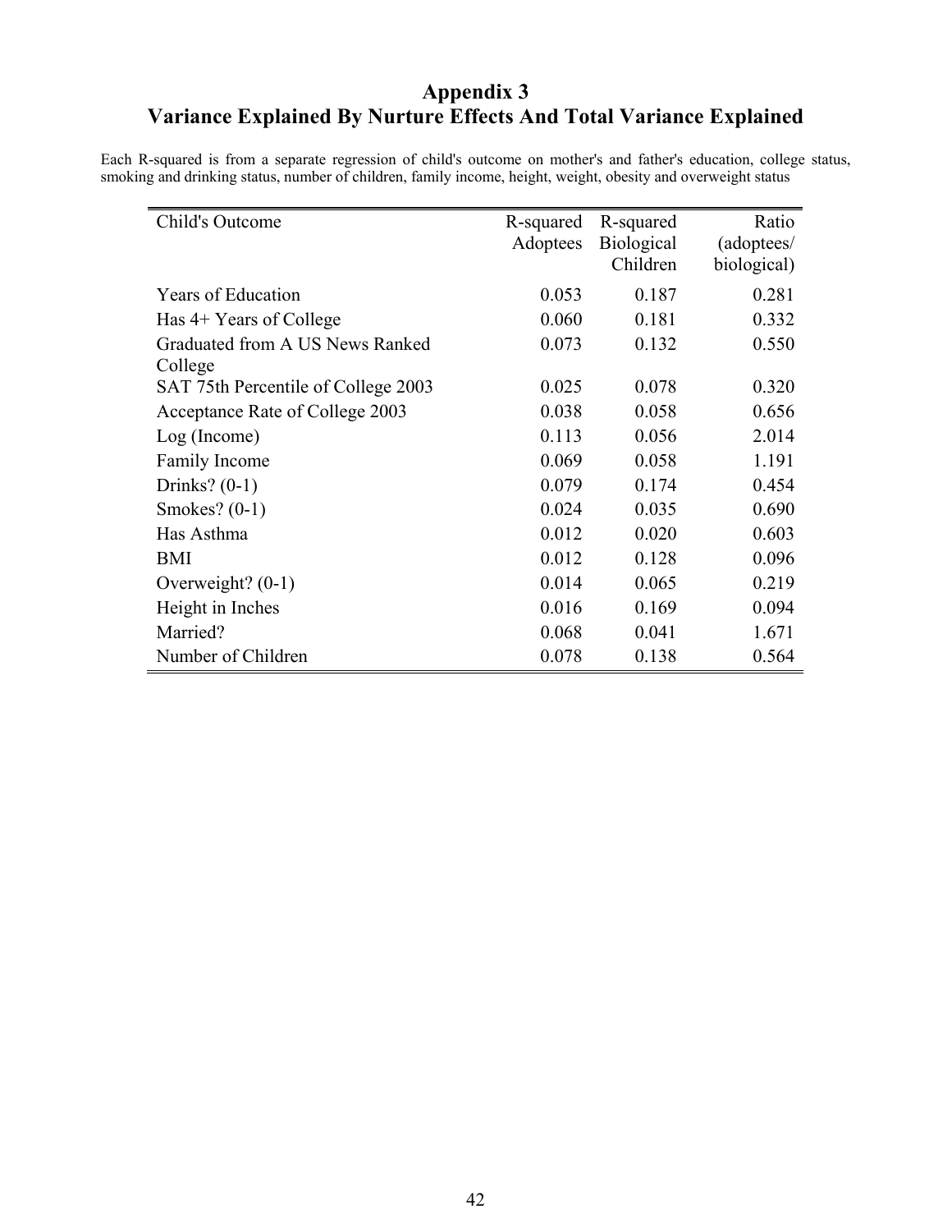## Appendix 3
## Variance Explained By Nurture Effects And Total Variance Explained

Each R-squared is from a separate regression of child's outcome on mother's and father's education, college status, smoking and drinking status, number of children, family income, height, weight, obesity and overweight status

| Child's Outcome | R-squared Adoptees | R-squared Biological Children | Ratio (adoptees/ biological) |
|---|---|---|---|
| Years of Education | 0.053 | 0.187 | 0.281 |
| Has 4+ Years of College | 0.060 | 0.181 | 0.332 |
| Graduated from A US News Ranked College | 0.073 | 0.132 | 0.550 |
| SAT 75th Percentile of College 2003 | 0.025 | 0.078 | 0.320 |
| Acceptance Rate of College 2003 | 0.038 | 0.058 | 0.656 |
| Log (Income) | 0.113 | 0.056 | 2.014 |
| Family Income | 0.069 | 0.058 | 1.191 |
| Drinks? (0-1) | 0.079 | 0.174 | 0.454 |
| Smokes? (0-1) | 0.024 | 0.035 | 0.690 |
| Has Asthma | 0.012 | 0.020 | 0.603 |
| BMI | 0.012 | 0.128 | 0.096 |
| Overweight? (0-1) | 0.014 | 0.065 | 0.219 |
| Height in Inches | 0.016 | 0.169 | 0.094 |
| Married? | 0.068 | 0.041 | 1.671 |
| Number of Children | 0.078 | 0.138 | 0.564 |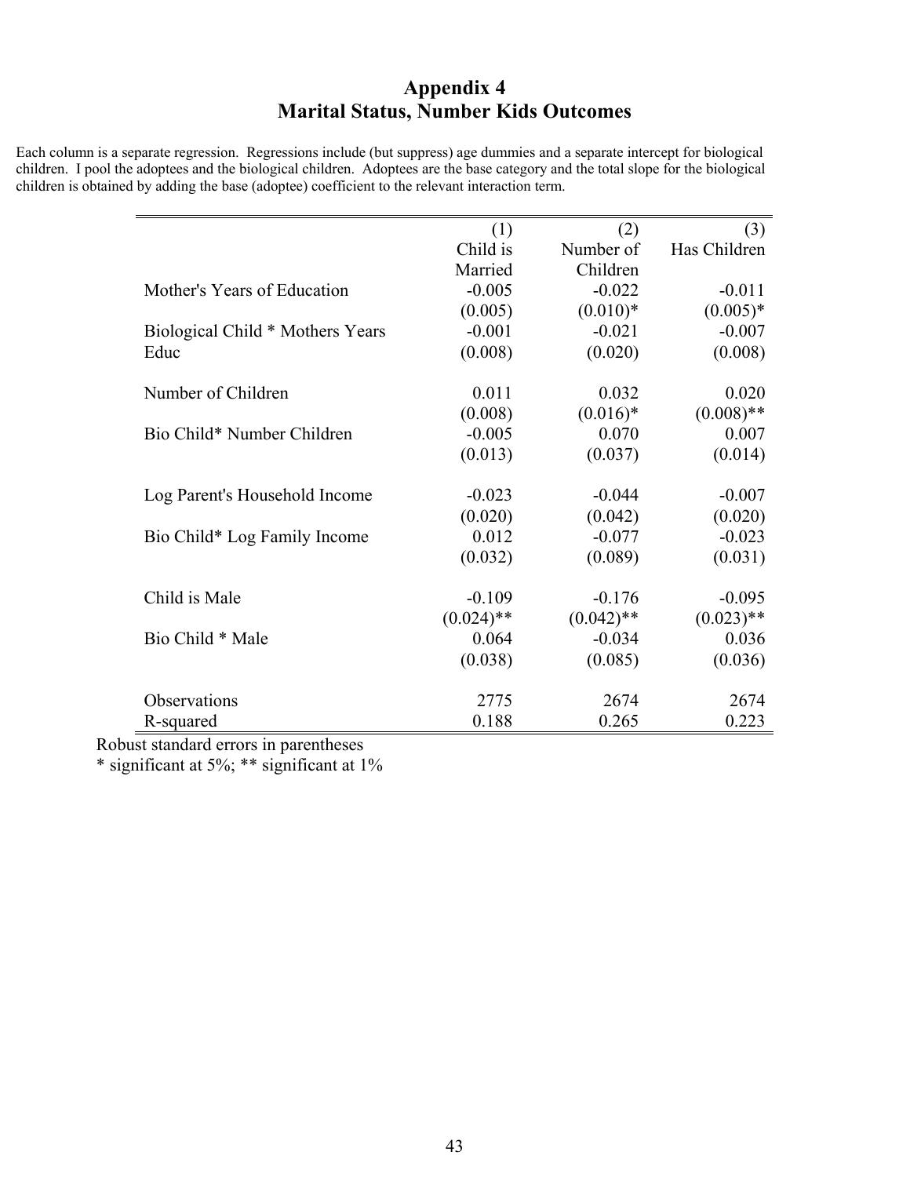# Appendix 4
# Marital Status, Number Kids Outcomes

Each column is a separate regression. Regressions include (but suppress) age dummies and a separate intercept for biological children. I pool the adoptees and the biological children. Adoptees are the base category and the total slope for the biological children is obtained by adding the base (adoptee) coefficient to the relevant interaction term.

| | (1) | (2) | (3) |
|---|---|---|---|
| | Child is Married | Number of Children | Has Children |
| Mother's Years of Education | -0.005 | -0.022 | -0.011 |
| | (0.005) | (0.010)* | (0.005)* |
| Biological Child * Mothers Years Educ | -0.001 | -0.021 | -0.007 |
| | (0.008) | (0.020) | (0.008) |
| Number of Children | 0.011 | 0.032 | 0.020 |
| | (0.008) | (0.016)* | (0.008)** |
| Bio Child* Number Children | -0.005 | 0.070 | 0.007 |
| | (0.013) | (0.037) | (0.014) |
| Log Parent's Household Income | -0.023 | -0.044 | -0.007 |
| | (0.020) | (0.042) | (0.020) |
| Bio Child* Log Family Income | 0.012 | -0.077 | -0.023 |
| | (0.032) | (0.089) | (0.031) |
| Child is Male | -0.109 | -0.176 | -0.095 |
| | (0.024)** | (0.042)** | (0.023)** |
| Bio Child * Male | 0.064 | -0.034 | 0.036 |
| | (0.038) | (0.085) | (0.036) |
| Observations | 2775 | 2674 | 2674 |
| R-squared | 0.188 | 0.265 | 0.223 |

Robust standard errors in parentheses

* significant at 5%; ** significant at 1%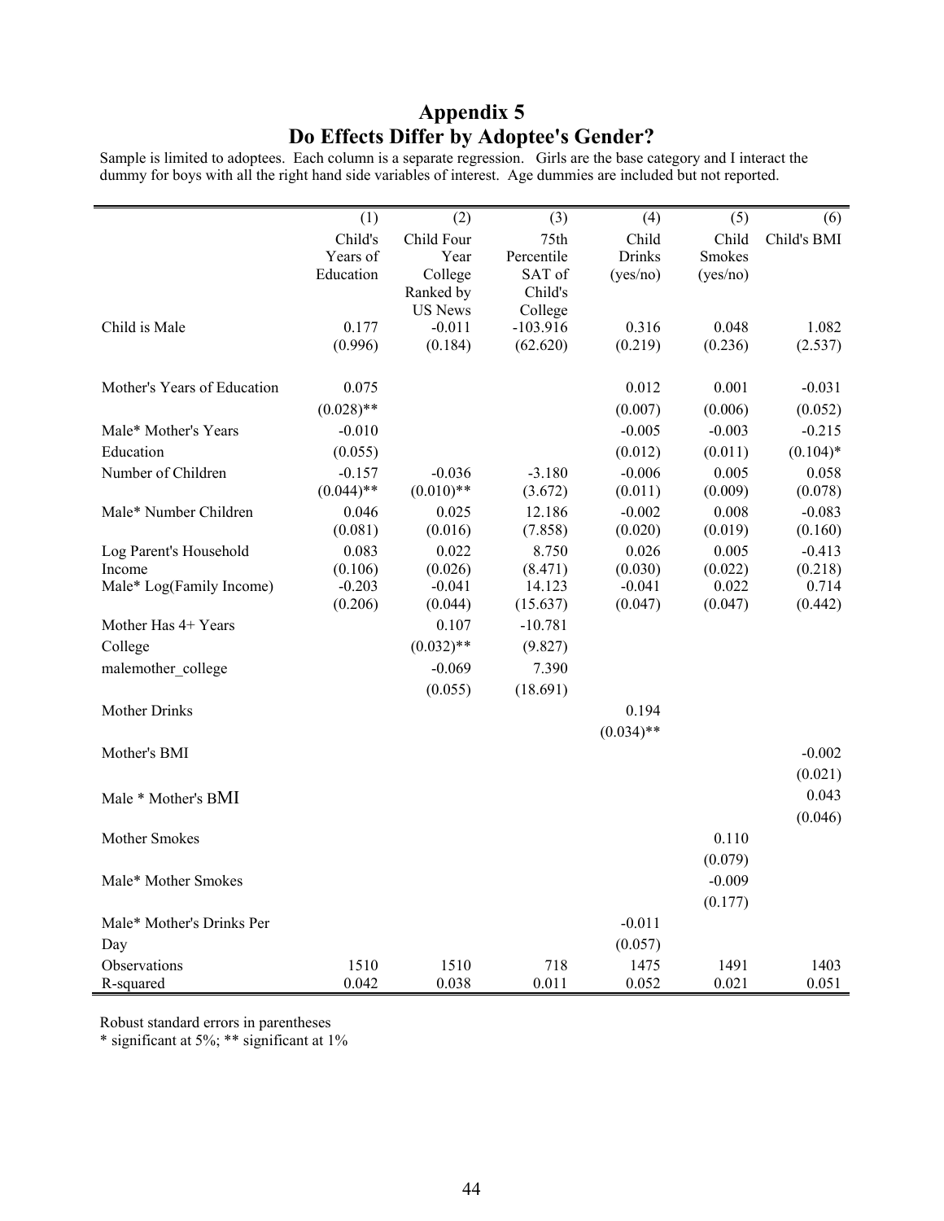# Appendix 5
# Do Effects Differ by Adoptee's Gender?

Sample is limited to adoptees. Each column is a separate regression. Girls are the base category and I interact the dummy for boys with all the right hand side variables of interest. Age dummies are included but not reported.

| | (1) | (2) | (3) | (4) | (5) | (6) |
|---|---|---|---|---|---|---|
| | Child's Years of Education | Child Four Year College Ranked by US News | 75th Percentile SAT of Child's College | Child Drinks (yes/no) | Child Smokes (yes/no) | Child's BMI |
| Child is Male | 0.177 | -0.011 | -103.916 | 0.316 | 0.048 | 1.082 |
| | (0.996) | (0.184) | (62.620) | (0.219) | (0.236) | (2.537) |
| Mother's Years of Education | 0.075 | | | 0.012 | 0.001 | -0.031 |
| | (0.028)** | | | (0.007) | (0.006) | (0.052) |
| Male* Mother's Years Education | -0.010 | | | -0.005 | -0.003 | -0.215 |
| | (0.055) | | | (0.012) | (0.011) | (0.104)* |
| Number of Children | -0.157 | -0.036 | -3.180 | -0.006 | 0.005 | 0.058 |
| | (0.044)** | (0.010)** | (3.672) | (0.011) | (0.009) | (0.078) |
| Male* Number Children | 0.046 | 0.025 | 12.186 | -0.002 | 0.008 | -0.083 |
| | (0.081) | (0.016) | (7.858) | (0.020) | (0.019) | (0.160) |
| Log Parent's Household Income | 0.083 | 0.022 | 8.750 | 0.026 | 0.005 | -0.413 |
| | (0.106) | (0.026) | (8.471) | (0.030) | (0.022) | (0.218) |
| Male* Log(Family Income) | -0.203 | -0.041 | 14.123 | -0.041 | 0.022 | 0.714 |
| | (0.206) | (0.044) | (15.637) | (0.047) | (0.047) | (0.442) |
| Mother Has 4+ Years College | | 0.107 | -10.781 | | | |
| | | (0.032)** | (9.827) | | | |
| malemother_college | | -0.069 | 7.390 | | | |
| | | (0.055) | (18.691) | | | |
| Mother Drinks | | | | 0.194 | | |
| | | | | (0.034)** | | |
| Mother's BMI | | | | | | -0.002 |
| | | | | | | (0.021) |
| Male * Mother's BMI | | | | | | 0.043 |
| | | | | | | (0.046) |
| Mother Smokes | | | | | 0.110 | |
| | | | | | (0.079) | |
| Male* Mother Smokes | | | | | -0.009 | |
| | | | | | (0.177) | |
| Male* Mother's Drinks Per Day | | | | -0.011 | | |
| | | | | (0.057) | | |
| Observations | 1510 | 1510 | 718 | 1475 | 1491 | 1403 |
| R-squared | 0.042 | 0.038 | 0.011 | 0.052 | 0.021 | 0.051 |

Robust standard errors in parentheses
* significant at 5%; ** significant at 1%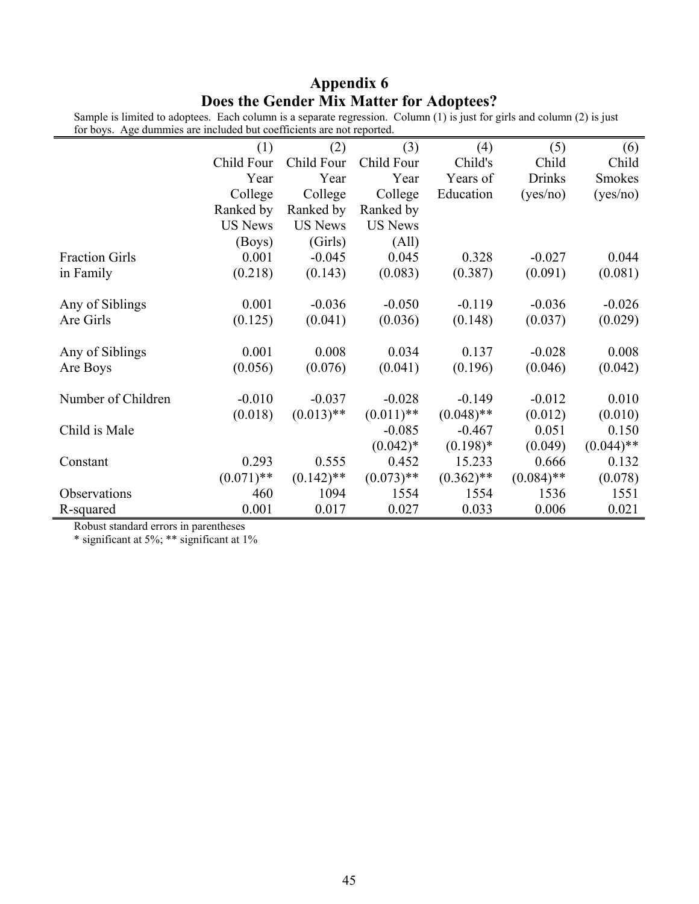## Appendix 6
## Does the Gender Mix Matter for Adoptees?

Sample is limited to adoptees. Each column is a separate regression. Column (1) is just for girls and column (2) is just for boys. Age dummies are included but coefficients are not reported.

| | (1) | (2) | (3) | (4) | (5) | (6) |
|---|---|---|---|---|---|---|
| | Child Four Year College Ranked by US News (Boys) | Child Four Year College Ranked by US News (Girls) | Child Four Year College Ranked by US News (All) | Child's Years of Education | Child Drinks (yes/no) | Child Smokes (yes/no) |
| Fraction Girls in Family | 0.001 | -0.045 | 0.045 | 0.328 | -0.027 | 0.044 |
| | (0.218) | (0.143) | (0.083) | (0.387) | (0.091) | (0.081) |
| Any of Siblings Are Girls | 0.001 | -0.036 | -0.050 | -0.119 | -0.036 | -0.026 |
| | (0.125) | (0.041) | (0.036) | (0.148) | (0.037) | (0.029) |
| Any of Siblings Are Boys | 0.001 | 0.008 | 0.034 | 0.137 | -0.028 | 0.008 |
| | (0.056) | (0.076) | (0.041) | (0.196) | (0.046) | (0.042) |
| Number of Children | -0.010 | -0.037 | -0.028 | -0.149 | -0.012 | 0.010 |
| | (0.018) | (0.013)** | (0.011)** | (0.048)** | (0.012) | (0.010) |
| Child is Male | | | -0.085 | -0.467 | 0.051 | 0.150 |
| | | | (0.042)* | (0.198)* | (0.049) | (0.044)** |
| Constant | 0.293 | 0.555 | 0.452 | 15.233 | 0.666 | 0.132 |
| | (0.071)** | (0.142)** | (0.073)** | (0.362)** | (0.084)** | (0.078) |
| Observations | 460 | 1094 | 1554 | 1554 | 1536 | 1551 |
| R-squared | 0.001 | 0.017 | 0.027 | 0.033 | 0.006 | 0.021 |

Robust standard errors in parentheses
* significant at 5%; ** significant at 1%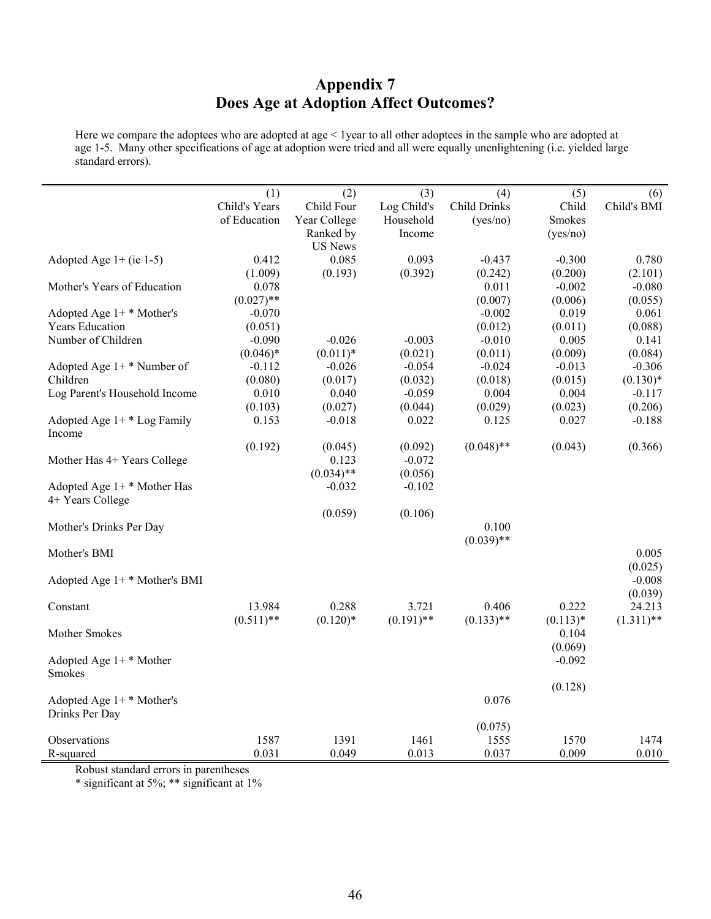# Appendix 7
# Does Age at Adoption Affect Outcomes?

Here we compare the adoptees who are adopted at age < 1year to all other adoptees in the sample who are adopted at age 1-5. Many other specifications of age at adoption were tried and all were equally unenlightening (i.e. yielded large standard errors).

| | (1) Child's Years of Education | (2) Child Four Year College Ranked by US News | (3) Log Child's Household Income | (4) Child Drinks (yes/no) | (5) Child Smokes (yes/no) | (6) Child's BMI |
|---|---|---|---|---|---|---|
| Adopted Age 1+ (ie 1-5) | 0.412 | 0.085 | 0.093 | -0.437 | -0.300 | 0.780 |
| | (1.009) | (0.193) | (0.392) | (0.242) | (0.200) | (2.101) |
| Mother's Years of Education | 0.078 | | | 0.011 | -0.002 | -0.080 |
| | (0.027)** | | | (0.007) | (0.006) | (0.055) |
| Adopted Age 1+ * Mother's Years Education | -0.070 | | | -0.002 | 0.019 | 0.061 |
| | (0.051) | | | (0.012) | (0.011) | (0.088) |
| Number of Children | -0.090 | -0.026 | -0.003 | -0.010 | 0.005 | 0.141 |
| | (0.046)* | (0.011)* | (0.021) | (0.011) | (0.009) | (0.084) |
| Adopted Age 1+ * Number of Children | -0.112 | -0.026 | -0.054 | -0.024 | -0.013 | -0.306 |
| | (0.080) | (0.017) | (0.032) | (0.018) | (0.015) | (0.130)* |
| Log Parent's Household Income | 0.010 | 0.040 | -0.059 | 0.004 | 0.004 | -0.117 |
| | (0.103) | (0.027) | (0.044) | (0.029) | (0.023) | (0.206) |
| Adopted Age 1+ * Log Family Income | 0.153 | -0.018 | 0.022 | 0.125 | 0.027 | -0.188 |
| | (0.192) | (0.045) | (0.092) | (0.048)** | (0.043) | (0.366) |
| Mother Has 4+ Years College | | 0.123 | -0.072 | | | |
| | | (0.034)** | (0.056) | | | |
| Adopted Age 1+ * Mother Has 4+ Years College | | -0.032 | -0.102 | | | |
| | | (0.059) | (0.106) | | | |
| Mother's Drinks Per Day | | | | 0.100 | | |
| | | | | (0.039)** | | |
| Mother's BMI | | | | | | 0.005 |
| | | | | | | (0.025) |
| Adopted Age 1+ * Mother's BMI | | | | | | -0.008 |
| | | | | | | (0.039) |
| Constant | 13.984 | 0.288 | 3.721 | 0.406 | 0.222 | 24.213 |
| | (0.511)** | (0.120)* | (0.191)** | (0.133)** | (0.113)* | (1.311)** |
| Mother Smokes | | | | | 0.104 | |
| | | | | | (0.069) | |
| Adopted Age 1+ * Mother Smokes | | | | | -0.092 | |
| | | | | | (0.128) | |
| Adopted Age 1+ * Mother's Drinks Per Day | | | | 0.076 | | |
| | | | | (0.075) | | |
| Observations | 1587 | 1391 | 1461 | 1555 | 1570 | 1474 |
| R-squared | 0.031 | 0.049 | 0.013 | 0.037 | 0.009 | 0.010 |

Robust standard errors in parentheses

* significant at 5%; ** significant at 1%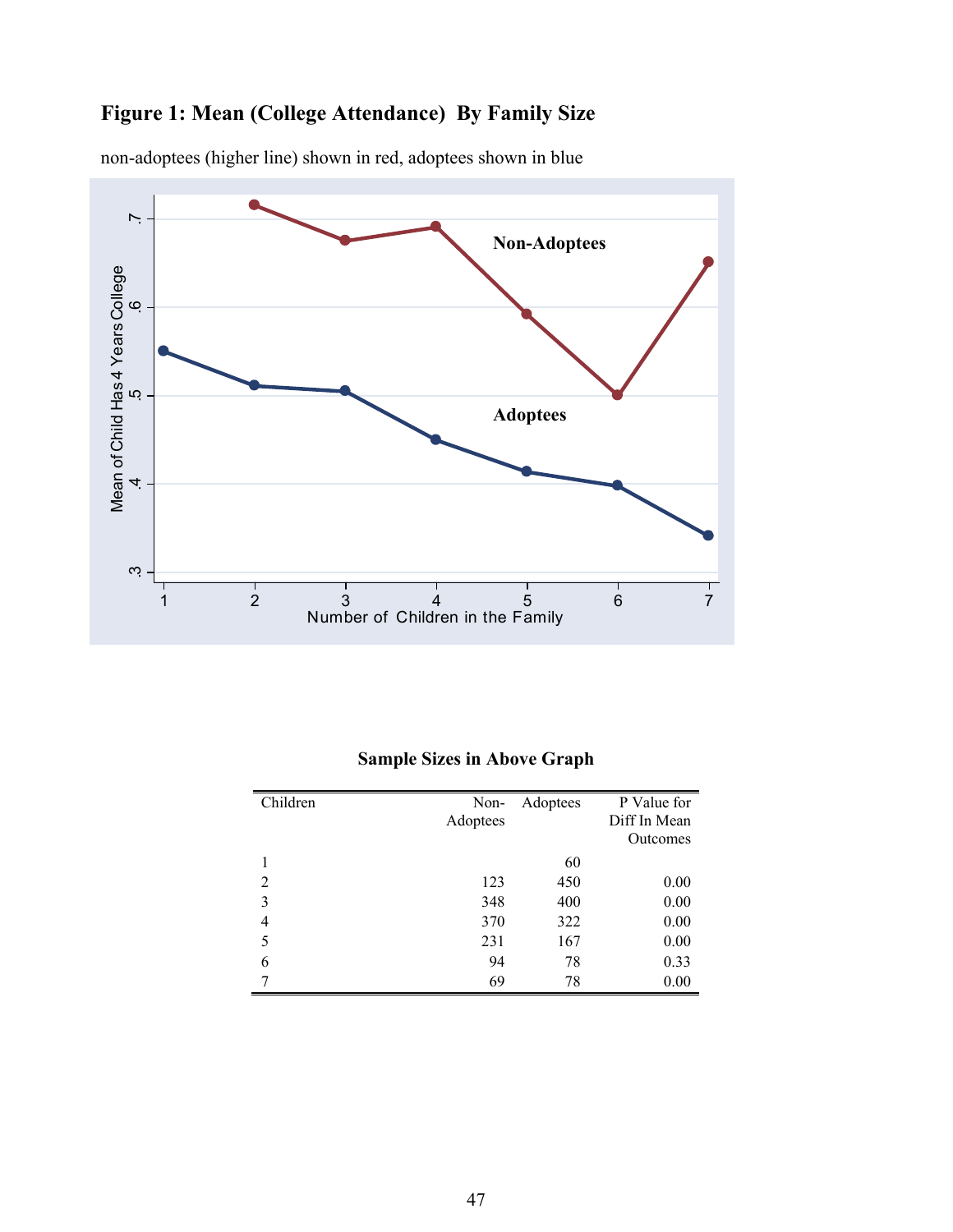**Figure 1: Mean (College Attendance) By Family Size**

non-adoptees (higher line) shown in red, adoptees shown in blue

**Sample Sizes in Above Graph**

| Children | Non-Adoptees | Adoptees | P Value for Diff In Mean Outcomes |
|---|---|---|---|
| 1 | | 60 | |
| 2 | 123 | 450 | 0.00 |
| 3 | 348 | 400 | 0.00 |
| 4 | 370 | 322 | 0.00 |
| 5 | 231 | 167 | 0.00 |
| 6 | 94 | 78 | 0.33 |
| 7 | 69 | 78 | 0.00 |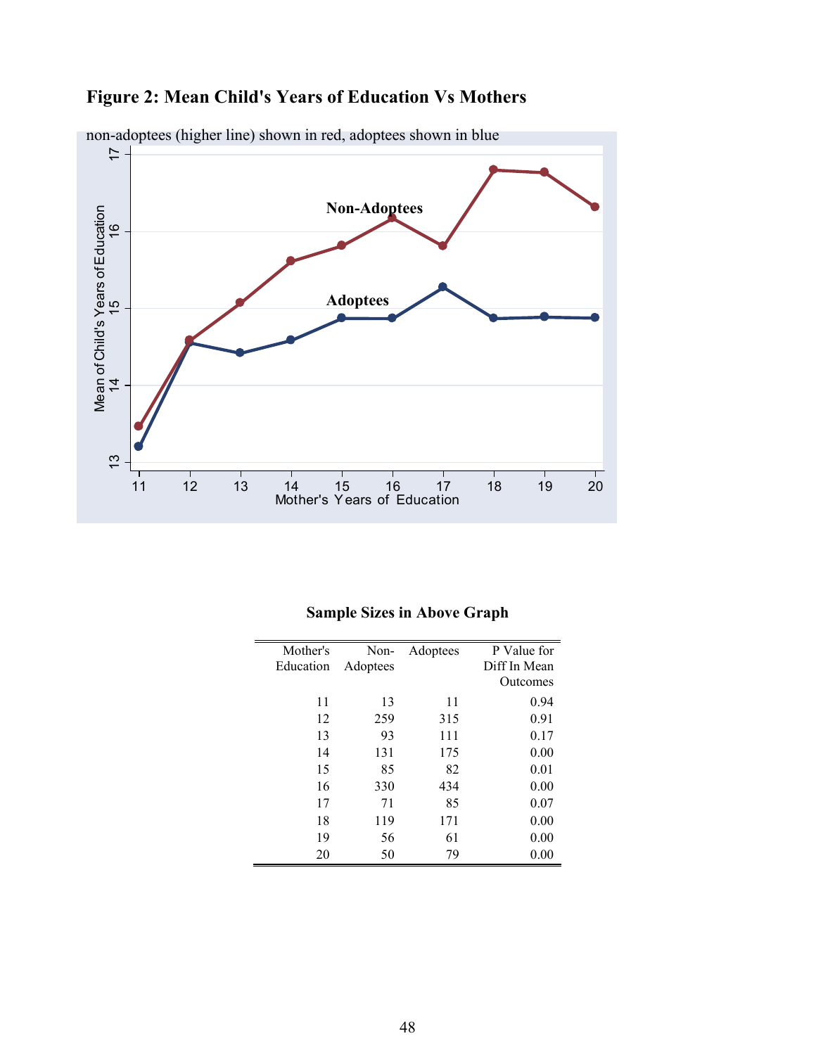**Figure 2: Mean Child's Years of Education Vs Mothers**

non-adoptees (higher line) shown in red, adoptees shown in blue

**Sample Sizes in Above Graph**

| Mother's Education | Non-Adoptees | Adoptees | P Value for Diff In Mean Outcomes |
|---|---|---|---|
| 11 | 13 | 11 | 0.94 |
| 12 | 259 | 315 | 0.91 |
| 13 | 93 | 111 | 0.17 |
| 14 | 131 | 175 | 0.00 |
| 15 | 85 | 82 | 0.01 |
| 16 | 330 | 434 | 0.00 |
| 17 | 71 | 85 | 0.07 |
| 18 | 119 | 171 | 0.00 |
| 19 | 56 | 61 | 0.00 |
| 20 | 50 | 79 | 0.00 |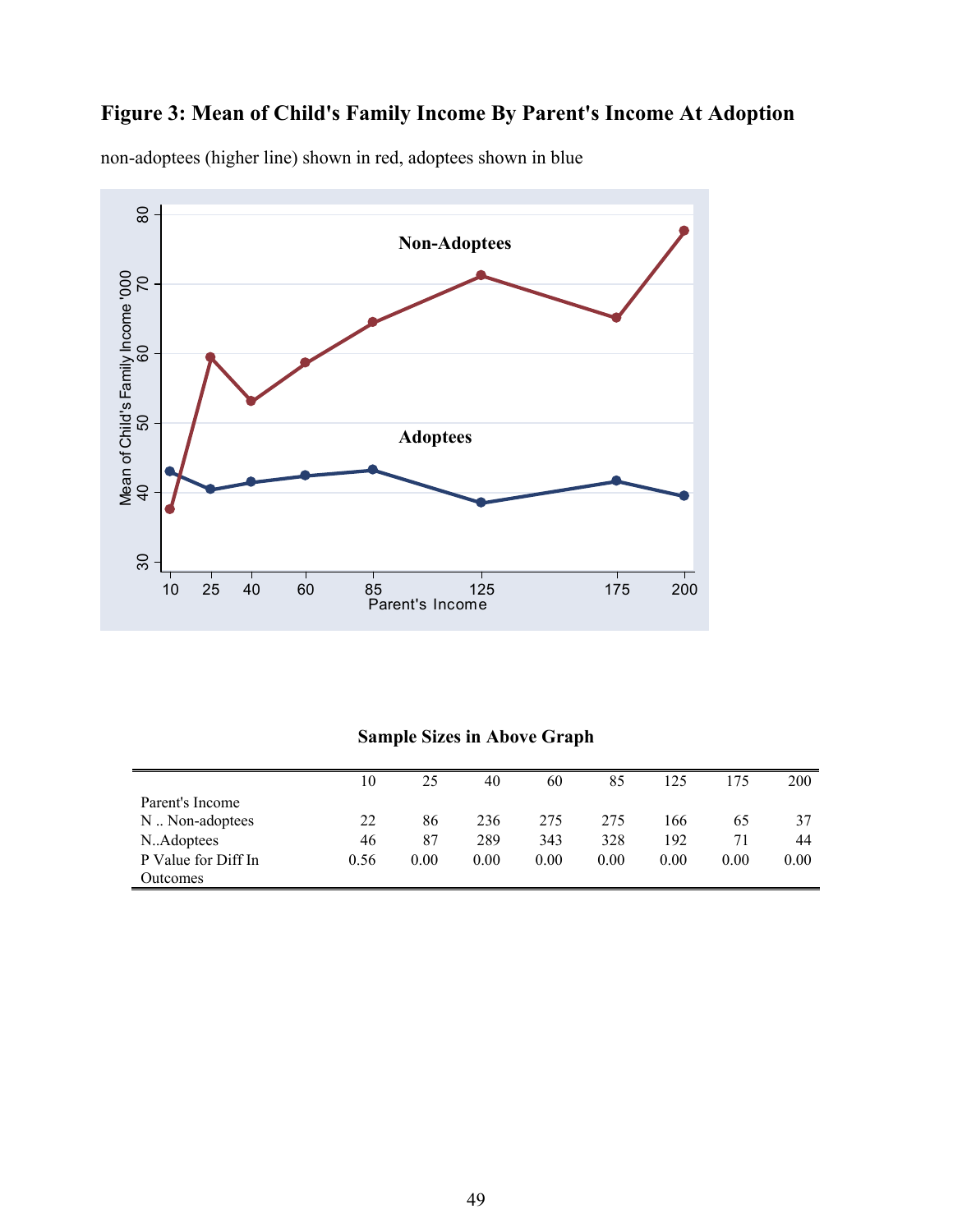**Figure 3: Mean of Child's Family Income By Parent's Income At Adoption**

non-adoptees (higher line) shown in red, adoptees shown in blue

**Sample Sizes in Above Graph**

| | 10 | 25 | 40 | 60 | 85 | 125 | 175 | 200 |
|---|---|---|---|---|---|---|---|---|
| Parent's Income | | | | | | | | |
| N .. Non-adoptees | 22 | 86 | 236 | 275 | 275 | 166 | 65 | 37 |
| N..Adoptees | 46 | 87 | 289 | 343 | 328 | 192 | 71 | 44 |
| P Value for Diff In Outcomes | 0.56 | 0.00 | 0.00 | 0.00 | 0.00 | 0.00 | 0.00 | 0.00 |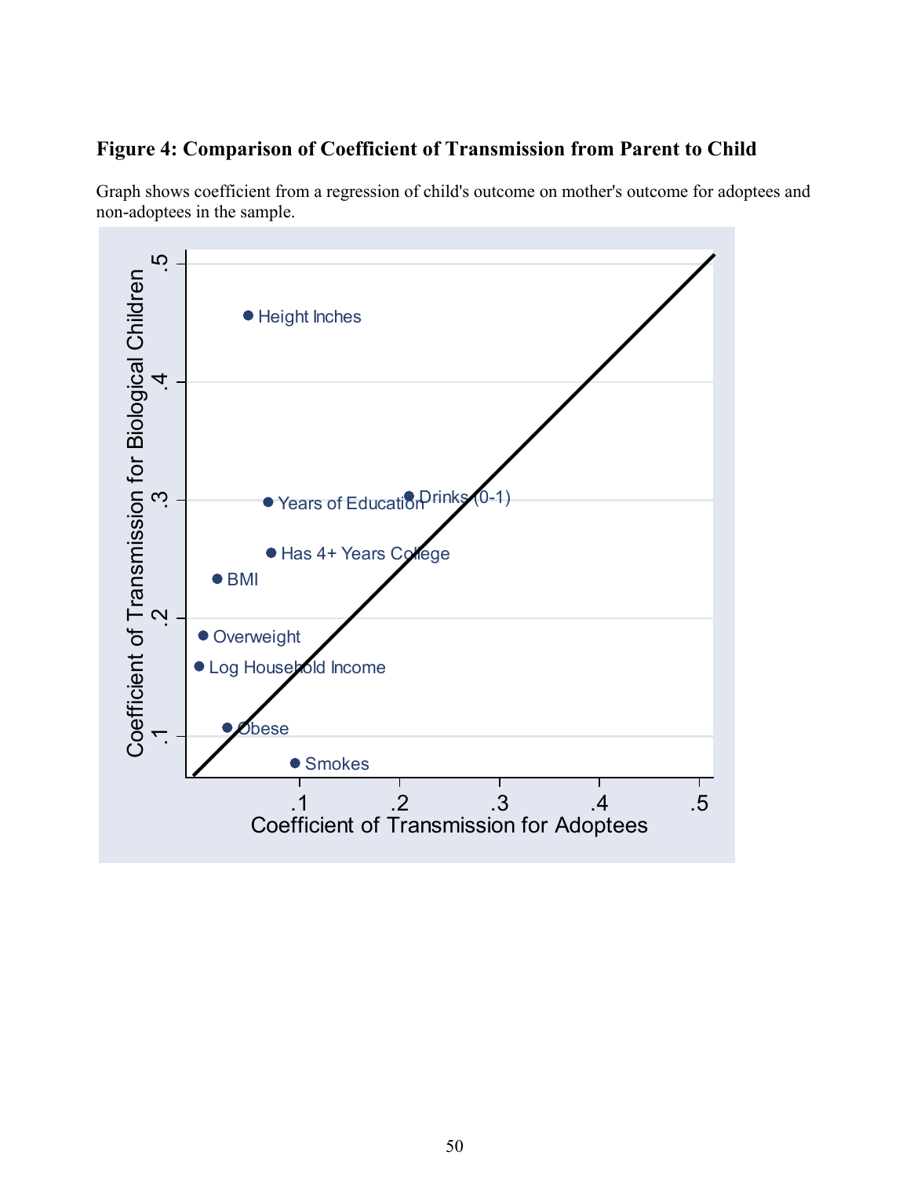**Figure 4: Comparison of Coefficient of Transmission from Parent to Child**

Graph shows coefficient from a regression of child's outcome on mother's outcome for adoptees and non-adoptees in the sample.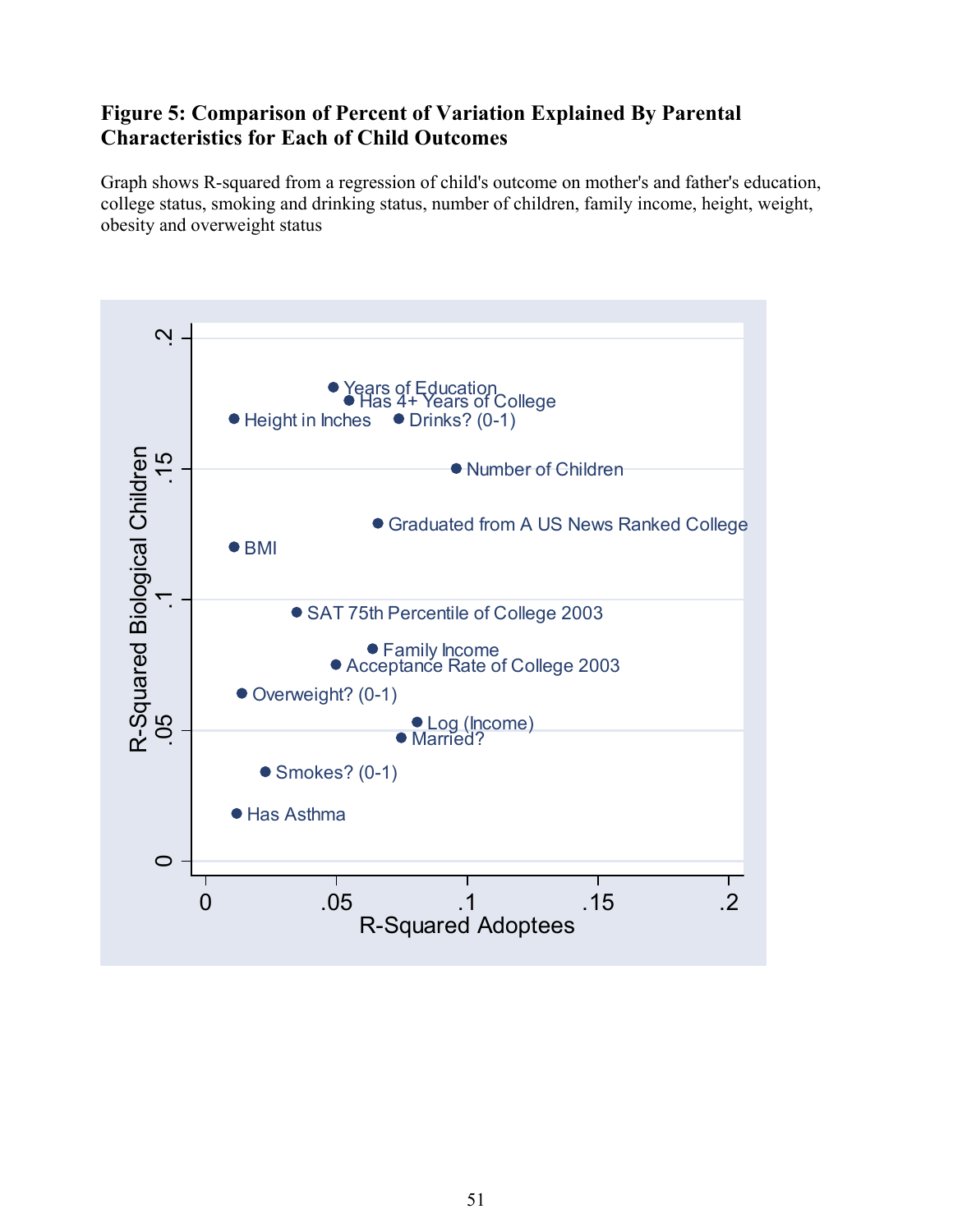**Figure 5: Comparison of Percent of Variation Explained By Parental Characteristics for Each of Child Outcomes**

Graph shows R-squared from a regression of child's outcome on mother's and father's education, college status, smoking and drinking status, number of children, family income, height, weight, obesity and overweight status

R-Squared Biological Children

0
.05
.1
.15
.2

Years of Education
Has 4+ Years of College
Height in Inches
Drinks? (0-1)
Number of Children
Graduated from A US News Ranked College
BMI
SAT 75th Percentile of College 2003
Family Income
Acceptance Rate of College 2003
Overweight? (0-1)
Log (Income)
Married?
Smokes? (0-1)
Has Asthma

0
.05
.1
.15
.2

R-Squared Adoptees